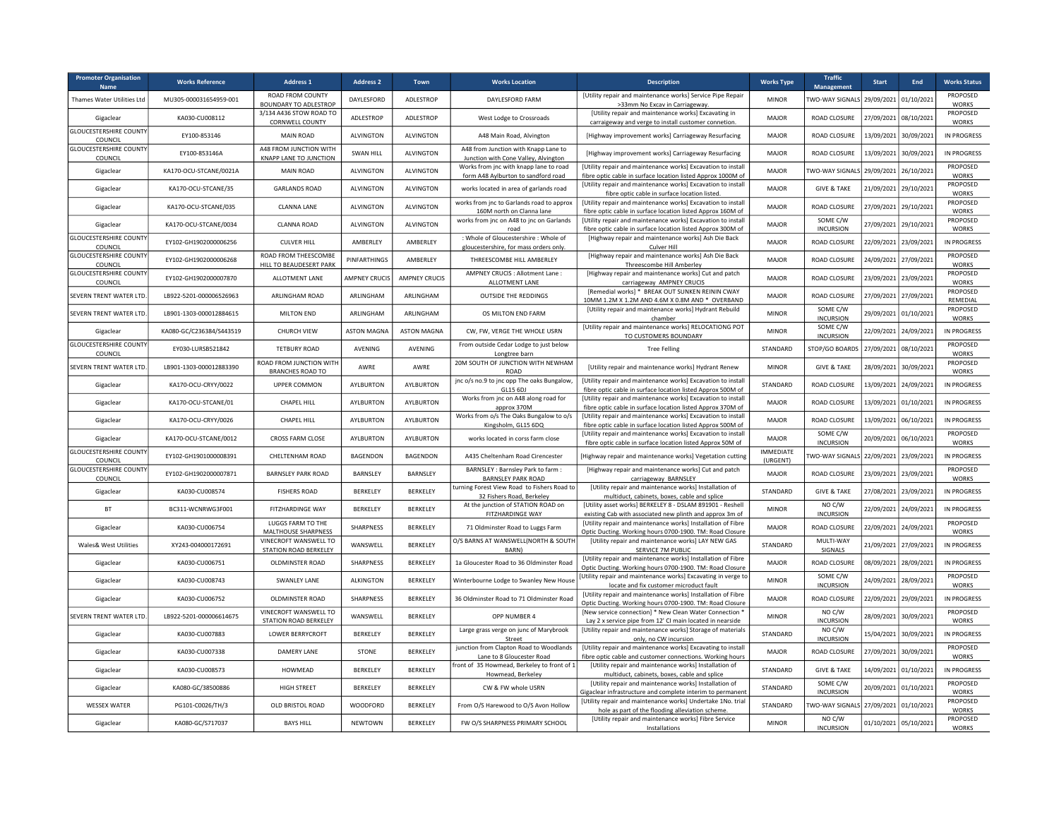| Promoter Organisation Name | Works Reference | Address 1 | Address 2 | Town | Works Location | Description | Works Type | Traffic Management | Start | End | Works Status |
|---|---|---|---|---|---|---|---|---|---|---|---|
| Thames Water Utilities Ltd | MU305-000031654959-001 | ROAD FROM COUNTY BOUNDARY TO ADLESTROP | DAYLESFORD | ADLESTROP | DAYLESFORD FARM | [Utility repair and maintenance works] Service Pipe Repair >33mm No Excav in Carriageway. | MINOR | TWO-WAY SIGNALS | 29/09/2021 | 01/10/2021 | PROPOSED WORKS |
| Gigaclear | KA030-CU008112 | 3/134 A436 STOW ROAD TO CORNWELL COUNTY | ADLESTROP | ADLESTROP | West Lodge to Crossroads | [Utility repair and maintenance works] Excavating in carraigeway and verge to install customer connetion. | MAJOR | ROAD CLOSURE | 27/09/2021 | 08/10/2021 | PROPOSED WORKS |
| GLOUCESTERSHIRE COUNTY COUNCIL | EY100-853146 | MAIN ROAD | ALVINGTON | ALVINGTON | A48 Main Road, Alvington | [Highway improvement works] Carriageway Resurfacing | MAJOR | ROAD CLOSURE | 13/09/2021 | 30/09/2021 | IN PROGRESS |
| GLOUCESTERSHIRE COUNTY COUNCIL | EY100-853146A | A48 FROM JUNCTION WITH KNAPP LANE TO JUNCTION | SWAN HILL | ALVINGTON | A48 from Junction with Knapp Lane to Junction with Cone Valley, Alvington | [Highway improvement works] Carriageway Resurfacing | MAJOR | ROAD CLOSURE | 13/09/2021 | 30/09/2021 | IN PROGRESS |
| Gigaclear | KA170-OCU-STCANE/0021A | MAIN ROAD | ALVINGTON | ALVINGTON | Works from jnc with knapp lane to road form A48 Aylburton to sandford road | [Utility repair and maintenance works] Excavation to install fibre optic cable in surface location listed Approx 1000M of | MAJOR | TWO-WAY SIGNALS | 29/09/2021 | 26/10/2021 | PROPOSED WORKS |
| Gigaclear | KA170-OCU-STCANE/35 | GARLANDS ROAD | ALVINGTON | ALVINGTON | works located in area of garlands road | [Utility repair and maintenance works] Excavation to install fibre optic cable in surface location listed. | MAJOR | GIVE & TAKE | 21/09/2021 | 29/10/2021 | PROPOSED WORKS |
| Gigaclear | KA170-OCU-STCANE/035 | CLANNA LANE | ALVINGTON | ALVINGTON | works from jnc to Garlands road to approx 160M north on Clanna lane | [Utility repair and maintenance works] Excavation to install fibre optic cable in surface location listed Approx 160M of | MAJOR | ROAD CLOSURE | 27/09/2021 | 29/10/2021 | PROPOSED WORKS |
| Gigaclear | KA170-OCU-STCANE/0034 | CLANNA ROAD | ALVINGTON | ALVINGTON | works from jnc on A48 to jnc on Garlands road | [Utility repair and maintenance works] Excavation to install fibre optic cable in surface location listed Approx 300M of | MAJOR | SOME C/W INCURSION | 27/09/2021 | 29/10/2021 | PROPOSED WORKS |
| GLOUCESTERSHIRE COUNTY COUNCIL | EY102-GH1902000006256 | CULVER HILL | AMBERLEY | AMBERLEY | : Whole of Gloucestershire : Whole of gloucestershire, for mass orders only. | [Highway repair and maintenance works] Ash Die Back Culver Hill | MAJOR | ROAD CLOSURE | 22/09/2021 | 23/09/2021 | IN PROGRESS |
| GLOUCESTERSHIRE COUNTY COUNCIL | EY102-GH1902000006268 | ROAD FROM THEESCOMBE HILL TO BEAUDESERT PARK | PINFARTHINGS | AMBERLEY | THREESCOMBE HILL AMBERLEY | [Highway repair and maintenance works] Ash Die Back Threescombe Hill Amberley | MAJOR | ROAD CLOSURE | 24/09/2021 | 27/09/2021 | PROPOSED WORKS |
| GLOUCESTERSHIRE COUNTY COUNCIL | EY102-GH1902000007870 | ALLOTMENT LANE | AMPNEY CRUCIS | AMPNEY CRUCIS | AMPNEY CRUCIS : Allotment Lane : ALLOTMENT LANE | [Highway repair and maintenance works] Cut and patch carriageway AMPNEY CRUCIS | MAJOR | ROAD CLOSURE | 23/09/2021 | 23/09/2021 | PROPOSED WORKS |
| SEVERN TRENT WATER LTD. | LB922-5201-000006526963 | ARLINGHAM ROAD | ARLINGHAM | ARLINGHAM | OUTSIDE THE REDDINGS | [Remedial works] * BREAK OUT SUNKEN REININ CWAY 10MM 1.2M X 1.2M AND 4.6M X 0.8M AND * OVERBAND | MAJOR | ROAD CLOSURE | 27/09/2021 | 27/09/2021 | PROPOSED REMEDIAL |
| SEVERN TRENT WATER LTD. | LB901-1303-000012884615 | MILTON END | ARLINGHAM | ARLINGHAM | OS MILTON END FARM | [Utility repair and maintenance works] Hydrant Rebuild chamber | MINOR | SOME C/W INCURSION | 29/09/2021 | 01/10/2021 | PROPOSED WORKS |
| Gigaclear | KA080-GC/236384/S443519 | CHURCH VIEW | ASTON MAGNA | ASTON MAGNA | CW, FW, VERGE THE WHOLE USRN | [Utility repair and maintenance works] RELOCATIONG POT TO CUSTOMERS BOUNDARY | MINOR | SOME C/W INCURSION | 22/09/2021 | 24/09/2021 | IN PROGRESS |
| GLOUCESTERSHIRE COUNTY COUNCIL | EY030-LURSB521842 | TETBURY ROAD | AVENING | AVENING | From outside Cedar Lodge to just below Longtree barn | Tree Felling | STANDARD | STOP/GO BOARDS | 27/09/2021 | 08/10/2021 | PROPOSED WORKS |
| SEVERN TRENT WATER LTD. | LB901-1303-000012883390 | ROAD FROM JUNCTION WITH BRANCHES ROAD TO | AWRE | AWRE | 20M SOUTH OF JUNCTION WITH NEWHAM ROAD | [Utility repair and maintenance works] Hydrant Renew | MINOR | GIVE & TAKE | 28/09/2021 | 30/09/2021 | PROPOSED WORKS |
| Gigaclear | KA170-OCU-CRYY/0022 | UPPER COMMON | AYLBURTON | AYLBURTON | jnc o/s no.9 to jnc opp The oaks Bungalow, GL15 6DJ | [Utility repair and maintenance works] Excavation to install fibre optic cable in surface location listed Approx 500M of | STANDARD | ROAD CLOSURE | 13/09/2021 | 24/09/2021 | IN PROGRESS |
| Gigaclear | KA170-OCU-STCANE/01 | CHAPEL HILL | AYLBURTON | AYLBURTON | Works from jnc on A48 along road for approx 370M | [Utility repair and maintenance works] Excavation to install fibre optic cable in surface location listed Approx 370M of | MAJOR | ROAD CLOSURE | 13/09/2021 | 01/10/2021 | IN PROGRESS |
| Gigaclear | KA170-OCU-CRYY/0026 | CHAPEL HILL | AYLBURTON | AYLBURTON | Works from o/s The Oaks Bungalow to o/s Kingsholm, GL15 6DQ | [Utility repair and maintenance works] Excavation to install fibre optic cable in surface location listed Approx 500M of | MAJOR | ROAD CLOSURE | 13/09/2021 | 06/10/2021 | IN PROGRESS |
| Gigaclear | KA170-OCU-STCANE/0012 | CROSS FARM CLOSE | AYLBURTON | AYLBURTON | works located in corss farm close | [Utility repair and maintenance works] Excavation to install fibre optic cable in surface location listed Approx 50M of | MAJOR | SOME C/W INCURSION | 20/09/2021 | 06/10/2021 | PROPOSED WORKS |
| GLOUCESTERSHIRE COUNTY COUNCIL | EY102-GH1901000008391 | CHELTENHAM ROAD | BAGENDON | BAGENDON | A435 Cheltenham Road Cirencester | [Highway repair and maintenance works] Vegetation cutting | IMMEDIATE (URGENT) | TWO-WAY SIGNALS | 22/09/2021 | 23/09/2021 | IN PROGRESS |
| GLOUCESTERSHIRE COUNTY COUNCIL | EY102-GH1902000007871 | BARNSLEY PARK ROAD | BARNSLEY | BARNSLEY | BARNSLEY : Barnsley Park to farm : BARNSLEY PARK ROAD | [Highway repair and maintenance works] Cut and patch carriageway BARNSLEY | MAJOR | ROAD CLOSURE | 23/09/2021 | 23/09/2021 | PROPOSED WORKS |
| Gigaclear | KA030-CU008574 | FISHERS ROAD | BERKELEY | BERKELEY | turning Forest View Road to Fishers Road to 32 Fishers Road, Berkeley | [Utility repair and maintenance works] Installation of multiduct, cabinets, boxes, cable and splice | STANDARD | GIVE & TAKE | 27/08/2021 | 23/09/2021 | IN PROGRESS |
| BT | BC311-WCNRWG3F001 | FITZHARDINGE WAY | BERKELEY | BERKELEY | At the junction of STATION ROAD on FITZHARDINGE WAY | [Utility asset works] BERKELEY 8 - DSLAM 891901 - Reshell existing Cab with associated new plinth and approx 3m of | MINOR | NO C/W INCURSION | 22/09/2021 | 24/09/2021 | IN PROGRESS |
| Gigaclear | KA030-CU006754 | LUGGS FARM TO THE MALTHOUSE SHARPNESS | SHARPNESS | BERKELEY | 71 Oldminster Road to Luggs Farm | [Utility repair and maintenance works] Installation of Fibre Optic Ducting. Working hours 0700-1900. TM: Road Closure | MAJOR | ROAD CLOSURE | 22/09/2021 | 24/09/2021 | PROPOSED WORKS |
| Wales& West Utilities | XY243-004000172691 | VINECROFT WANSWELL TO STATION ROAD BERKELEY | WANSWELL | BERKELEY | O/S BARNS AT WANSWELL(NORTH & SOUTH BARN) | [Utility repair and maintenance works] LAY NEW GAS SERVICE 7M PUBLIC | STANDARD | MULTI-WAY SIGNALS | 21/09/2021 | 27/09/2021 | IN PROGRESS |
| Gigaclear | KA030-CU006751 | OLDMINSTER ROAD | SHARPNESS | BERKELEY | 1a Gloucester Road to 36 Oldminster Road | [Utility repair and maintenance works] Installation of Fibre Optic Ducting. Working hours 0700-1900. TM: Road Closure | MAJOR | ROAD CLOSURE | 08/09/2021 | 28/09/2021 | IN PROGRESS |
| Gigaclear | KA030-CU008743 | SWANLEY LANE | ALKINGTON | BERKELEY | Winterbourne Lodge to Swanley New House | [Utility repair and maintenance works] Excavating in verge to locate and fix customer microduct fault | MINOR | SOME C/W INCURSION | 24/09/2021 | 28/09/2021 | PROPOSED WORKS |
| Gigaclear | KA030-CU006752 | OLDMINSTER ROAD | SHARPNESS | BERKELEY | 36 Oldminster Road to 71 Oldminster Road | [Utility repair and maintenance works] Installation of Fibre Optic Ducting. Working hours 0700-1900. TM: Road Closure | MAJOR | ROAD CLOSURE | 22/09/2021 | 29/09/2021 | IN PROGRESS |
| SEVERN TRENT WATER LTD. | LB922-5201-000006614675 | VINECROFT WANSWELL TO STATION ROAD BERKELEY | WANSWELL | BERKELEY | OPP NUMBER 4 | [New service connection] * New Clean Water Connection * Lay 2 x service pipe from 12' CI main located in nearside | MINOR | NO C/W INCURSION | 28/09/2021 | 30/09/2021 | PROPOSED WORKS |
| Gigaclear | KA030-CU007883 | LOWER BERRYCROFT | BERKELEY | BERKELEY | Large grass verge on junc of Marybrook Street | [Utility repair and maintenance works] Storage of materials only, no CW incursion | STANDARD | NO C/W INCURSION | 15/04/2021 | 30/09/2021 | IN PROGRESS |
| Gigaclear | KA030-CU007338 | DAMERY LANE | STONE | BERKELEY | junction from Clapton Road to Woodlands Lane to 8 Gloucester Road | [Utility repair and maintenance works] Excavating to install fibre optic cable and customer connections. Working hours | MAJOR | ROAD CLOSURE | 27/09/2021 | 30/09/2021 | PROPOSED WORKS |
| Gigaclear | KA030-CU008573 | HOWMEAD | BERKELEY | BERKELEY | front of 35 Howmead, Berkeley to front of 1 Howmead, Berkeley | [Utility repair and maintenance works] Installation of multiduct, cabinets, boxes, cable and splice | STANDARD | GIVE & TAKE | 14/09/2021 | 01/10/2021 | IN PROGRESS |
| Gigaclear | KA080-GC/38500886 | HIGH STREET | BERKELEY | BERKELEY | CW & FW whole USRN | [Utility repair and maintenance works] Installation of Gigaclear infrastructure and complete interim to permanent | STANDARD | SOME C/W INCURSION | 20/09/2021 | 01/10/2021 | PROPOSED WORKS |
| WESSEX WATER | PG101-C0026/TH/3 | OLD BRISTOL ROAD | WOODFORD | BERKELEY | From O/S Harewood to O/S Avon Hollow | [Utility repair and maintenance works] Undertake 1No. trial hole as part of the flooding alleviation scheme. | STANDARD | TWO-WAY SIGNALS | 27/09/2021 | 01/10/2021 | PROPOSED WORKS |
| Gigaclear | KA080-GC/S717037 | BAYS HILL | NEWTOWN | BERKELEY | FW O/S SHARPNESS PRIMARY SCHOOL | [Utility repair and maintenance works] Fibre Service Installations | MINOR | NO C/W INCURSION | 01/10/2021 | 05/10/2021 | PROPOSED WORKS |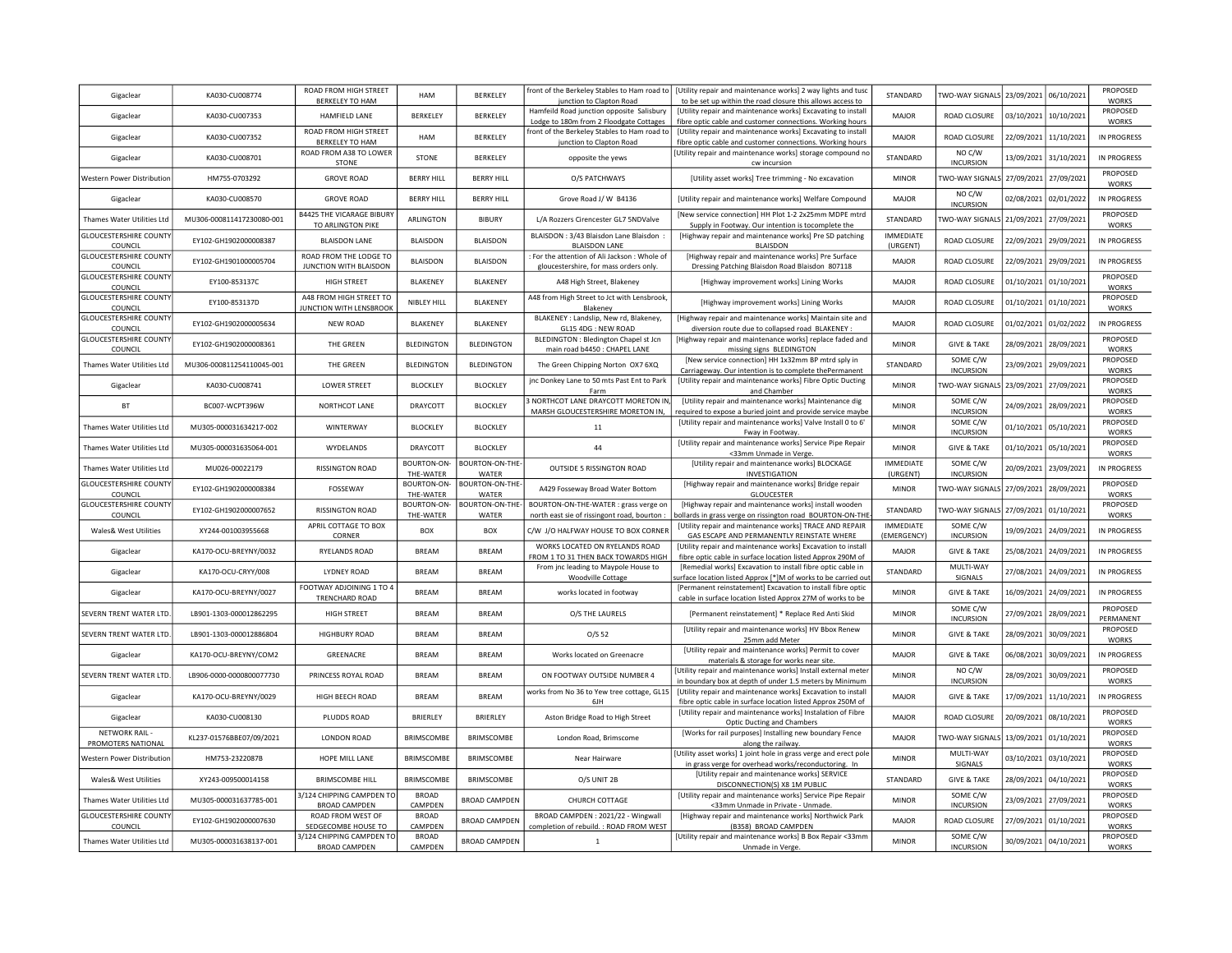| | | | | | | | | | | | |
|---|---|---|---|---|---|---|---|---|---|---|---|
| Gigaclear | KA030-CU008774 | ROAD FROM HIGH STREET BERKELEY TO HAM | HAM | BERKELEY | front of the Berkeley Stables to Ham road to junction to Clapton Road | [Utility repair and maintenance works] 2 way lights and tusc to be set up within the road closure this allows access to | STANDARD | TWO-WAY SIGNALS | 23/09/2021 | 06/10/2021 | PROPOSED WORKS |
| Gigaclear | KA030-CU007353 | HAMFIELD LANE | BERKELEY | BERKELEY | Hamfeild Road junction opposite Salisbury Lodge to 180m from 2 Floodgate Cottages | [Utility repair and maintenance works] Excavating to install fibre optic cable and customer connections. Working hours | MAJOR | ROAD CLOSURE | 03/10/2021 | 10/10/2021 | PROPOSED WORKS |
| Gigaclear | KA030-CU007352 | ROAD FROM HIGH STREET BERKELEY TO HAM | HAM | BERKELEY | front of the Berkeley Stables to Ham road to junction to Clapton Road | [Utility repair and maintenance works] Excavating to install fibre optic cable and customer connections. Working hours | MAJOR | ROAD CLOSURE | 22/09/2021 | 11/10/2021 | IN PROGRESS |
| Gigaclear | KA030-CU008701 | ROAD FROM A38 TO LOWER STONE | STONE | BERKELEY | opposite the yews | [Utility repair and maintenance works] storage compound no cw incursion | STANDARD | NO C/W INCURSION | 13/09/2021 | 31/10/2021 | IN PROGRESS |
| Western Power Distribution | HM755-0703292 | GROVE ROAD | BERRY HILL | BERRY HILL | O/S PATCHWAYS | [Utility asset works] Tree trimming - No excavation | MINOR | TWO-WAY SIGNALS | 27/09/2021 | 27/09/2021 | PROPOSED WORKS |
| Gigaclear | KA030-CU008570 | GROVE ROAD | BERRY HILL | BERRY HILL | Grove Road J/ W B4136 | [Utility repair and maintenance works] Welfare Compound | MAJOR | NO C/W INCURSION | 02/08/2021 | 02/01/2022 | IN PROGRESS |
| Thames Water Utilities Ltd | MU306-000811417230080-001 | B4425 THE VICARAGE BIBURY TO ARLINGTON PIKE | ARLINGTON | BIBURY | L/A Rozzers Cirencester GL7 5NDValve | [New service connection] HH Plot 1-2 2x25mm MDPE mtrd Supply in Footway. Our intention is tocomplete the | STANDARD | TWO-WAY SIGNALS | 21/09/2021 | 27/09/2021 | PROPOSED WORKS |
| GLOUCESTERSHIRE COUNTY COUNCIL | EY102-GH1902000008387 | BLAISDON LANE | BLAISDON | BLAISDON | BLAISDON : 3/43 Blaisdon Lane Blaisdon : BLAISDON LANE | [Highway repair and maintenance works] Pre SD patching BLAISDON | IMMEDIATE (URGENT) | ROAD CLOSURE | 22/09/2021 | 29/09/2021 | IN PROGRESS |
| GLOUCESTERSHIRE COUNTY COUNCIL | EY102-GH1901000005704 | ROAD FROM THE LODGE TO JUNCTION WITH BLAISDON | BLAISDON | BLAISDON | : For the attention of Ali Jackson : Whole of gloucestershire, for mass orders only. | [Highway repair and maintenance works] Pre Surface Dressing Patching Blaisdon Road Blaisdon 807118 | MAJOR | ROAD CLOSURE | 22/09/2021 | 29/09/2021 | IN PROGRESS |
| GLOUCESTERSHIRE COUNTY COUNCIL | EY100-853137C | HIGH STREET | BLAKENEY | BLAKENEY | A48 High Street, Blakeney | [Highway improvement works] Lining Works | MAJOR | ROAD CLOSURE | 01/10/2021 | 01/10/2021 | PROPOSED WORKS |
| GLOUCESTERSHIRE COUNTY COUNCIL | EY100-853137D | A48 FROM HIGH STREET TO JUNCTION WITH LENSBROOK | NIBLEY HILL | BLAKENEY | A48 from High Street to Jct with Lensbrook, Blakeney | [Highway improvement works] Lining Works | MAJOR | ROAD CLOSURE | 01/10/2021 | 01/10/2021 | PROPOSED WORKS |
| GLOUCESTERSHIRE COUNTY COUNCIL | EY102-GH1902000005634 | NEW ROAD | BLAKENEY | BLAKENEY | BLAKENEY : Landslip, New rd, Blakeney, GL15 4DG : NEW ROAD | [Highway repair and maintenance works] Maintain site and diversion route due to collapsed road BLAKENEY : | MAJOR | ROAD CLOSURE | 01/02/2021 | 01/02/2022 | IN PROGRESS |
| GLOUCESTERSHIRE COUNTY COUNCIL | EY102-GH1902000008361 | THE GREEN | BLEDINGTON | BLEDINGTON | BLEDINGTON : Bledington Chapel st Jcn main road b4450 : CHAPEL LANE | [Highway repair and maintenance works] replace faded and missing signs BLEDINGTON | MINOR | GIVE & TAKE | 28/09/2021 | 28/09/2021 | PROPOSED WORKS |
| Thames Water Utilities Ltd | MU306-000811254110045-001 | THE GREEN | BLEDINGTON | BLEDINGTON | The Green Chipping Norton OX7 6XQ | [New service connection] HH 1x32mm BP mtrd sply in Carriageway. Our intention is to complete thePermanent | STANDARD | SOME C/W INCURSION | 23/09/2021 | 29/09/2021 | PROPOSED WORKS |
| Gigaclear | KA030-CU008741 | LOWER STREET | BLOCKLEY | BLOCKLEY | jnc Donkey Lane to 50 mts Past Ent to Park Farm | [Utility repair and maintenance works] Fibre Optic Ducting and Chamber | MINOR | TWO-WAY SIGNALS | 23/09/2021 | 27/09/2021 | PROPOSED WORKS |
| BT | BC007-WCPT396W | NORTHCOT LANE | DRAYCOTT | BLOCKLEY | 3 NORTHCOT LANE DRAYCOTT MORETON IN, MARSH GLOUCESTERSHIRE MORETON IN, | [Utility repair and maintenance works] Maintenance dig required to expose a buried joint and provide service maybe | MINOR | SOME C/W INCURSION | 24/09/2021 | 28/09/2021 | PROPOSED WORKS |
| Thames Water Utilities Ltd | MU305-000031634217-002 | WINTERWAY | BLOCKLEY | BLOCKLEY | 11 | [Utility repair and maintenance works] Valve Install 0 to 6' Fway in Footway. | MINOR | SOME C/W INCURSION | 01/10/2021 | 05/10/2021 | PROPOSED WORKS |
| Thames Water Utilities Ltd | MU305-000031635064-001 | WYDELANDS | DRAYCOTT | BLOCKLEY | 44 | [Utility repair and maintenance works] Service Pipe Repair <33mm Unmade in Verge. | MINOR | GIVE & TAKE | 01/10/2021 | 05/10/2021 | PROPOSED WORKS |
| Thames Water Utilities Ltd | MU026-00022179 | RISSINGTON ROAD | BOURTON-ON-THE-WATER | BOURTON-ON-THE-WATER | OUTSIDE 5 RISSINGTON ROAD | [Utility repair and maintenance works] BLOCKAGE INVESTIGATION | IMMEDIATE (URGENT) | SOME C/W INCURSION | 20/09/2021 | 23/09/2021 | IN PROGRESS |
| GLOUCESTERSHIRE COUNTY COUNCIL | EY102-GH1902000008384 | FOSSEWAY | BOURTON-ON-THE-WATER | BOURTON-ON-THE-WATER | A429 Fosseway Broad Water Bottom | [Highway repair and maintenance works] Bridge repair GLOUCESTER | MINOR | TWO-WAY SIGNALS | 27/09/2021 | 28/09/2021 | PROPOSED WORKS |
| GLOUCESTERSHIRE COUNTY COUNCIL | EY102-GH1902000007652 | RISSINGTON ROAD | BOURTON-ON-THE-WATER | BOURTON-ON-THE-WATER | BOURTON-ON-THE-WATER : grass verge on north east sie of rissingont road, bourton : | [Highway repair and maintenance works] install wooden bollards in grass verge on rissington road BOURTON-ON-THE- | STANDARD | TWO-WAY SIGNALS | 27/09/2021 | 01/10/2021 | PROPOSED WORKS |
| Wales& West Utilities | XY244-001003955668 | APRIL COTTAGE TO BOX CORNER | BOX | BOX | C/W J/O HALFWAY HOUSE TO BOX CORNER | [Utility repair and maintenance works] TRACE AND REPAIR GAS ESCAPE AND PERMANENTLY REINSTATE WHERE | IMMEDIATE (EMERGENCY) | SOME C/W INCURSION | 19/09/2021 | 24/09/2021 | IN PROGRESS |
| Gigaclear | KA170-OCU-BREYNY/0032 | RYELANDS ROAD | BREAM | BREAM | WORKS LOCATED ON RYELANDS ROAD FROM 1 TO 31 THEN BACK TOWARDS HIGH | [Utility repair and maintenance works] Excavation to install fibre optic cable in surface location listed Approx 290M of | MAJOR | GIVE & TAKE | 25/08/2021 | 24/09/2021 | IN PROGRESS |
| Gigaclear | KA170-OCU-CRYY/008 | LYDNEY ROAD | BREAM | BREAM | From jnc leading to Maypole House to Woodville Cottage | [Remedial works] Excavation to install fibre optic cable in surface location listed Approx [*]M of works to be carried out | STANDARD | MULTI-WAY SIGNALS | 27/08/2021 | 24/09/2021 | IN PROGRESS |
| Gigaclear | KA170-OCU-BREYNY/0027 | FOOTWAY ADJOINING 1 TO 4 TRENCHARD ROAD | BREAM | BREAM | works located in footway | [Permanent reinstatement] Excavation to install fibre optic cable in surface location listed Approx 27M of works to be | MINOR | GIVE & TAKE | 16/09/2021 | 24/09/2021 | IN PROGRESS |
| SEVERN TRENT WATER LTD. | LB901-1303-000012862295 | HIGH STREET | BREAM | BREAM | O/S THE LAURELS | [Permanent reinstatement] * Replace Red Anti Skid | MINOR | SOME C/W INCURSION | 27/09/2021 | 28/09/2021 | PROPOSED PERMANENT |
| SEVERN TRENT WATER LTD. | LB901-1303-000012886804 | HIGHBURY ROAD | BREAM | BREAM | O/S 52 | [Utility repair and maintenance works] HV Bbox Renew 25mm add Meter | MINOR | GIVE & TAKE | 28/09/2021 | 30/09/2021 | PROPOSED WORKS |
| Gigaclear | KA170-OCU-BREYNY/COM2 | GREENACRE | BREAM | BREAM | Works located on Greenacre | [Utility repair and maintenance works] Permit to cover materials & storage for works near site. | MAJOR | GIVE & TAKE | 06/08/2021 | 30/09/2021 | IN PROGRESS |
| SEVERN TRENT WATER LTD. | LB906-0000-0000800077730 | PRINCESS ROYAL ROAD | BREAM | BREAM | ON FOOTWAY OUTSIDE NUMBER 4 | [Utility repair and maintenance works] Install external meter in boundary box at depth of under 1.5 meters by Minimum | MINOR | NO C/W INCURSION | 28/09/2021 | 30/09/2021 | PROPOSED WORKS |
| Gigaclear | KA170-OCU-BREYNY/0029 | HIGH BEECH ROAD | BREAM | BREAM | works from No 36 to Yew tree cottage, GL15 6JH | [Utility repair and maintenance works] Excavation to install fibre optic cable in surface location listed Approx 250M of | MAJOR | GIVE & TAKE | 17/09/2021 | 11/10/2021 | IN PROGRESS |
| Gigaclear | KA030-CU008130 | PLUDDS ROAD | BRIERLEY | BRIERLEY | Aston Bridge Road to High Street | [Utility repair and maintenance works] Instalation of Fibre Optic Ducting and Chambers | MAJOR | ROAD CLOSURE | 20/09/2021 | 08/10/2021 | PROPOSED WORKS |
| NETWORK RAIL - PROMOTERS NATIONAL | KL237-01576BBE07/09/2021 | LONDON ROAD | BRIMSCOMBE | BRIMSCOMBE | London Road, Brimscome | [Works for rail purposes] Installing new boundary Fence along the railway. | MAJOR | TWO-WAY SIGNALS | 13/09/2021 | 01/10/2021 | PROPOSED WORKS |
| Western Power Distribution | HM753-2322087B | HOPE MILL LANE | BRIMSCOMBE | BRIMSCOMBE | Near Hairware | [Utility asset works] 1 joint hole in grass verge and erect pole in grass verge for overhead works/reconductoring. In | MINOR | MULTI-WAY SIGNALS | 03/10/2021 | 03/10/2021 | PROPOSED WORKS |
| Wales& West Utilities | XY243-009500014158 | BRIMSCOMBE HILL | BRIMSCOMBE | BRIMSCOMBE | O/S UNIT 2B | [Utility repair and maintenance works] SERVICE DISCONNECTION(S) X8 1M PUBLIC | STANDARD | GIVE & TAKE | 28/09/2021 | 04/10/2021 | PROPOSED WORKS |
| Thames Water Utilities Ltd | MU305-000031637785-001 | 3/124 CHIPPING CAMPDEN TO BROAD CAMPDEN | BROAD CAMPDEN | BROAD CAMPDEN | CHURCH COTTAGE | [Utility repair and maintenance works] Service Pipe Repair <33mm Unmade in Private - Unmade. | MINOR | SOME C/W INCURSION | 23/09/2021 | 27/09/2021 | PROPOSED WORKS |
| GLOUCESTERSHIRE COUNTY COUNCIL | EY102-GH1902000007630 | ROAD FROM WEST OF SEDGECOMBE HOUSE TO | BROAD CAMPDEN | BROAD CAMPDEN | BROAD CAMPDEN : 2021/22 - Wingwall completion of rebuild. : ROAD FROM WEST | [Highway repair and maintenance works] Northwick Park (B358) BROAD CAMPDEN | MAJOR | ROAD CLOSURE | 27/09/2021 | 01/10/2021 | PROPOSED WORKS |
| Thames Water Utilities Ltd | MU305-000031638137-001 | 3/124 CHIPPING CAMPDEN TO BROAD CAMPDEN | BROAD CAMPDEN | BROAD CAMPDEN | 1 | [Utility repair and maintenance works] B Box Repair <33mm Unmade in Verge. | MINOR | SOME C/W INCURSION | 30/09/2021 | 04/10/2021 | PROPOSED WORKS |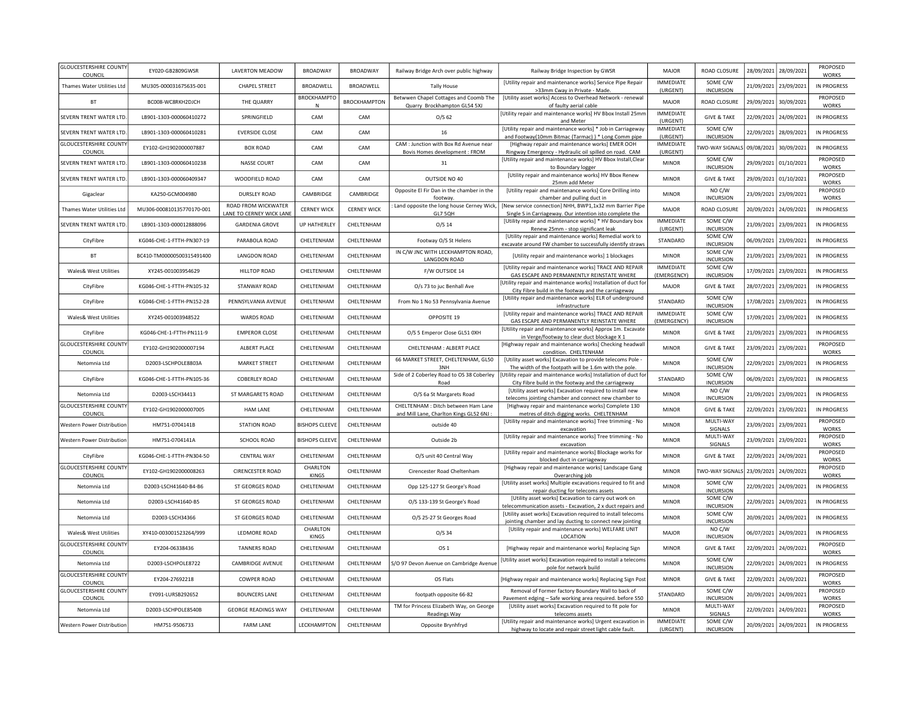| | | | | | | | | | | | |
|---|---|---|---|---|---|---|---|---|---|---|---|
| GLOUCESTERSHIRE COUNTY COUNCIL | EY020-GB2809GWSR | LAVERTON MEADOW | BROADWAY | BROADWAY | Railway Bridge Arch over public highway | Railway Bridge Inspection by GWSR | MAJOR | ROAD CLOSURE | 28/09/2021 | 28/09/2021 | PROPOSED WORKS |
| Thames Water Utilities Ltd | MU305-000031675635-001 | CHAPEL STREET | BROADWELL | BROADWELL | Tally House | [Utility repair and maintenance works] Service Pipe Repair >33mm Cway in Private - Made. | IMMEDIATE (URGENT) | SOME C/W INCURSION | 21/09/2021 | 23/09/2021 | IN PROGRESS |
| BT | BC008-WC8RKH2DJCH | THE QUARRY | BROCKHAMPTON | BROCKHAMPTON | Betwwen Chapel Cottages and Coomb The Quarry Brockhampton GL54 5XJ | [Utility asset works] Access to Overhead Network - renewal of faulty aerial cable | MAJOR | ROAD CLOSURE | 29/09/2021 | 30/09/2021 | PROPOSED WORKS |
| SEVERN TRENT WATER LTD. | LB901-1303-000060410272 | SPRINGFIELD | CAM | CAM | O/S 62 | [Utility repair and maintenance works] HV Bbox Install 25mm and Meter | IMMEDIATE (URGENT) | GIVE & TAKE | 22/09/2021 | 24/09/2021 | IN PROGRESS |
| SEVERN TRENT WATER LTD. | LB901-1303-000060410281 | EVERSIDE CLOSE | CAM | CAM | 16 | [Utility repair and maintenance works] * Job in Carriageway and Footway(10mm Bitmac (Tarmac) ) * Long Comm pipe | IMMEDIATE (URGENT) | SOME C/W INCURSION | 22/09/2021 | 28/09/2021 | IN PROGRESS |
| GLOUCESTERSHIRE COUNTY COUNCIL | EY102-GH1902000007887 | BOX ROAD | CAM | CAM | CAM : Junction with Box Rd Avenue near Bovis Homes development : FROM | [Highway repair and maintenance works] EMER OOH Ringway Emergency - Hydraulic oil spilled on road. CAM | IMMEDIATE (URGENT) | TWO-WAY SIGNALS | 09/08/2021 | 30/09/2021 | IN PROGRESS |
| SEVERN TRENT WATER LTD. | LB901-1303-000060410238 | NASSE COURT | CAM | CAM | 31 | [Utility repair and maintenance works] HV Bbox Install,Clear to Boundary logger | MINOR | SOME C/W INCURSION | 29/09/2021 | 01/10/2021 | PROPOSED WORKS |
| SEVERN TRENT WATER LTD. | LB901-1303-000060409347 | WOODFIELD ROAD | CAM | CAM | OUTSIDE NO 40 | [Utility repair and maintenance works] HV Bbox Renew 25mm add Meter | MINOR | GIVE & TAKE | 29/09/2021 | 01/10/2021 | PROPOSED WORKS |
| Gigaclear | KA250-GCM004980 | DURSLEY ROAD | CAMBRIDGE | CAMBRIDGE | Opposite El Fir Dan in the chamber in the footway. | [Utility repair and maintenance works] Core Drilling into chamber and pulling duct in | MINOR | NO C/W INCURSION | 23/09/2021 | 23/09/2021 | PROPOSED WORKS |
| Thames Water Utilities Ltd | MU306-000810135770170-001 | ROAD FROM WICKWATER LANE TO CERNEY WICK LANE | CERNEY WICK | CERNEY WICK | : Land opposite the long house Cerney Wick, GL7 5QH | [New service connection] NHH, BWP1,1x32 mm Barrier Pipe Single S in Carriageway. Our intention isto complete the | MAJOR | ROAD CLOSURE | 20/09/2021 | 24/09/2021 | IN PROGRESS |
| SEVERN TRENT WATER LTD. | LB901-1303-000012888096 | GARDENIA GROVE | UP HATHERLEY | CHELTENHAM | O/S 14 | [Utility repair and maintenance works] * HV Boundary box Renew 25mm - stop significant leak | IMMEDIATE (URGENT) | SOME C/W INCURSION | 21/09/2021 | 23/09/2021 | IN PROGRESS |
| CityFibre | KG046-CHE-1-FTTH-PN307-19 | PARABOLA ROAD | CHELTENHAM | CHELTENHAM | Footway O/S St Helens | [Utility repair and maintenance works] Remedial work to excavate around FW chamber to successfully identify straws | STANDARD | SOME C/W INCURSION | 06/09/2021 | 23/09/2021 | IN PROGRESS |
| BT | BC410-TM00000500315491400 | LANGDON ROAD | CHELTENHAM | CHELTENHAM | IN C/W JNC WITH LECKHAMPTON ROAD, LANGDON ROAD | [Utility repair and maintenance works] 1 blockages | MINOR | SOME C/W INCURSION | 21/09/2021 | 23/09/2021 | IN PROGRESS |
| Wales& West Utilities | XY245-001003954629 | HILLTOP ROAD | CHELTENHAM | CHELTENHAM | F/W OUTSIDE 14 | [Utility repair and maintenance works] TRACE AND REPAIR GAS ESCAPE AND PERMANENTLY REINSTATE WHERE | IMMEDIATE (EMERGENCY) | SOME C/W INCURSION | 17/09/2021 | 23/09/2021 | IN PROGRESS |
| CityFibre | KG046-CHE-1-FTTH-PN105-32 | STANWAY ROAD | CHELTENHAM | CHELTENHAM | O/s 73 to juc Benhall Ave | [Utility repair and maintenance works] Installation of duct for City Fibre build in the footway and the carriageway | MAJOR | GIVE & TAKE | 28/07/2021 | 23/09/2021 | IN PROGRESS |
| CityFibre | KG046-CHE-1-FTTH-PN152-28 | PENNSYLVANIA AVENUE | CHELTENHAM | CHELTENHAM | From No 1 No 53 Pennsylvania Avenue | [Utility repair and maintenance works] ELR of underground infrastructure | STANDARD | SOME C/W INCURSION | 17/08/2021 | 23/09/2021 | IN PROGRESS |
| Wales& West Utilities | XY245-001003948522 | WARDS ROAD | CHELTENHAM | CHELTENHAM | OPPOSITE 19 | [Utility repair and maintenance works] TRACE AND REPAIR GAS ESCAPE AND PERMANENTLY REINSTATE WHERE | IMMEDIATE (EMERGENCY) | SOME C/W INCURSION | 17/09/2021 | 23/09/2021 | IN PROGRESS |
| CityFibre | KG046-CHE-1-FTTH-PN111-9 | EMPEROR CLOSE | CHELTENHAM | CHELTENHAM | O/S 5 Emperor Close GL51 0XH | [Utility repair and maintenance works] Approx 1m. Excavate in Verge/footway to clear duct blockage X 1 | MINOR | GIVE & TAKE | 21/09/2021 | 23/09/2021 | IN PROGRESS |
| GLOUCESTERSHIRE COUNTY COUNCIL | EY102-GH1902000007194 | ALBERT PLACE | CHELTENHAM | CHELTENHAM | CHELTENHAM : ALBERT PLACE | [Highway repair and maintenance works] Checking headwall condition. CHELTENHAM | MINOR | GIVE & TAKE | 23/09/2021 | 23/09/2021 | PROPOSED WORKS |
| Netomnia Ltd | D2003-LSCHPOLE8803A | MARKET STREET | CHELTENHAM | CHELTENHAM | 66 MARKET STREET, CHELTENHAM, GL50 3NH | [Utility asset works] Excavation to provide telecoms Pole - The width of the footpath will be 1.6m with the pole. | MINOR | SOME C/W INCURSION | 22/09/2021 | 23/09/2021 | IN PROGRESS |
| CityFibre | KG046-CHE-1-FTTH-PN105-36 | COBERLEY ROAD | CHELTENHAM | CHELTENHAM | Side of 2 Coberley Road to OS 38 Coberley Road | [Utility repair and maintenance works] Installation of duct for City Fibre build in the footway and the carriageway | STANDARD | SOME C/W INCURSION | 06/09/2021 | 23/09/2021 | IN PROGRESS |
| Netomnia Ltd | D2003-LSCH34413 | ST MARGARETS ROAD | CHELTENHAM | CHELTENHAM | O/S 6a St Margarets Road | [Utility asset works] Excavation required to install new telecoms jointing chamber and connect new chamber to | MINOR | NO C/W INCURSION | 21/09/2021 | 23/09/2021 | IN PROGRESS |
| GLOUCESTERSHIRE COUNTY COUNCIL | EY102-GH1902000007005 | HAM LANE | CHELTENHAM | CHELTENHAM | CHELTENHAM : Ditch between Ham Lane and Mill Lane, Charlton Kings GL52 6NJ : | [Highway repair and maintenance works] Complete 130 metres of ditch digging works. CHELTENHAM | MINOR | GIVE & TAKE | 22/09/2021 | 23/09/2021 | IN PROGRESS |
| Western Power Distribution | HM751-0704141B | STATION ROAD | BISHOPS CLEEVE | CHELTENHAM | outside 40 | [Utility repair and maintenance works] Tree trimming - No excavation | MINOR | MULTI-WAY SIGNALS | 23/09/2021 | 23/09/2021 | PROPOSED WORKS |
| Western Power Distribution | HM751-0704141A | SCHOOL ROAD | BISHOPS CLEEVE | CHELTENHAM | Outside 2b | [Utility repair and maintenance works] Tree trimming - No excavation | MINOR | MULTI-WAY SIGNALS | 23/09/2021 | 23/09/2021 | PROPOSED WORKS |
| CityFibre | KG046-CHE-1-FTTH-PN304-50 | CENTRAL WAY | CHELTENHAM | CHELTENHAM | O/S unit 40 Central Way | [Utility repair and maintenance works] Blockage works for blocked duct in carriageway | MINOR | GIVE & TAKE | 22/09/2021 | 24/09/2021 | PROPOSED WORKS |
| GLOUCESTERSHIRE COUNTY COUNCIL | EY102-GH1902000008263 | CIRENCESTER ROAD | CHARLTON KINGS | CHELTENHAM | Cirencester Road Cheltenham | [Highway repair and maintenance works] Landscape Gang Overarching job | MINOR | TWO-WAY SIGNALS | 23/09/2021 | 24/09/2021 | PROPOSED WORKS |
| Netomnia Ltd | D2003-LSCH41640-B4-B6 | ST GEORGES ROAD | CHELTENHAM | CHELTENHAM | Opp 125-127 St George's Road | [Utility asset works] Multiple excavations required to fit and repair ducting for telecoms assets | MINOR | SOME C/W INCURSION | 22/09/2021 | 24/09/2021 | IN PROGRESS |
| Netomnia Ltd | D2003-LSCH41640-B5 | ST GEORGES ROAD | CHELTENHAM | CHELTENHAM | O/S 133-139 St George's Road | [Utility asset works] Excavation to carry out work on telecommunication assets - Excavation, 2 x duct repairs and | MINOR | SOME C/W INCURSION | 22/09/2021 | 24/09/2021 | IN PROGRESS |
| Netomnia Ltd | D2003-LSCH34366 | ST GEORGES ROAD | CHELTENHAM | CHELTENHAM | O/S 25-27 St Georges Road | [Utility asset works] Excavation required to install telecoms jointing chamber and lay ducting to connect new jointing | MINOR | SOME C/W INCURSION | 20/09/2021 | 24/09/2021 | IN PROGRESS |
| Wales& West Utilities | XY410-003001523264/999 | LEDMORE ROAD | CHARLTON KINGS | CHELTENHAM | O/S 34 | [Utility repair and maintenance works] WELFARE UNIT LOCATION | MAJOR | NO C/W INCURSION | 06/07/2021 | 24/09/2021 | IN PROGRESS |
| GLOUCESTERSHIRE COUNTY COUNCIL | EY204-06338436 | TANNERS ROAD | CHELTENHAM | CHELTENHAM | OS 1 | [Highway repair and maintenance works] Replacing Sign | MINOR | GIVE & TAKE | 22/09/2021 | 24/09/2021 | PROPOSED WORKS |
| Netomnia Ltd | D2003-LSCHPOLE8722 | CAMBRIDGE AVENUE | CHELTENHAM | CHELTENHAM | S/O 97 Devon Avenue on Cambridge Avenue | [Utility asset works] Excavation required to install a telecoms pole for network build | MINOR | SOME C/W INCURSION | 22/09/2021 | 24/09/2021 | IN PROGRESS |
| GLOUCESTERSHIRE COUNTY COUNCIL | EY204-27692218 | COWPER ROAD | CHELTENHAM | CHELTENHAM | OS Flats | [Highway repair and maintenance works] Replacing Sign Post | MINOR | GIVE & TAKE | 22/09/2021 | 24/09/2021 | PROPOSED WORKS |
| GLOUCESTERSHIRE COUNTY COUNCIL | EY091-LURSB292652 | BOUNCERS LANE | CHELTENHAM | CHELTENHAM | footpath opposite 66-82 | Removal of Former factory Boundary Wall to back of Pavement edging – Safe working area required. before S50 | STANDARD | SOME C/W INCURSION | 20/09/2021 | 24/09/2021 | PROPOSED WORKS |
| Netomnia Ltd | D2003-LSCHPOLE8540B | GEORGE READINGS WAY | CHELTENHAM | CHELTENHAM | TM for Princess Elizabeth Way, on George Readings Way | [Utility asset works] Excavation required to fit pole for telecoms assets | MINOR | MULTI-WAY SIGNALS | 22/09/2021 | 24/09/2021 | PROPOSED WORKS |
| Western Power Distribution | HM751-9506733 | FARM LANE | LECKHAMPTON | CHELTENHAM | Opposite Brynhfryd | [Utility repair and maintenance works] Urgent excavation in highway to locate and repair street light cable fault. | IMMEDIATE (URGENT) | SOME C/W INCURSION | 20/09/2021 | 24/09/2021 | IN PROGRESS |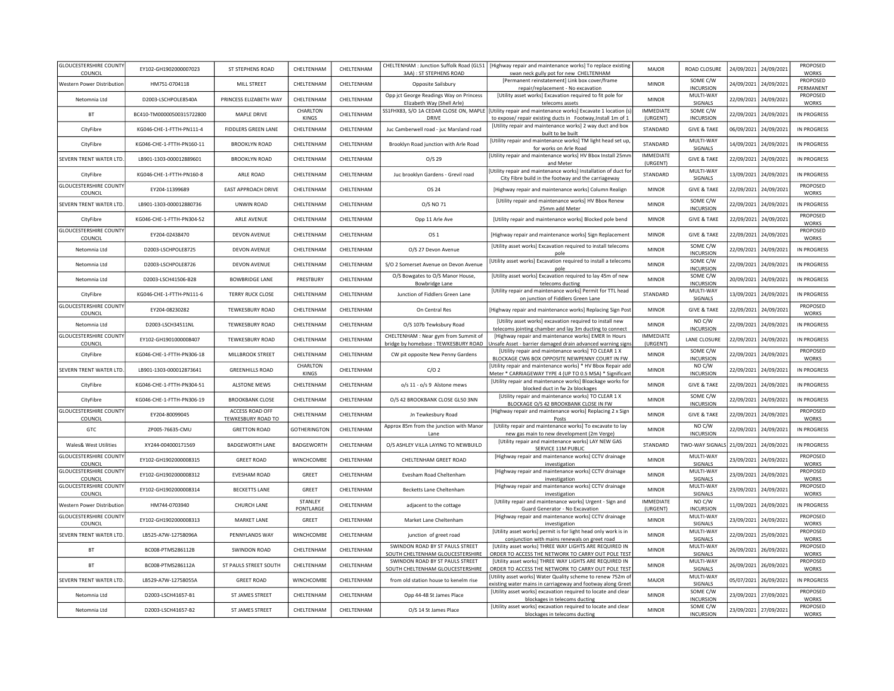| | | | | | | | | | | | |
|---|---|---|---|---|---|---|---|---|---|---|---|
| GLOUCESTERSHIRE COUNTY COUNCIL | EY102-GH1902000007023 | ST STEPHENS ROAD | CHELTENHAM | CHELTENHAM | CHELTENHAM : Junction Suffolk Road (GL51 3AA) : ST STEPHENS ROAD | [Highway repair and maintenance works] To replace existing swan neck gully pot for new CHELTENHAM | MAJOR | ROAD CLOSURE | 24/09/2021 | 24/09/2021 | PROPOSED WORKS |
| Western Power Distribution | HM751-0704118 | MILL STREET | CHELTENHAM | CHELTENHAM | Opposite Sailsbury | [Permanent reinstatement] Link box cover/frame repair/replacement - No excavation | MINOR | SOME C/W INCURSION | 24/09/2021 | 24/09/2021 | PROPOSED PERMANENT |
| Netomnia Ltd | D2003-LSCHPOLE8540A | PRINCESS ELIZABETH WAY | CHELTENHAM | CHELTENHAM | Opp jct George Readings Way on Princess Elizabeth Way (Shell Arle) | [Utility asset works] Excavation required to fit pole for telecoms assets | MINOR | MULTI-WAY SIGNALS | 22/09/2021 | 24/09/2021 | PROPOSED WORKS |
| BT | BC410-TM00000500315722800 | MAPLE DRIVE | CHARLTON KINGS | CHELTENHAM | SS1FHX83, S/O 1A CEDAR CLOSE ON, MAPLE DRIVE | [Utility repair and maintenance works] Excavate 1 location (s) to expose/ repair existing ducts in Footway,Install 1m of 1 | IMMEDIATE (URGENT) | SOME C/W INCURSION | 22/09/2021 | 24/09/2021 | IN PROGRESS |
| CityFibre | KG046-CHE-1-FTTH-PN111-4 | FIDDLERS GREEN LANE | CHELTENHAM | CHELTENHAM | Juc Camberwell road - juc Marsland road | [Utility repair and maintenance works] 2 way duct and box built to be built | STANDARD | GIVE & TAKE | 06/09/2021 | 24/09/2021 | IN PROGRESS |
| CityFibre | KG046-CHE-1-FTTH-PN160-11 | BROOKLYN ROAD | CHELTENHAM | CHELTENHAM | Brooklyn Road junction with Arle Road | [Utility repair and maintenance works] TM light head set up, for works on Arle Road | STANDARD | MULTI-WAY SIGNALS | 14/09/2021 | 24/09/2021 | IN PROGRESS |
| SEVERN TRENT WATER LTD. | LB901-1303-000012889601 | BROOKLYN ROAD | CHELTENHAM | CHELTENHAM | O/S 29 | [Utility repair and maintenance works] HV Bbox Install 25mm and Meter | IMMEDIATE (URGENT) | GIVE & TAKE | 22/09/2021 | 24/09/2021 | IN PROGRESS |
| CityFibre | KG046-CHE-1-FTTH-PN160-8 | ARLE ROAD | CHELTENHAM | CHELTENHAM | Juc brooklyn Gardens - Grevil road | [Utility repair and maintenance works] Installation of duct for City Fibre build in the footway and the carriageway | STANDARD | MULTI-WAY SIGNALS | 13/09/2021 | 24/09/2021 | IN PROGRESS |
| GLOUCESTERSHIRE COUNTY COUNCIL | EY204-11399689 | EAST APPROACH DRIVE | CHELTENHAM | CHELTENHAM | OS 24 | [Highway repair and maintenance works] Column Realign | MINOR | GIVE & TAKE | 22/09/2021 | 24/09/2021 | PROPOSED WORKS |
| SEVERN TRENT WATER LTD. | LB901-1303-000012880736 | UNWIN ROAD | CHELTENHAM | CHELTENHAM | O/S NO 71 | [Utility repair and maintenance works] HV Bbox Renew 25mm add Meter | MINOR | SOME C/W INCURSION | 22/09/2021 | 24/09/2021 | IN PROGRESS |
| CityFibre | KG046-CHE-1-FTTH-PN304-52 | ARLE AVENUE | CHELTENHAM | CHELTENHAM | Opp 11 Arle Ave | [Utility repair and maintenance works] Blocked pole bend | MINOR | GIVE & TAKE | 22/09/2021 | 24/09/2021 | PROPOSED WORKS |
| GLOUCESTERSHIRE COUNTY COUNCIL | EY204-02438470 | DEVON AVENUE | CHELTENHAM | CHELTENHAM | OS 1 | [Highway repair and maintenance works] Sign Replacement | MINOR | GIVE & TAKE | 22/09/2021 | 24/09/2021 | PROPOSED WORKS |
| Netomnia Ltd | D2003-LSCHPOLE8725 | DEVON AVENUE | CHELTENHAM | CHELTENHAM | O/S 27 Devon Avenue | [Utility asset works] Excavation required to install telecoms pole | MINOR | SOME C/W INCURSION | 22/09/2021 | 24/09/2021 | IN PROGRESS |
| Netomnia Ltd | D2003-LSCHPOLE8726 | DEVON AVENUE | CHELTENHAM | CHELTENHAM | S/O 2 Somerset Avenue on Devon Avenue | [Utility asset works] Excavation required to install a telecoms pole | MINOR | SOME C/W INCURSION | 22/09/2021 | 24/09/2021 | IN PROGRESS |
| Netomnia Ltd | D2003-LSCH41506-B28 | BOWBRIDGE LANE | PRESTBURY | CHELTENHAM | O/S Bowgates to O/S Manor House, Bowbridge Lane | [Utility asset works] Excavation required to lay 45m of new telecoms ducting | MINOR | SOME C/W INCURSION | 20/09/2021 | 24/09/2021 | IN PROGRESS |
| CityFibre | KG046-CHE-1-FTTH-PN111-6 | TERRY RUCK CLOSE | CHELTENHAM | CHELTENHAM | Junction of Fiddlers Green Lane | [Utility repair and maintenance works] Permit for TTL head on junction of Fiddlers Green Lane | STANDARD | MULTI-WAY SIGNALS | 13/09/2021 | 24/09/2021 | IN PROGRESS |
| GLOUCESTERSHIRE COUNTY COUNCIL | EY204-08230282 | TEWKESBURY ROAD | CHELTENHAM | CHELTENHAM | On Central Res | [Highway repair and maintenance works] Replacing Sign Post | MINOR | GIVE & TAKE | 22/09/2021 | 24/09/2021 | PROPOSED WORKS |
| Netomnia Ltd | D2003-LSCH34511NL | TEWKESBURY ROAD | CHELTENHAM | CHELTENHAM | O/S 107b Tewksbury Road | [Utility asset works] excavation required to install new telecoms jointing chamber and lay 3m ducting to connect | MINOR | NO C/W INCURSION | 22/09/2021 | 24/09/2021 | IN PROGRESS |
| GLOUCESTERSHIRE COUNTY COUNCIL | EY102-GH1901000008407 | TEWKESBURY ROAD | CHELTENHAM | CHELTENHAM | CHELTENHAM : Near gym from Summit of bridge by homebase : TEWKESBURY ROAD | [Highway repair and maintenance works] EMER In Hours Unsafe Asset - barrier damaged drain advanced warning signs | IMMEDIATE (URGENT) | LANE CLOSURE | 22/09/2021 | 24/09/2021 | IN PROGRESS |
| CityFibre | KG046-CHE-1-FTTH-PN306-18 | MILLBROOK STREET | CHELTENHAM | CHELTENHAM | CW pit opposite New Penny Gardens | [Utility repair and maintenance works] TO CLEAR 1 X BLOCKAGE CW6 BOX OPPOSITE NEWPENNY COURT IN FW | MINOR | SOME C/W INCURSION | 22/09/2021 | 24/09/2021 | PROPOSED WORKS |
| SEVERN TRENT WATER LTD. | LB901-1303-000012873641 | GREENHILLS ROAD | CHARLTON KINGS | CHELTENHAM | C/O 2 | [Utility repair and maintenance works] * HV Bbox Repair add Meter * CARRIAGEWAY TYPE 4 (UP TO 0.5 MSA) * Significant | MINOR | NO C/W INCURSION | 22/09/2021 | 24/09/2021 | IN PROGRESS |
| CityFibre | KG046-CHE-1-FTTH-PN304-51 | ALSTONE MEWS | CHELTENHAM | CHELTENHAM | o/s 11 - o/s 9 Alstone mews | [Utility repair and maintenance works] Bloackage works for blocked duct in fw 2x blockages | MINOR | GIVE & TAKE | 22/09/2021 | 24/09/2021 | IN PROGRESS |
| CityFibre | KG046-CHE-1-FTTH-PN306-19 | BROOKBANK CLOSE | CHELTENHAM | CHELTENHAM | O/S 42 BROOKBANK CLOSE GL50 3NN | [Utility repair and maintenance works] TO CLEAR 1 X BLOCKAGE O/S 42 BROOKBANK CLOSE IN FW | MINOR | SOME C/W INCURSION | 22/09/2021 | 24/09/2021 | IN PROGRESS |
| GLOUCESTERSHIRE COUNTY COUNCIL | EY204-80099045 | ACCESS ROAD OFF TEWKESBURY ROAD TO | CHELTENHAM | CHELTENHAM | Jn Tewkesbury Road | [Highway repair and maintenance works] Replacing 2 x Sign Posts | MINOR | GIVE & TAKE | 22/09/2021 | 24/09/2021 | PROPOSED WORKS |
| GTC | ZP005-76635-CMU | GRETTON ROAD | GOTHERINGTON | CHELTENHAM | Approx 85m from the junction with Manor Lane | [Utility repair and maintenance works] To excavate to lay new gas main to new development (2m Verge) | MINOR | NO C/W INCURSION | 22/09/2021 | 24/09/2021 | IN PROGRESS |
| Wales& West Utilities | XY244-004000171569 | BADGEWORTH LANE | BADGEWORTH | CHELTENHAM | O/S ASHLEY VILLA LAYING TO NEWBUILD | [Utility repair and maintenance works] LAY NEW GAS SERVICE 11M PUBLIC | STANDARD | TWO-WAY SIGNALS | 21/09/2021 | 24/09/2021 | IN PROGRESS |
| GLOUCESTERSHIRE COUNTY COUNCIL | EY102-GH1902000008315 | GREET ROAD | WINCHCOMBE | CHELTENHAM | CHELTENHAM GREET ROAD | [Highway repair and maintenance works] CCTV drainage investigation | MINOR | MULTI-WAY SIGNALS | 23/09/2021 | 24/09/2021 | PROPOSED WORKS |
| GLOUCESTERSHIRE COUNTY COUNCIL | EY102-GH1902000008312 | EVESHAM ROAD | GREET | CHELTENHAM | Evesham Road Cheltenham | [Highway repair and maintenance works] CCTV drainage investigation | MINOR | MULTI-WAY SIGNALS | 23/09/2021 | 24/09/2021 | PROPOSED WORKS |
| GLOUCESTERSHIRE COUNTY COUNCIL | EY102-GH1902000008314 | BECKETTS LANE | GREET | CHELTENHAM | Becketts Lane Cheltenham | [Highway repair and maintenance works] CCTV drainage investigation | MINOR | MULTI-WAY SIGNALS | 23/09/2021 | 24/09/2021 | PROPOSED WORKS |
| Western Power Distribution | HM744-0703940 | CHURCH LANE | STANLEY PONTLARGE | CHELTENHAM | adjacent to the cottage | [Utility repair and maintenance works] Urgent - Sign and Guard Generator - No Excavation | IMMEDIATE (URGENT) | NO C/W INCURSION | 11/09/2021 | 24/09/2021 | IN PROGRESS |
| GLOUCESTERSHIRE COUNTY COUNCIL | EY102-GH1902000008313 | MARKET LANE | GREET | CHELTENHAM | Market Lane Cheltenham | [Highway repair and maintenance works] CCTV drainage investigation | MINOR | MULTI-WAY SIGNALS | 23/09/2021 | 24/09/2021 | PROPOSED WORKS |
| SEVERN TRENT WATER LTD. | LB525-A7W-12758096A | PENNYLANDS WAY | WINCHCOMBE | CHELTENHAM | junction of greet road | [Utility asset works] permit is for light head only work is in conjunction with mains renewals on greet road | MINOR | MULTI-WAY SIGNALS | 22/09/2021 | 25/09/2021 | PROPOSED WORKS |
| BT | BC008-PTMS286112B | SWINDON ROAD | CHELTENHAM | CHELTENHAM | SWINDON ROAD BY ST PAULS STREET SOUTH CHELTENHAM GLOUCESTERSHIRE | [Utility asset works] THREE WAY LIGHTS ARE REQUIRED IN ORDER TO ACCESS THE NETWORK TO CARRY OUT POLE TEST | MINOR | MULTI-WAY SIGNALS | 26/09/2021 | 26/09/2021 | PROPOSED WORKS |
| BT | BC008-PTMS286112A | ST PAULS STREET SOUTH | CHELTENHAM | CHELTENHAM | SWINDON ROAD BY ST PAULS STREET SOUTH CHELTENHAM GLOUCESTERSHIRE | [Utility asset works] THREE WAY LIGHTS ARE REQUIRED IN ORDER TO ACCESS THE NETWORK TO CARRY OUT POLE TEST | MINOR | MULTI-WAY SIGNALS | 26/09/2021 | 26/09/2021 | PROPOSED WORKS |
| SEVERN TRENT WATER LTD. | LB529-A7W-12758055A | GREET ROAD | WINCHCOMBE | CHELTENHAM | from old station house to kenelm rise | [Utility asset works] Water Quality scheme to renew 752m of existing water mains in carriageway and footway along Greet | MAJOR | MULTI-WAY SIGNALS | 05/07/2021 | 26/09/2021 | IN PROGRESS |
| Netomnia Ltd | D2003-LSCH41657-B1 | ST JAMES STREET | CHELTENHAM | CHELTENHAM | Opp 44-48 St James Place | [Utility asset works] excavation required to locate and clear blockages in telecoms ducting | MINOR | SOME C/W INCURSION | 23/09/2021 | 27/09/2021 | PROPOSED WORKS |
| Netomnia Ltd | D2003-LSCH41657-B2 | ST JAMES STREET | CHELTENHAM | CHELTENHAM | O/S 14 St James Place | [Utility asset works] excavation required to locate and clear blockages in telecoms ducting | MINOR | SOME C/W INCURSION | 23/09/2021 | 27/09/2021 | PROPOSED WORKS |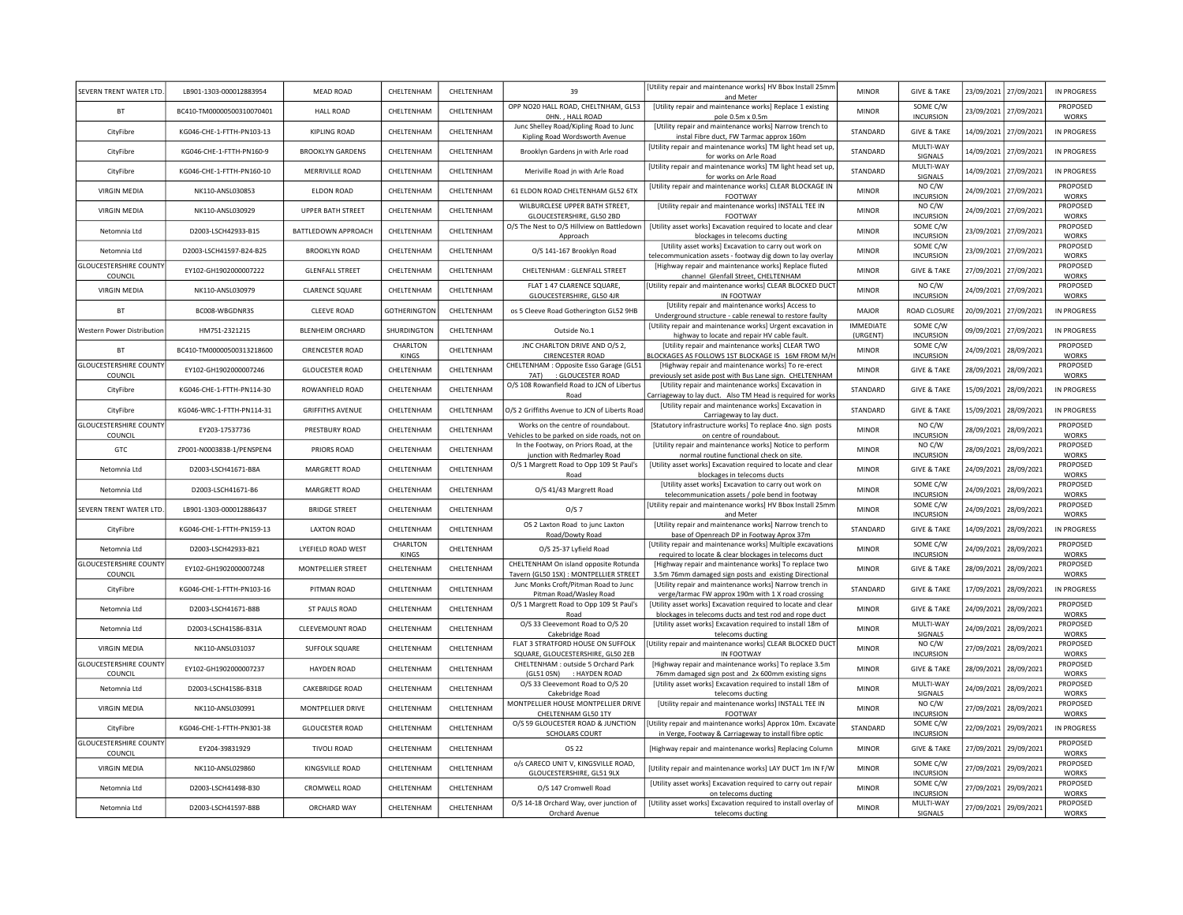| SEVERN TRENT WATER LTD. | LB901-1303-000012883954 | MEAD ROAD | CHELTENHAM | CHELTENHAM | 39 | [Utility repair and maintenance works] HV Bbox Install 25mm and Meter | MINOR | GIVE & TAKE | 23/09/2021 | 27/09/2021 | IN PROGRESS |
|---|---|---|---|---|---|---|---|---|---|---|---|
| BT | BC410-TM00000500310070401 | HALL ROAD | CHELTENHAM | CHELTENHAM | OPP NO20 HALL ROAD, CHELTNHAM, GL53 0HN. , HALL ROAD | [Utility repair and maintenance works] Replace 1 existing pole 0.5m x 0.5m | MINOR | SOME C/W INCURSION | 23/09/2021 | 27/09/2021 | PROPOSED WORKS |
| CityFibre | KG046-CHE-1-FTTH-PN103-13 | KIPLING ROAD | CHELTENHAM | CHELTENHAM | Junc Shelley Road/Kipling Road to Junc Kipling Road Wordsworth Avenue | [Utility repair and maintenance works] Narrow trench to instal Fibre duct, FW Tarmac approx 160m | STANDARD | GIVE & TAKE | 14/09/2021 | 27/09/2021 | IN PROGRESS |
| CityFibre | KG046-CHE-1-FTTH-PN160-9 | BROOKLYN GARDENS | CHELTENHAM | CHELTENHAM | Brooklyn Gardens jn with Arle road | [Utility repair and maintenance works] TM light head set up, for works on Arle Road | STANDARD | MULTI-WAY SIGNALS | 14/09/2021 | 27/09/2021 | IN PROGRESS |
| CityFibre | KG046-CHE-1-FTTH-PN160-10 | MERRIVILLE ROAD | CHELTENHAM | CHELTENHAM | Meriville Road jn with Arle Road | [Utility repair and maintenance works] TM light head set up, for works on Arle Road | STANDARD | MULTI-WAY SIGNALS | 14/09/2021 | 27/09/2021 | IN PROGRESS |
| VIRGIN MEDIA | NK110-ANSL030853 | ELDON ROAD | CHELTENHAM | CHELTENHAM | 61 ELDON ROAD CHELTENHAM GL52 6TX | [Utility repair and maintenance works] CLEAR BLOCKAGE IN FOOTWAY | MINOR | NO C/W INCURSION | 24/09/2021 | 27/09/2021 | PROPOSED WORKS |
| VIRGIN MEDIA | NK110-ANSL030929 | UPPER BATH STREET | CHELTENHAM | CHELTENHAM | WILBURCLESE UPPER BATH STREET, GLOUCESTERSHIRE, GL50 2BD | [Utility repair and maintenance works] INSTALL TEE IN FOOTWAY | MINOR | NO C/W INCURSION | 24/09/2021 | 27/09/2021 | PROPOSED WORKS |
| Netomnia Ltd | D2003-LSCH42933-B15 | BATTLEDOWN APPROACH | CHELTENHAM | CHELTENHAM | O/S The Nest to O/S Hillview on Battledown Approach | [Utility asset works] Excavation required to locate and clear blockages in telecoms ducting | MINOR | SOME C/W INCURSION | 23/09/2021 | 27/09/2021 | PROPOSED WORKS |
| Netomnia Ltd | D2003-LSCH41597-B24-B25 | BROOKLYN ROAD | CHELTENHAM | CHELTENHAM | O/S 141-167 Brooklyn Road | [Utility asset works] Excavation to carry out work on telecommunication assets - footway dig down to lay overlay | MINOR | SOME C/W INCURSION | 23/09/2021 | 27/09/2021 | PROPOSED WORKS |
| GLOUCESTERSHIRE COUNTY COUNCIL | EY102-GH1902000007222 | GLENFALL STREET | CHELTENHAM | CHELTENHAM | CHELTENHAM : GLENFALL STREET | [Highway repair and maintenance works] Replace fluted channel Glenfall Street, CHELTENHAM | MINOR | GIVE & TAKE | 27/09/2021 | 27/09/2021 | PROPOSED WORKS |
| VIRGIN MEDIA | NK110-ANSL030979 | CLARENCE SQUARE | CHELTENHAM | CHELTENHAM | FLAT 1 47 CLARENCE SQUARE, GLOUCESTERSHIRE, GL50 4JR | [Utility repair and maintenance works] CLEAR BLOCKED DUCT IN FOOTWAY | MINOR | NO C/W INCURSION | 24/09/2021 | 27/09/2021 | PROPOSED WORKS |
| BT | BC008-WBGDNR3S | CLEEVE ROAD | GOTHERINGTON | CHELTENHAM | os 5 Cleeve Road Gotherington GL52 9HB | [Utility repair and maintenance works] Access to Underground structure - cable renewal to restore faulty | MAJOR | ROAD CLOSURE | 20/09/2021 | 27/09/2021 | IN PROGRESS |
| Western Power Distribution | HM751-2321215 | BLENHEIM ORCHARD | SHURDINGTON | CHELTENHAM | Outside No.1 | [Utility repair and maintenance works] Urgent excavation in highway to locate and repair HV cable fault. | IMMEDIATE (URGENT) | SOME C/W INCURSION | 09/09/2021 | 27/09/2021 | IN PROGRESS |
| BT | BC410-TM00000500313218600 | CIRENCESTER ROAD | CHARLTON KINGS | CHELTENHAM | JNC CHARLTON DRIVE AND O/S 2, CIRENCESTER ROAD | [Utility repair and maintenance works] CLEAR TWO BLOCKAGES AS FOLLOWS 1ST BLOCKAGE IS 16M FROM M/H | MINOR | SOME C/W INCURSION | 24/09/2021 | 28/09/2021 | PROPOSED WORKS |
| GLOUCESTERSHIRE COUNTY COUNCIL | EY102-GH1902000007246 | GLOUCESTER ROAD | CHELTENHAM | CHELTENHAM | CHELTENHAM : Opposite Esso Garage (GL51 7AT) : GLOUCESTER ROAD | [Highway repair and maintenance works] To re-erect previously set aside post with Bus Lane sign. CHELTENHAM | MINOR | GIVE & TAKE | 28/09/2021 | 28/09/2021 | PROPOSED WORKS |
| CityFibre | KG046-CHE-1-FTTH-PN114-30 | ROWANFIELD ROAD | CHELTENHAM | CHELTENHAM | O/S 108 Rowanfield Road to JCN of Libertus Road | [Utility repair and maintenance works] Excavation in Carriageway to lay duct. Also TM Head is required for works | STANDARD | GIVE & TAKE | 15/09/2021 | 28/09/2021 | IN PROGRESS |
| CityFibre | KG046-WRC-1-FTTH-PN114-31 | GRIFFITHS AVENUE | CHELTENHAM | CHELTENHAM | O/S 2 Griffiths Avenue to JCN of Liberts Road | [Utility repair and maintenance works] Excavation in Carriageway to lay duct. | STANDARD | GIVE & TAKE | 15/09/2021 | 28/09/2021 | IN PROGRESS |
| GLOUCESTERSHIRE COUNTY COUNCIL | EY203-17537736 | PRESTBURY ROAD | CHELTENHAM | CHELTENHAM | Works on the centre of roundabout. Vehicles to be parked on side roads, not on | [Statutory infrastructure works] To replace 4no. sign posts on centre of roundabout. | MINOR | NO C/W INCURSION | 28/09/2021 | 28/09/2021 | PROPOSED WORKS |
| GTC | ZP001-N0003838-1/PENSPEN4 | PRIORS ROAD | CHELTENHAM | CHELTENHAM | In the Footway, on Priors Road, at the junction with Redmarley Road | [Utility repair and maintenance works] Notice to perform normal routine functional check on site. | MINOR | NO C/W INCURSION | 28/09/2021 | 28/09/2021 | PROPOSED WORKS |
| Netomnia Ltd | D2003-LSCH41671-B8A | MARGRETT ROAD | CHELTENHAM | CHELTENHAM | O/S 1 Margrett Road to Opp 109 St Paul's Road | [Utility asset works] Excavation required to locate and clear blockages in telecoms ducts | MINOR | GIVE & TAKE | 24/09/2021 | 28/09/2021 | PROPOSED WORKS |
| Netomnia Ltd | D2003-LSCH41671-B6 | MARGRETT ROAD | CHELTENHAM | CHELTENHAM | O/S 41/43 Margrett Road | [Utility asset works] Excavation to carry out work on telecommunication assets / pole bend in footway | MINOR | SOME C/W INCURSION | 24/09/2021 | 28/09/2021 | PROPOSED WORKS |
| SEVERN TRENT WATER LTD. | LB901-1303-000012886437 | BRIDGE STREET | CHELTENHAM | CHELTENHAM | O/S 7 | [Utility repair and maintenance works] HV Bbox Install 25mm and Meter | MINOR | SOME C/W INCURSION | 24/09/2021 | 28/09/2021 | PROPOSED WORKS |
| CityFibre | KG046-CHE-1-FTTH-PN159-13 | LAXTON ROAD | CHELTENHAM | CHELTENHAM | OS 2 Laxton Road to junc Laxton Road/Dowty Road | [Utility repair and maintenance works] Narrow trench to base of Openreach DP in Footway Aprox 37m | STANDARD | GIVE & TAKE | 14/09/2021 | 28/09/2021 | IN PROGRESS |
| Netomnia Ltd | D2003-LSCH42933-B21 | LYEFIELD ROAD WEST | CHARLTON KINGS | CHELTENHAM | O/S 25-37 Lyfield Road | [Utility repair and maintenance works] Multiple excavations required to locate & clear blockages in telecoms duct | MINOR | SOME C/W INCURSION | 24/09/2021 | 28/09/2021 | PROPOSED WORKS |
| GLOUCESTERSHIRE COUNTY COUNCIL | EY102-GH1902000007248 | MONTPELLIER STREET | CHELTENHAM | CHELTENHAM | CHELTENHAM On island opposite Rotunda Tavern (GL50 1SX) : MONTPELLIER STREET | [Highway repair and maintenance works] To replace two 3.5m 76mm damaged sign posts and existing Directional | MINOR | GIVE & TAKE | 28/09/2021 | 28/09/2021 | PROPOSED WORKS |
| CityFibre | KG046-CHE-1-FTTH-PN103-16 | PITMAN ROAD | CHELTENHAM | CHELTENHAM | Junc Monks Croft/Pitman Road to Junc Pitman Road/Wasley Road | [Utility repair and maintenance works] Narrow trench in verge/tarmac FW approx 190m with 1 X road crossing | STANDARD | GIVE & TAKE | 17/09/2021 | 28/09/2021 | IN PROGRESS |
| Netomnia Ltd | D2003-LSCH41671-B8B | ST PAULS ROAD | CHELTENHAM | CHELTENHAM | O/S 1 Margrett Road to Opp 109 St Paul's Road | [Utility asset works] Excavation required to locate and clear blockages in telecoms ducts and test rod and rope duct | MINOR | GIVE & TAKE | 24/09/2021 | 28/09/2021 | PROPOSED WORKS |
| Netomnia Ltd | D2003-LSCH41586-B31A | CLEEVEMOUNT ROAD | CHELTENHAM | CHELTENHAM | O/S 33 Cleevemont Road to O/S 20 Cakebridge Road | [Utility asset works] Excavation required to install 18m of telecoms ducting | MINOR | MULTI-WAY SIGNALS | 24/09/2021 | 28/09/2021 | PROPOSED WORKS |
| VIRGIN MEDIA | NK110-ANSL031037 | SUFFOLK SQUARE | CHELTENHAM | CHELTENHAM | FLAT 3 STRATFORD HOUSE ON SUFFOLK SQUARE, GLOUCESTERSHIRE, GL50 2EB | [Utility repair and maintenance works] CLEAR BLOCKED DUCT IN FOOTWAY | MINOR | NO C/W INCURSION | 27/09/2021 | 28/09/2021 | PROPOSED WORKS |
| GLOUCESTERSHIRE COUNTY COUNCIL | EY102-GH1902000007237 | HAYDEN ROAD | CHELTENHAM | CHELTENHAM | CHELTENHAM : outside 5 Orchard Park (GL51 0SN) : HAYDEN ROAD | [Highway repair and maintenance works] To replace 3.5m 76mm damaged sign post and 2x 600mm existing signs | MINOR | GIVE & TAKE | 28/09/2021 | 28/09/2021 | PROPOSED WORKS |
| Netomnia Ltd | D2003-LSCH41586-B31B | CAKEBRIDGE ROAD | CHELTENHAM | CHELTENHAM | O/S 33 Cleevemont Road to O/S 20 Cakebridge Road | [Utility asset works] Excavation required to install 18m of telecoms ducting | MINOR | MULTI-WAY SIGNALS | 24/09/2021 | 28/09/2021 | PROPOSED WORKS |
| VIRGIN MEDIA | NK110-ANSL030991 | MONTPELLIER DRIVE | CHELTENHAM | CHELTENHAM | MONTPELLIER HOUSE MONTPELLIER DRIVE CHELTENHAM GL50 1TY | [Utility repair and maintenance works] INSTALL TEE IN FOOTWAY | MINOR | NO C/W INCURSION | 27/09/2021 | 28/09/2021 | PROPOSED WORKS |
| CityFibre | KG046-CHE-1-FTTH-PN301-38 | GLOUCESTER ROAD | CHELTENHAM | CHELTENHAM | O/S 59 GLOUCESTER ROAD & JUNCTION SCHOLARS COURT | [Utility repair and maintenance works] Approx 10m. Excavate in Verge, Footway & Carriageway to install fibre optic | STANDARD | SOME C/W INCURSION | 22/09/2021 | 29/09/2021 | IN PROGRESS |
| GLOUCESTERSHIRE COUNTY COUNCIL | EY204-39831929 | TIVOLI ROAD | CHELTENHAM | CHELTENHAM | OS 22 | [Highway repair and maintenance works] Replacing Column | MINOR | GIVE & TAKE | 27/09/2021 | 29/09/2021 | PROPOSED WORKS |
| VIRGIN MEDIA | NK110-ANSL029860 | KINGSVILLE ROAD | CHELTENHAM | CHELTENHAM | o/s CARECO UNIT V, KINGSVILLE ROAD, GLOUCESTERSHIRE, GL51 9LX | [Utility repair and maintenance works] LAY DUCT 1m IN F/W | MINOR | SOME C/W INCURSION | 27/09/2021 | 29/09/2021 | PROPOSED WORKS |
| Netomnia Ltd | D2003-LSCH41498-B30 | CROMWELL ROAD | CHELTENHAM | CHELTENHAM | O/S 147 Cromwell Road | [Utility asset works] Excavation required to carry out repair on telecoms ducting | MINOR | SOME C/W INCURSION | 27/09/2021 | 29/09/2021 | PROPOSED WORKS |
| Netomnia Ltd | D2003-LSCH41597-B8B | ORCHARD WAY | CHELTENHAM | CHELTENHAM | O/S 14-18 Orchard Way, over junction of Orchard Avenue | [Utility asset works] Excavation required to install overlay of telecoms ducting | MINOR | MULTI-WAY SIGNALS | 27/09/2021 | 29/09/2021 | PROPOSED WORKS |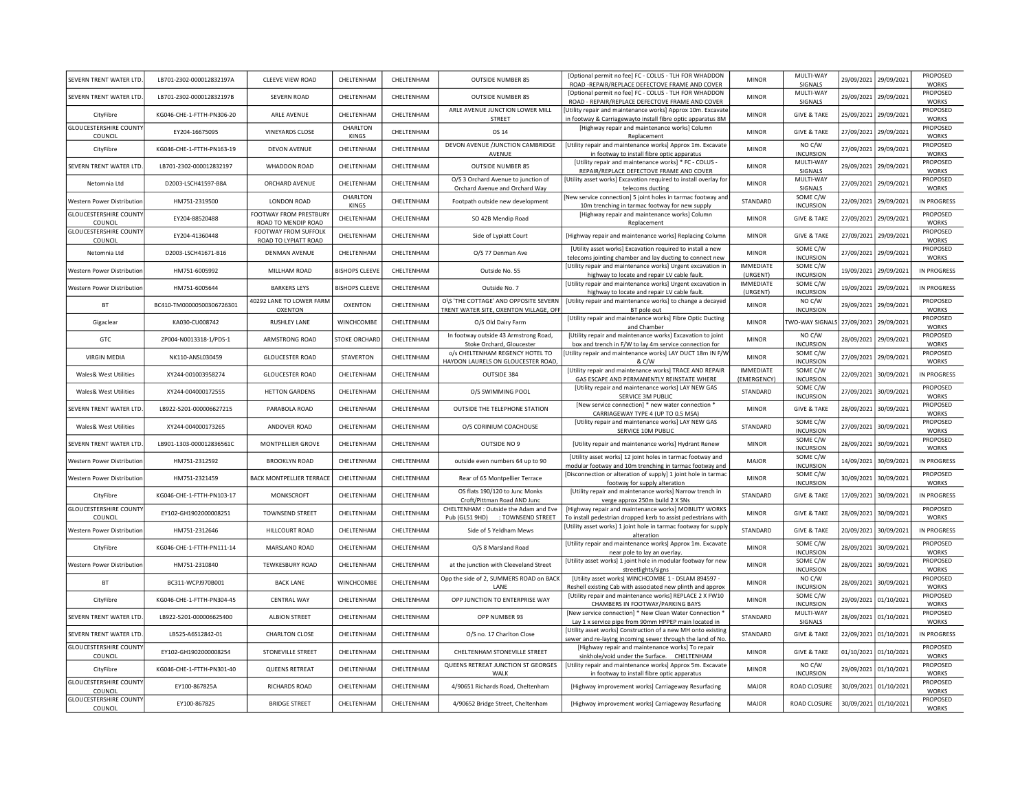| SEVERN TRENT WATER LTD. | LB701-2302-000012832197A | CLEEVE VIEW ROAD | CHELTENHAM | CHELTENHAM | OUTSIDE NUMBER 85 | [Optional permit no fee] FC - COLUS - TLH FOR WHADDON ROAD -REPAIR/REPLACE DEFECTOVE FRAME AND COVER | MINOR | MULTI-WAY SIGNALS | 29/09/2021 | 29/09/2021 | PROPOSED WORKS |
|---|---|---|---|---|---|---|---|---|---|---|---|
| SEVERN TRENT WATER LTD. | LB701-2302-000012832197B | SEVERN ROAD | CHELTENHAM | CHELTENHAM | OUTSIDE NUMBER 85 | [Optional permit no fee] FC - COLUS - TLH FOR WHADDON ROAD - REPAIR/REPLACE DEFECTOVE FRAME AND COVER | MINOR | MULTI-WAY SIGNALS | 29/09/2021 | 29/09/2021 | PROPOSED WORKS |
| CityFibre | KG046-CHE-1-FTTH-PN306-20 | ARLE AVENUE | CHELTENHAM | CHELTENHAM | ARLE AVENUE JUNCTION LOWER MILL STREET | [Utility repair and maintenance works] Approx 10m. Excavate in footway & Carriagewayto install fibre optic apparatus 8M | MINOR | GIVE & TAKE | 25/09/2021 | 29/09/2021 | PROPOSED WORKS |
| GLOUCESTERSHIRE COUNTY COUNCIL | EY204-16675095 | VINEYARDS CLOSE | CHARLTON KINGS | CHELTENHAM | OS 14 | [Highway repair and maintenance works] Column Replacement | MINOR | GIVE & TAKE | 27/09/2021 | 29/09/2021 | PROPOSED WORKS |
| CityFibre | KG046-CHE-1-FTTH-PN163-19 | DEVON AVENUE | CHELTENHAM | CHELTENHAM | DEVON AVENUE /JUNCTION CAMBRIDGE AVENUE | [Utility repair and maintenance works] Approx 1m. Excavate in footway to install fibre optic apparatus | MINOR | NO C/W INCURSION | 27/09/2021 | 29/09/2021 | PROPOSED WORKS |
| SEVERN TRENT WATER LTD. | LB701-2302-000012832197 | WHADDON ROAD | CHELTENHAM | CHELTENHAM | OUTSIDE NUMBER 85 | [Utility repair and maintenance works] * FC - COLUS - REPAIR/REPLACE DEFECTOVE FRAME AND COVER | MINOR | MULTI-WAY SIGNALS | 29/09/2021 | 29/09/2021 | PROPOSED WORKS |
| Netomnia Ltd | D2003-LSCH41597-B8A | ORCHARD AVENUE | CHELTENHAM | CHELTENHAM | O/S 3 Orchard Avenue to junction of Orchard Avenue and Orchard Way | [Utility asset works] Excavation required to install overlay for telecoms ducting | MINOR | MULTI-WAY SIGNALS | 27/09/2021 | 29/09/2021 | PROPOSED WORKS |
| Western Power Distribution | HM751-2319500 | LONDON ROAD | CHARLTON KINGS | CHELTENHAM | Footpath outside new development | [New service connection] 5 joint holes in tarmac footway and 10m trenching in tarmac footway for new supply | STANDARD | SOME C/W INCURSION | 22/09/2021 | 29/09/2021 | IN PROGRESS |
| GLOUCESTERSHIRE COUNTY COUNCIL | EY204-88520488 | FOOTWAY FROM PRESTBURY ROAD TO MENDIP ROAD | CHELTENHAM | CHELTENHAM | SO 42B Mendip Road | [Highway repair and maintenance works] Column Replacement | MINOR | GIVE & TAKE | 27/09/2021 | 29/09/2021 | PROPOSED WORKS |
| GLOUCESTERSHIRE COUNTY COUNCIL | EY204-41360448 | FOOTWAY FROM SUFFOLK ROAD TO LYPIATT ROAD | CHELTENHAM | CHELTENHAM | Side of Lypiatt Court | [Highway repair and maintenance works] Replacing Column | MINOR | GIVE & TAKE | 27/09/2021 | 29/09/2021 | PROPOSED WORKS |
| Netomnia Ltd | D2003-LSCH41671-B16 | DENMAN AVENUE | CHELTENHAM | CHELTENHAM | O/S 77 Denman Ave | [Utility asset works] Excavation required to install a new telecoms jointing chamber and lay ducting to connect new | MINOR | SOME C/W INCURSION | 27/09/2021 | 29/09/2021 | PROPOSED WORKS |
| Western Power Distribution | HM751-6005992 | MILLHAM ROAD | BISHOPS CLEEVE | CHELTENHAM | Outside No. 55 | [Utility repair and maintenance works] Urgent excavation in highway to locate and repair LV cable fault. | IMMEDIATE (URGENT) | SOME C/W INCURSION | 19/09/2021 | 29/09/2021 | IN PROGRESS |
| Western Power Distribution | HM751-6005644 | BARKERS LEYS | BISHOPS CLEEVE | CHELTENHAM | Outside No. 7 | [Utility repair and maintenance works] Urgent excavation in highway to locate and repair LV cable fault. | IMMEDIATE (URGENT) | SOME C/W INCURSION | 19/09/2021 | 29/09/2021 | IN PROGRESS |
| BT | BC410-TM00000500306726301 | 40292 LANE TO LOWER FARM OXENTON | OXENTON | CHELTENHAM | O\S 'THE COTTAGE' AND OPPOSITE SEVERN TRENT WATER SITE, OXENTON VILLAGE, OFF | [Utility repair and maintenance works] to change a decayed BT pole out | MINOR | NO C/W INCURSION | 29/09/2021 | 29/09/2021 | PROPOSED WORKS |
| Gigaclear | KA030-CU008742 | RUSHLEY LANE | WINCHCOMBE | CHELTENHAM | O/S Old Dairy Farm | [Utility repair and maintenance works] Fibre Optic Ducting and Chamber | MINOR | TWO-WAY SIGNALS | 27/09/2021 | 29/09/2021 | PROPOSED WORKS |
| GTC | ZP004-N0013318-1/PDS-1 | ARMSTRONG ROAD | STOKE ORCHARD | CHELTENHAM | In footway outside 43 Armstrong Road, Stoke Orchard, Gloucester | [Utility repair and maintenance works] Excavation to joint box and trench in F/W to lay 4m service connection for | MINOR | NO C/W INCURSION | 28/09/2021 | 29/09/2021 | PROPOSED WORKS |
| VIRGIN MEDIA | NK110-ANSL030459 | GLOUCESTER ROAD | STAVERTON | CHELTENHAM | o/s CHELTENHAM REGENCY HOTEL TO HAYDON LAURELS ON GLOUCESTER ROAD, | [Utility repair and maintenance works] LAY DUCT 18M IN F/W & C/W | MINOR | SOME C/W INCURSION | 27/09/2021 | 29/09/2021 | PROPOSED WORKS |
| Wales& West Utilities | XY244-001003958274 | GLOUCESTER ROAD | CHELTENHAM | CHELTENHAM | OUTSIDE 384 | [Utility repair and maintenance works] TRACE AND REPAIR GAS ESCAPE AND PERMANENTLY REINSTATE WHERE | IMMEDIATE (EMERGENCY) | SOME C/W INCURSION | 22/09/2021 | 30/09/2021 | IN PROGRESS |
| Wales& West Utilities | XY244-004000172555 | HETTON GARDENS | CHELTENHAM | CHELTENHAM | O/S SWIMMING POOL | [Utility repair and maintenance works] LAY NEW GAS SERVICE 3M PUBLIC | STANDARD | SOME C/W INCURSION | 27/09/2021 | 30/09/2021 | PROPOSED WORKS |
| SEVERN TRENT WATER LTD. | LB922-5201-000006627215 | PARABOLA ROAD | CHELTENHAM | CHELTENHAM | OUTSIDE THE TELEPHONE STATION | [New service connection] * new water connection * CARRIAGEWAY TYPE 4 (UP TO 0.5 MSA) | MINOR | GIVE & TAKE | 28/09/2021 | 30/09/2021 | PROPOSED WORKS |
| Wales& West Utilities | XY244-004000173265 | ANDOVER ROAD | CHELTENHAM | CHELTENHAM | O/S CORINIUM COACHOUSE | [Utility repair and maintenance works] LAY NEW GAS SERVICE 10M PUBLIC | STANDARD | SOME C/W INCURSION | 27/09/2021 | 30/09/2021 | PROPOSED WORKS |
| SEVERN TRENT WATER LTD. | LB901-1303-000012836561C | MONTPELLIER GROVE | CHELTENHAM | CHELTENHAM | OUTSIDE NO 9 | [Utility repair and maintenance works] Hydrant Renew | MINOR | SOME C/W INCURSION | 28/09/2021 | 30/09/2021 | PROPOSED WORKS |
| Western Power Distribution | HM751-2312592 | BROOKLYN ROAD | CHELTENHAM | CHELTENHAM | outside even numbers 64 up to 90 | [Utility asset works] 12 joint holes in tarmac footway and modular footway and 10m trenching in tarmac footway and | MAJOR | SOME C/W INCURSION | 14/09/2021 | 30/09/2021 | IN PROGRESS |
| Western Power Distribution | HM751-2321459 | BACK MONTPELLIER TERRACE | CHELTENHAM | CHELTENHAM | Rear of 65 Montpellier Terrace | [Disconnection or alteration of supply] 1 joint hole in tarmac footway for supply alteration | MINOR | SOME C/W INCURSION | 30/09/2021 | 30/09/2021 | PROPOSED WORKS |
| CityFibre | KG046-CHE-1-FTTH-PN103-17 | MONKSCROFT | CHELTENHAM | CHELTENHAM | OS flats 190/120 to Junc Monks Croft/Pittman Road AND Junc | [Utility repair and maintenance works] Narrow trench in verge approx 250m build 2 X SNs | STANDARD | GIVE & TAKE | 17/09/2021 | 30/09/2021 | IN PROGRESS |
| GLOUCESTERSHIRE COUNTY COUNCIL | EY102-GH1902000008251 | TOWNSEND STREET | CHELTENHAM | CHELTENHAM | CHELTENHAM : Outside the Adam and Eve Pub (GL51 9HD) : TOWNSEND STREET | [Highway repair and maintenance works] MOBILITY WORKS To install pedestrian dropped kerb to assist pedestrians with | MINOR | GIVE & TAKE | 28/09/2021 | 30/09/2021 | PROPOSED WORKS |
| Western Power Distribution | HM751-2312646 | HILLCOURT ROAD | CHELTENHAM | CHELTENHAM | Side of 5 Yeldham Mews | [Utility asset works] 1 joint hole in tarmac footway for supply alteration | STANDARD | GIVE & TAKE | 20/09/2021 | 30/09/2021 | IN PROGRESS |
| CityFibre | KG046-CHE-1-FTTH-PN111-14 | MARSLAND ROAD | CHELTENHAM | CHELTENHAM | O/S 8 Marsland Road | [Utility repair and maintenance works] Approx 1m. Excavate near pole to lay an overlay. | MINOR | SOME C/W INCURSION | 28/09/2021 | 30/09/2021 | PROPOSED WORKS |
| Western Power Distribution | HM751-2310840 | TEWKESBURY ROAD | CHELTENHAM | CHELTENHAM | at the junction with Cleeveland Street | [Utility asset works] 1 joint hole in modular footway for new streetlights/signs | MINOR | SOME C/W INCURSION | 28/09/2021 | 30/09/2021 | PROPOSED WORKS |
| BT | BC311-WCPJ970B001 | BACK LANE | WINCHCOMBE | CHELTENHAM | Opp the side of 2, SUMMERS ROAD on BACK LANE | [Utility asset works] WINCHCOMBE 1 - DSLAM 894597 - Reshell existing Cab with associated new plinth and approx | MINOR | NO C/W INCURSION | 28/09/2021 | 30/09/2021 | PROPOSED WORKS |
| CityFibre | KG046-CHE-1-FTTH-PN304-45 | CENTRAL WAY | CHELTENHAM | CHELTENHAM | OPP JUNCTION TO ENTERPRISE WAY | [Utility repair and maintenance works] REPLACE 2 X FW10 CHAMBERS IN FOOTWAY/PARKING BAYS | MINOR | SOME C/W INCURSION | 29/09/2021 | 01/10/2021 | PROPOSED WORKS |
| SEVERN TRENT WATER LTD. | LB922-5201-000006625400 | ALBION STREET | CHELTENHAM | CHELTENHAM | OPP NUMBER 93 | [New service connection] * New Clean Water Connection * Lay 1 x service pipe from 90mm HPPEP main located in | STANDARD | MULTI-WAY SIGNALS | 28/09/2021 | 01/10/2021 | PROPOSED WORKS |
| SEVERN TRENT WATER LTD. | LB525-A6S12842-01 | CHARLTON CLOSE | CHELTENHAM | CHELTENHAM | O/S no. 17 Charlton Close | [Utility asset works] Construction of a new MH onto existing sewer and re-laying incoming sewer through the land of No. | STANDARD | GIVE & TAKE | 22/09/2021 | 01/10/2021 | IN PROGRESS |
| GLOUCESTERSHIRE COUNTY COUNCIL | EY102-GH1902000008254 | STONEVILLE STREET | CHELTENHAM | CHELTENHAM | CHELTENHAM STONEVILLE STREET | [Highway repair and maintenance works] To repair sinkhole/void under the Surface. CHELTENHAM | MINOR | GIVE & TAKE | 01/10/2021 | 01/10/2021 | PROPOSED WORKS |
| CityFibre | KG046-CHE-1-FTTH-PN301-40 | QUEENS RETREAT | CHELTENHAM | CHELTENHAM | QUEENS RETREAT JUNCTION ST GEORGES WALK | [Utility repair and maintenance works] Approx 5m. Excavate in footway to install fibre optic apparatus | MINOR | NO C/W INCURSION | 29/09/2021 | 01/10/2021 | PROPOSED WORKS |
| GLOUCESTERSHIRE COUNTY COUNCIL | EY100-867825A | RICHARDS ROAD | CHELTENHAM | CHELTENHAM | 4/90651 Richards Road, Cheltenham | [Highway improvement works] Carriageway Resurfacing | MAJOR | ROAD CLOSURE | 30/09/2021 | 01/10/2021 | PROPOSED WORKS |
| GLOUCESTERSHIRE COUNTY COUNCIL | EY100-867825 | BRIDGE STREET | CHELTENHAM | CHELTENHAM | 4/90652 Bridge Street, Cheltenham | [Highway improvement works] Carriageway Resurfacing | MAJOR | ROAD CLOSURE | 30/09/2021 | 01/10/2021 | PROPOSED WORKS |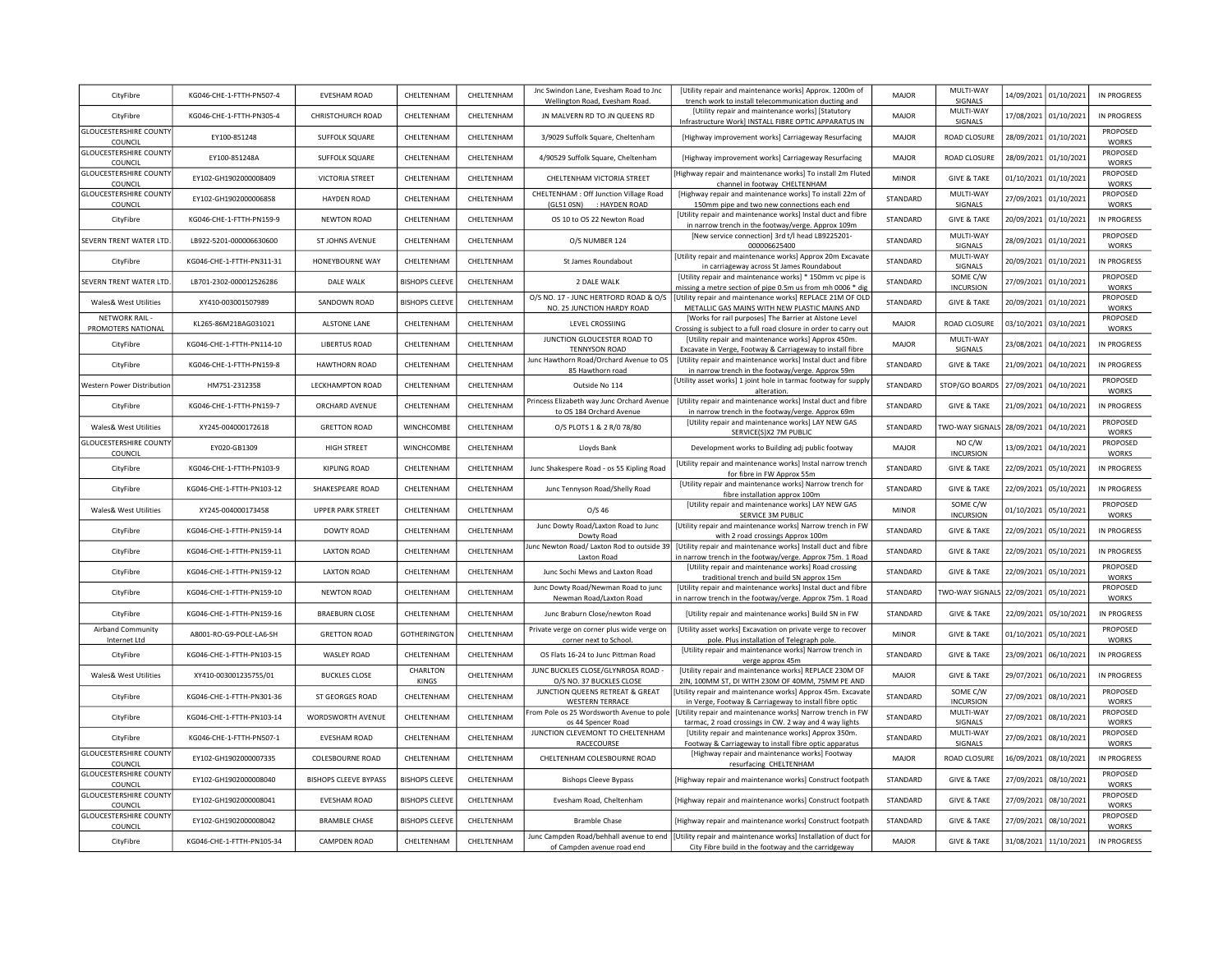| CityFibre | KG046-CHE-1-FTTH-PN507-4 | EVESHAM ROAD | CHELTENHAM | CHELTENHAM | Jnc Swindon Lane, Evesham Road to Jnc Wellington Road, Evesham Road. | [Utility repair and maintenance works] Approx. 1200m of trench work to install telecommunication ducting and | MAJOR | MULTI-WAY SIGNALS | 14/09/2021 | 01/10/2021 | IN PROGRESS |
|---|---|---|---|---|---|---|---|---|---|---|---|
| CityFibre | KG046-CHE-1-FTTH-PN305-4 | CHRISTCHURCH ROAD | CHELTENHAM | CHELTENHAM | JN MALVERN RD TO JN QUEENS RD | [Utility repair and maintenance works] [Statutory Infrastructure Work] INSTALL FIBRE OPTIC APPARATUS IN | MAJOR | MULTI-WAY SIGNALS | 17/08/2021 | 01/10/2021 | IN PROGRESS |
| GLOUCESTERSHIRE COUNTY COUNCIL | EY100-851248 | SUFFOLK SQUARE | CHELTENHAM | CHELTENHAM | 3/9029 Suffolk Square, Cheltenham | [Highway improvement works] Carriageway Resurfacing | MAJOR | ROAD CLOSURE | 28/09/2021 | 01/10/2021 | PROPOSED WORKS |
| GLOUCESTERSHIRE COUNTY COUNCIL | EY100-851248A | SUFFOLK SQUARE | CHELTENHAM | CHELTENHAM | 4/90529 Suffolk Square, Cheltenham | [Highway improvement works] Carriageway Resurfacing | MAJOR | ROAD CLOSURE | 28/09/2021 | 01/10/2021 | PROPOSED WORKS |
| GLOUCESTERSHIRE COUNTY COUNCIL | EY102-GH1902000008409 | VICTORIA STREET | CHELTENHAM | CHELTENHAM | CHELTENHAM VICTORIA STREET | [Highway repair and maintenance works] To install 2m Fluted channel in footway CHELTENHAM | MINOR | GIVE & TAKE | 01/10/2021 | 01/10/2021 | PROPOSED WORKS |
| GLOUCESTERSHIRE COUNTY COUNCIL | EY102-GH1902000006858 | HAYDEN ROAD | CHELTENHAM | CHELTENHAM | CHELTENHAM : Off Junction Village Road (GL51 0SN) : HAYDEN ROAD | [Highway repair and maintenance works] To install 22m of 150mm pipe and two new connections each end | STANDARD | MULTI-WAY SIGNALS | 27/09/2021 | 01/10/2021 | PROPOSED WORKS |
| CityFibre | KG046-CHE-1-FTTH-PN159-9 | NEWTON ROAD | CHELTENHAM | CHELTENHAM | OS 10 to OS 22 Newton Road | [Utility repair and maintenance works] Instal duct and fibre in narrow trench in the footway/verge. Approx 109m | STANDARD | GIVE & TAKE | 20/09/2021 | 01/10/2021 | IN PROGRESS |
| SEVERN TRENT WATER LTD. | LB922-5201-000006630600 | ST JOHNS AVENUE | CHELTENHAM | CHELTENHAM | O/S NUMBER 124 | [New service connection] 3rd t/l head LB9225201-000006625400 | STANDARD | MULTI-WAY SIGNALS | 28/09/2021 | 01/10/2021 | PROPOSED WORKS |
| CityFibre | KG046-CHE-1-FTTH-PN311-31 | HONEYBOURNE WAY | CHELTENHAM | CHELTENHAM | St James Roundabout | [Utility repair and maintenance works] Approx 20m Excavate in carriageway across St James Roundabout | STANDARD | MULTI-WAY SIGNALS | 20/09/2021 | 01/10/2021 | IN PROGRESS |
| SEVERN TRENT WATER LTD. | LB701-2302-000012526286 | DALE WALK | BISHOPS CLEEVE | CHELTENHAM | 2 DALE WALK | [Utility repair and maintenance works] * 150mm vc pipe is missing a metre section of pipe 0.5m us from mh 0006 * dig | STANDARD | SOME C/W INCURSION | 27/09/2021 | 01/10/2021 | PROPOSED WORKS |
| Wales& West Utilities | XY410-003001507989 | SANDOWN ROAD | BISHOPS CLEEVE | CHELTENHAM | O/S NO. 17 - JUNC HERTFORD ROAD & O/S NO. 25 JUNCTION HARDY ROAD | [Utility repair and maintenance works] REPLACE 21M OF OLD METALLIC GAS MAINS WITH NEW PLASTIC MAINS AND | STANDARD | GIVE & TAKE | 20/09/2021 | 01/10/2021 | PROPOSED WORKS |
| NETWORK RAIL - PROMOTERS NATIONAL | KL265-86M21BAG031021 | ALSTONE LANE | CHELTENHAM | CHELTENHAM | LEVEL CROSSIING | [Works for rail purposes] The Barrier at Alstone Level Crossing is subject to a full road closure in order to carry out | MAJOR | ROAD CLOSURE | 03/10/2021 | 03/10/2021 | PROPOSED WORKS |
| CityFibre | KG046-CHE-1-FTTH-PN114-10 | LIBERTUS ROAD | CHELTENHAM | CHELTENHAM | JUNCTION GLOUCESTER ROAD TO TENNYSON ROAD | [Utility repair and maintenance works] Approx 450m. Excavate in Verge, Footway & Carriageway to install fibre | MAJOR | MULTI-WAY SIGNALS | 23/08/2021 | 04/10/2021 | IN PROGRESS |
| CityFibre | KG046-CHE-1-FTTH-PN159-8 | HAWTHORN ROAD | CHELTENHAM | CHELTENHAM | Junc Hawthorn Road/Orchard Avenue to OS 85 Hawthorn road | [Utility repair and maintenance works] Instal duct and fibre in narrow trench in the footway/verge. Approx 59m | STANDARD | GIVE & TAKE | 21/09/2021 | 04/10/2021 | IN PROGRESS |
| Western Power Distribution | HM751-2312358 | LECKHAMPTON ROAD | CHELTENHAM | CHELTENHAM | Outside No 114 | [Utility asset works] 1 joint hole in tarmac footway for supply alteration. | STANDARD | STOP/GO BOARDS | 27/09/2021 | 04/10/2021 | PROPOSED WORKS |
| CityFibre | KG046-CHE-1-FTTH-PN159-7 | ORCHARD AVENUE | CHELTENHAM | CHELTENHAM | Princess Elizabeth way Junc Orchard Avenue to OS 184 Orchard Avenue | [Utility repair and maintenance works] Instal duct and fibre in narrow trench in the footway/verge. Approx 69m | STANDARD | GIVE & TAKE | 21/09/2021 | 04/10/2021 | IN PROGRESS |
| Wales& West Utilities | XY245-004000172618 | GRETTON ROAD | WINCHCOMBE | CHELTENHAM | O/S PLOTS 1 & 2 R/0 78/80 | [Utility repair and maintenance works] LAY NEW GAS SERVICE(S)X2 7M PUBLIC | STANDARD | TWO-WAY SIGNALS | 28/09/2021 | 04/10/2021 | PROPOSED WORKS |
| GLOUCESTERSHIRE COUNTY COUNCIL | EY020-GB1309 | HIGH STREET | WINCHCOMBE | CHELTENHAM | Lloyds Bank | Development works to Building adj public footway | MAJOR | NO C/W INCURSION | 13/09/2021 | 04/10/2021 | PROPOSED WORKS |
| CityFibre | KG046-CHE-1-FTTH-PN103-9 | KIPLING ROAD | CHELTENHAM | CHELTENHAM | Junc Shakespere Road - os 55 Kipling Road | [Utility repair and maintenance works] Instal narrow trench for fibre in FW Approx 55m | STANDARD | GIVE & TAKE | 22/09/2021 | 05/10/2021 | IN PROGRESS |
| CityFibre | KG046-CHE-1-FTTH-PN103-12 | SHAKESPEARE ROAD | CHELTENHAM | CHELTENHAM | Junc Tennyson Road/Shelly Road | [Utility repair and maintenance works] Narrow trench for fibre installation approx 100m | STANDARD | GIVE & TAKE | 22/09/2021 | 05/10/2021 | IN PROGRESS |
| Wales& West Utilities | XY245-004000173458 | UPPER PARK STREET | CHELTENHAM | CHELTENHAM | O/S 46 | [Utility repair and maintenance works] LAY NEW GAS SERVICE 3M PUBLIC | MINOR | SOME C/W INCURSION | 01/10/2021 | 05/10/2021 | PROPOSED WORKS |
| CityFibre | KG046-CHE-1-FTTH-PN159-14 | DOWTY ROAD | CHELTENHAM | CHELTENHAM | Junc Dowty Road/Laxton Road to Junc Dowty Road | [Utility repair and maintenance works] Narrow trench in FW with 2 road crossings Approx 100m | STANDARD | GIVE & TAKE | 22/09/2021 | 05/10/2021 | IN PROGRESS |
| CityFibre | KG046-CHE-1-FTTH-PN159-11 | LAXTON ROAD | CHELTENHAM | CHELTENHAM | Junc Newton Road/ Laxton Rod to outside 39 Laxton Road | [Utility repair and maintenance works] Install duct and fibre in narrow trench in the footway/verge. Approx 75m. 1 Road | STANDARD | GIVE & TAKE | 22/09/2021 | 05/10/2021 | IN PROGRESS |
| CityFibre | KG046-CHE-1-FTTH-PN159-12 | LAXTON ROAD | CHELTENHAM | CHELTENHAM | Junc Sochi Mews and Laxton Road | [Utility repair and maintenance works] Road crossing traditional trench and build SN approx 15m | STANDARD | GIVE & TAKE | 22/09/2021 | 05/10/2021 | PROPOSED WORKS |
| CityFibre | KG046-CHE-1-FTTH-PN159-10 | NEWTON ROAD | CHELTENHAM | CHELTENHAM | Junc Dowty Road/Newman Road to junc Newman Road/Laxton Road | [Utility repair and maintenance works] Instal duct and fibre in narrow trench in the footway/verge. Approx 75m. 1 Road | STANDARD | TWO-WAY SIGNALS | 22/09/2021 | 05/10/2021 | PROPOSED WORKS |
| CityFibre | KG046-CHE-1-FTTH-PN159-16 | BRAEBURN CLOSE | CHELTENHAM | CHELTENHAM | Junc Braburn Close/newton Road | [Utility repair and maintenance works] Build SN in FW | STANDARD | GIVE & TAKE | 22/09/2021 | 05/10/2021 | IN PROGRESS |
| Airband Community Internet Ltd | A8001-RO-G9-POLE-LA6-SH | GRETTON ROAD | GOTHERINGTON | CHELTENHAM | Private verge on corner plus wide verge on corner next to School. | [Utility asset works] Excavation on private verge to recover pole. Plus installation of Telegraph pole. | MINOR | GIVE & TAKE | 01/10/2021 | 05/10/2021 | PROPOSED WORKS |
| CityFibre | KG046-CHE-1-FTTH-PN103-15 | WASLEY ROAD | CHELTENHAM | CHELTENHAM | OS Flats 16-24 to Junc Pittman Road | [Utility repair and maintenance works] Narrow trench in verge approx 45m | STANDARD | GIVE & TAKE | 23/09/2021 | 06/10/2021 | IN PROGRESS |
| Wales& West Utilities | XY410-003001235755/01 | BUCKLES CLOSE | CHARLTON KINGS | CHELTENHAM | JUNC BUCKLES CLOSE/GLYNROSA ROAD - O/S NO. 37 BUCKLES CLOSE | [Utility repair and maintenance works] REPLACE 230M OF 2IN, 100MM ST, DI WITH 230M OF 40MM, 75MM PE AND | MAJOR | GIVE & TAKE | 29/07/2021 | 06/10/2021 | IN PROGRESS |
| CityFibre | KG046-CHE-1-FTTH-PN301-36 | ST GEORGES ROAD | CHELTENHAM | CHELTENHAM | JUNCTION QUEENS RETREAT & GREAT WESTERN TERRACE | [Utility repair and maintenance works] Approx 45m. Excavate in Verge, Footway & Carriageway to install fibre optic | STANDARD | SOME C/W INCURSION | 27/09/2021 | 08/10/2021 | PROPOSED WORKS |
| CityFibre | KG046-CHE-1-FTTH-PN103-14 | WORDSWORTH AVENUE | CHELTENHAM | CHELTENHAM | From Pole os 25 Wordsworth Avenue to pole os 44 Spencer Road | [Utility repair and maintenance works] Narrow trench in FW tarmac, 2 road crossings in CW. 2 way and 4 way lights | STANDARD | MULTI-WAY SIGNALS | 27/09/2021 | 08/10/2021 | PROPOSED WORKS |
| CityFibre | KG046-CHE-1-FTTH-PN507-1 | EVESHAM ROAD | CHELTENHAM | CHELTENHAM | JUNCTION CLEVEMONT TO CHELTENHAM RACECOURSE | [Utility repair and maintenance works] Approx 350m. Footway & Carriageway to install fibre optic apparatus | STANDARD | MULTI-WAY SIGNALS | 27/09/2021 | 08/10/2021 | PROPOSED WORKS |
| GLOUCESTERSHIRE COUNTY COUNCIL | EY102-GH1902000007335 | COLESBOURNE ROAD | CHELTENHAM | CHELTENHAM | CHELTENHAM COLESBOURNE ROAD | [Highway repair and maintenance works] Footway resurfacing CHELTENHAM | MAJOR | ROAD CLOSURE | 16/09/2021 | 08/10/2021 | IN PROGRESS |
| GLOUCESTERSHIRE COUNTY COUNCIL | EY102-GH1902000008040 | BISHOPS CLEEVE BYPASS | BISHOPS CLEEVE | CHELTENHAM | Bishops Cleeve Bypass | [Highway repair and maintenance works] Construct footpath | STANDARD | GIVE & TAKE | 27/09/2021 | 08/10/2021 | PROPOSED WORKS |
| GLOUCESTERSHIRE COUNTY COUNCIL | EY102-GH1902000008041 | EVESHAM ROAD | BISHOPS CLEEVE | CHELTENHAM | Evesham Road, Cheltenham | [Highway repair and maintenance works] Construct footpath | STANDARD | GIVE & TAKE | 27/09/2021 | 08/10/2021 | PROPOSED WORKS |
| GLOUCESTERSHIRE COUNTY COUNCIL | EY102-GH1902000008042 | BRAMBLE CHASE | BISHOPS CLEEVE | CHELTENHAM | Bramble Chase | [Highway repair and maintenance works] Construct footpath | STANDARD | GIVE & TAKE | 27/09/2021 | 08/10/2021 | PROPOSED WORKS |
| CityFibre | KG046-CHE-1-FTTH-PN105-34 | CAMPDEN ROAD | CHELTENHAM | CHELTENHAM | Junc Campden Road/behhall avenue to end of Campden avenue road end | [Utility repair and maintenance works] Installation of duct for City Fibre build in the footway and the carridgeway | MAJOR | GIVE & TAKE | 31/08/2021 | 11/10/2021 | IN PROGRESS |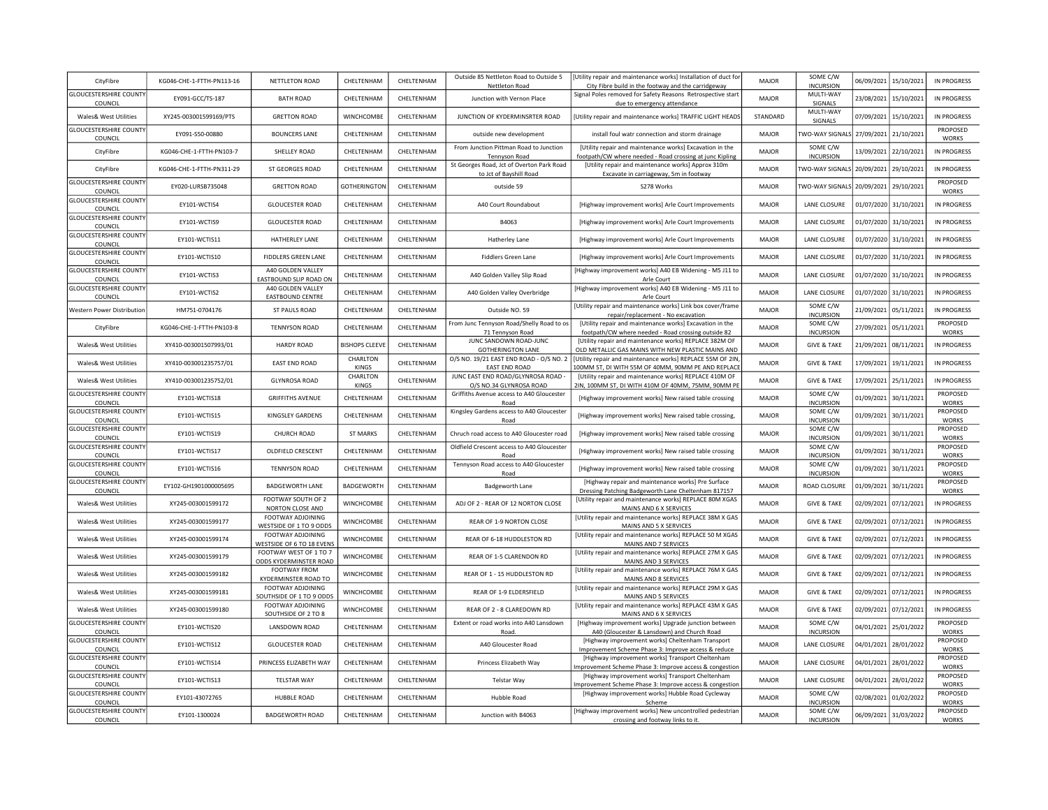| CityFibre | KG046-CHE-1-FTTH-PN113-16 | NETTLETON ROAD | CHELTENHAM | CHELTENHAM | Outside 85 Nettleton Road to Outside 5 Nettleton Road | [Utility repair and maintenance works] Installation of duct for City Fibre build in the footway and the carridgeway | MAJOR | SOME C/W INCURSION | 06/09/2021 | 15/10/2021 | IN PROGRESS |
|---|---|---|---|---|---|---|---|---|---|---|---|
| GLOUCESTERSHIRE COUNTY COUNCIL | EY091-GCC/TS-187 | BATH ROAD | CHELTENHAM | CHELTENHAM | Junction with Vernon Place | Signal Poles removed for Safety Reasons Retrospective start due to emergency attendance | MAJOR | MULTI-WAY SIGNALS | 23/08/2021 | 15/10/2021 | IN PROGRESS |
| Wales& West Utilities | XY245-003001599169/PTS | GRETTON ROAD | WINCHCOMBE | CHELTENHAM | JUNCTION OF KYDERMINSRTER ROAD | [Utility repair and maintenance works] TRAFFIC LIGHT HEADS | STANDARD | MULTI-WAY SIGNALS | 07/09/2021 | 15/10/2021 | IN PROGRESS |
| GLOUCESTERSHIRE COUNTY COUNCIL | EY091-S50-00880 | BOUNCERS LANE | CHELTENHAM | CHELTENHAM | outside new development | install foul watr connection and storm drainage | MAJOR | TWO-WAY SIGNALS | 27/09/2021 | 21/10/2021 | PROPOSED WORKS |
| CityFibre | KG046-CHE-1-FTTH-PN103-7 | SHELLEY ROAD | CHELTENHAM | CHELTENHAM | From Junction Pittman Road to Junction Tennyson Road | [Utility repair and maintenance works] Excavation in the footpath/CW where needed - Road crossing at junc Kipling | MAJOR | SOME C/W INCURSION | 13/09/2021 | 22/10/2021 | IN PROGRESS |
| CityFibre | KG046-CHE-1-FTTH-PN311-29 | ST GEORGES ROAD | CHELTENHAM | CHELTENHAM | St Georges Road, Jct of Overton Park Road to Jct of Bayshill Road | [Utility repair and maintenance works] Approx 310m Excavate in carriageway, 5m in footway | MAJOR | TWO-WAY SIGNALS | 20/09/2021 | 29/10/2021 | IN PROGRESS |
| GLOUCESTERSHIRE COUNTY COUNCIL | EY020-LURSB735048 | GRETTON ROAD | GOTHERINGTON | CHELTENHAM | outside 59 | S278 Works | MAJOR | TWO-WAY SIGNALS | 20/09/2021 | 29/10/2021 | PROPOSED WORKS |
| GLOUCESTERSHIRE COUNTY COUNCIL | EY101-WCTIS4 | GLOUCESTER ROAD | CHELTENHAM | CHELTENHAM | A40 Court Roundabout | [Highway improvement works] Arle Court Improvements | MAJOR | LANE CLOSURE | 01/07/2020 | 31/10/2021 | IN PROGRESS |
| GLOUCESTERSHIRE COUNTY COUNCIL | EY101-WCTIS9 | GLOUCESTER ROAD | CHELTENHAM | CHELTENHAM | B4063 | [Highway improvement works] Arle Court Improvements | MAJOR | LANE CLOSURE | 01/07/2020 | 31/10/2021 | IN PROGRESS |
| GLOUCESTERSHIRE COUNTY COUNCIL | EY101-WCTIS11 | HATHERLEY LANE | CHELTENHAM | CHELTENHAM | Hatherley Lane | [Highway improvement works] Arle Court Improvements | MAJOR | LANE CLOSURE | 01/07/2020 | 31/10/2021 | IN PROGRESS |
| GLOUCESTERSHIRE COUNTY COUNCIL | EY101-WCTIS10 | FIDDLERS GREEN LANE | CHELTENHAM | CHELTENHAM | Fiddlers Green Lane | [Highway improvement works] Arle Court Improvements | MAJOR | LANE CLOSURE | 01/07/2020 | 31/10/2021 | IN PROGRESS |
| GLOUCESTERSHIRE COUNTY COUNCIL | EY101-WCTIS3 | A40 GOLDEN VALLEY EASTBOUND SLIP ROAD ON | CHELTENHAM | CHELTENHAM | A40 Golden Valley Slip Road | [Highway improvement works] A40 EB Widening - M5 J11 to Arle Court | MAJOR | LANE CLOSURE | 01/07/2020 | 31/10/2021 | IN PROGRESS |
| GLOUCESTERSHIRE COUNTY COUNCIL | EY101-WCTIS2 | A40 GOLDEN VALLEY EASTBOUND CENTRE | CHELTENHAM | CHELTENHAM | A40 Golden Valley Overbridge | [Highway improvement works] A40 EB Widening - M5 J11 to Arle Court | MAJOR | LANE CLOSURE | 01/07/2020 | 31/10/2021 | IN PROGRESS |
| Western Power Distribution | HM751-0704176 | ST PAULS ROAD | CHELTENHAM | CHELTENHAM | Outside NO. 59 | [Utility repair and maintenance works] Link box cover/frame repair/replacement - No excavation | MAJOR | SOME C/W INCURSION | 21/09/2021 | 05/11/2021 | IN PROGRESS |
| CityFibre | KG046-CHE-1-FTTH-PN103-8 | TENNYSON ROAD | CHELTENHAM | CHELTENHAM | From Junc Tennyson Road/Shelly Road to os 71 Tennyson Road | [Utility repair and maintenance works] Excavation in the footpath/CW where needed - Road crossing outside 82 | MAJOR | SOME C/W INCURSION | 27/09/2021 | 05/11/2021 | PROPOSED WORKS |
| Wales& West Utilities | XY410-003001507993/01 | HARDY ROAD | BISHOPS CLEEVE | CHELTENHAM | JUNC SANDOWN ROAD-JUNC GOTHERINGTON LANE | [Utility repair and maintenance works] REPLACE 382M OF OLD METALLIC GAS MAINS WITH NEW PLASTIC MAINS AND | MAJOR | GIVE & TAKE | 21/09/2021 | 08/11/2021 | IN PROGRESS |
| Wales& West Utilities | XY410-003001235757/01 | EAST END ROAD | CHARLTON KINGS | CHELTENHAM | O/S NO. 19/21 EAST END ROAD - O/S NO. 2 EAST END ROAD | [Utility repair and maintenance works] REPLACE 55M OF 2IN, 100MM ST, DI WITH 55M OF 40MM, 90MM PE AND REPLACE | MAJOR | GIVE & TAKE | 17/09/2021 | 19/11/2021 | IN PROGRESS |
| Wales& West Utilities | XY410-003001235752/01 | GLYNROSA ROAD | CHARLTON KINGS | CHELTENHAM | JUNC EAST END ROAD/GLYNROSA ROAD - O/S NO.34 GLYNROSA ROAD | [Utility repair and maintenance works] REPLACE 410M OF 2IN, 100MM ST, DI WITH 410M OF 40MM, 75MM, 90MM PE | MAJOR | GIVE & TAKE | 17/09/2021 | 25/11/2021 | IN PROGRESS |
| GLOUCESTERSHIRE COUNTY COUNCIL | EY101-WCTIS18 | GRIFFITHS AVENUE | CHELTENHAM | CHELTENHAM | Griffiths Avenue access to A40 Gloucester Road | [Highway improvement works] New raised table crossing | MAJOR | SOME C/W INCURSION | 01/09/2021 | 30/11/2021 | PROPOSED WORKS |
| GLOUCESTERSHIRE COUNTY COUNCIL | EY101-WCTIS15 | KINGSLEY GARDENS | CHELTENHAM | CHELTENHAM | Kingsley Gardens access to A40 Gloucester Road | [Highway improvement works] New raised table crossing, | MAJOR | SOME C/W INCURSION | 01/09/2021 | 30/11/2021 | PROPOSED WORKS |
| GLOUCESTERSHIRE COUNTY COUNCIL | EY101-WCTIS19 | CHURCH ROAD | ST MARKS | CHELTENHAM | Chruch road access to A40 Gloucester road | [Highway improvement works] New raised table crossing | MAJOR | SOME C/W INCURSION | 01/09/2021 | 30/11/2021 | PROPOSED WORKS |
| GLOUCESTERSHIRE COUNTY COUNCIL | EY101-WCTIS17 | OLDFIELD CRESCENT | CHELTENHAM | CHELTENHAM | Oldfield Crescent access to A40 Gloucester Road | [Highway improvement works] New raised table crossing | MAJOR | SOME C/W INCURSION | 01/09/2021 | 30/11/2021 | PROPOSED WORKS |
| GLOUCESTERSHIRE COUNTY COUNCIL | EY101-WCTIS16 | TENNYSON ROAD | CHELTENHAM | CHELTENHAM | Tennyson Road access to A40 Gloucester Road | [Highway improvement works] New raised table crossing | MAJOR | SOME C/W INCURSION | 01/09/2021 | 30/11/2021 | PROPOSED WORKS |
| GLOUCESTERSHIRE COUNTY COUNCIL | EY102-GH1901000005695 | BADGEWORTH LANE | BADGEWORTH | CHELTENHAM | Badgeworth Lane | [Highway repair and maintenance works] Pre Surface Dressing Patching Badgeworth Lane Cheltenham 817157 | MAJOR | ROAD CLOSURE | 01/09/2021 | 30/11/2021 | PROPOSED WORKS |
| Wales& West Utilities | XY245-003001599172 | FOOTWAY SOUTH OF 2 NORTON CLOSE AND | WINCHCOMBE | CHELTENHAM | ADJ OF 2 - REAR OF 12 NORTON CLOSE | [Utility repair and maintenance works] REPLACE 80M XGAS MAINS AND 6 X SERVICES | MAJOR | GIVE & TAKE | 02/09/2021 | 07/12/2021 | IN PROGRESS |
| Wales& West Utilities | XY245-003001599177 | FOOTWAY ADJOINING WESTSIDE OF 1 TO 9 ODDS | WINCHCOMBE | CHELTENHAM | REAR OF 1-9 NORTON CLOSE | [Utility repair and maintenance works] REPLACE 38M X GAS MAINS AND 5 X SERVICES | MAJOR | GIVE & TAKE | 02/09/2021 | 07/12/2021 | IN PROGRESS |
| Wales& West Utilities | XY245-003001599174 | FOOTWAY ADJOINING WESTSIDE OF 6 TO 18 EVENS | WINCHCOMBE | CHELTENHAM | REAR OF 6-18 HUDDLESTON RD | [Utility repair and maintenance works] REPLACE 50 M XGAS MAINS AND 7 SERVICES | MAJOR | GIVE & TAKE | 02/09/2021 | 07/12/2021 | IN PROGRESS |
| Wales& West Utilities | XY245-003001599179 | FOOTWAY WEST OF 1 TO 7 ODDS KYDERMINSTER ROAD | WINCHCOMBE | CHELTENHAM | REAR OF 1-5 CLARENDON RD | [Utility repair and maintenance works] REPLACE 27M X GAS MAINS AND 3 SERVICES | MAJOR | GIVE & TAKE | 02/09/2021 | 07/12/2021 | IN PROGRESS |
| Wales& West Utilities | XY245-003001599182 | FOOTWAY FROM KYDERMINSTER ROAD TO | WINCHCOMBE | CHELTENHAM | REAR OF 1 - 15 HUDDLESTON RD | [Utility repair and maintenance works] REPLACE 76M X GAS MAINS AND 8 SERVICES | MAJOR | GIVE & TAKE | 02/09/2021 | 07/12/2021 | IN PROGRESS |
| Wales& West Utilities | XY245-003001599181 | FOOTWAY ADJOINING SOUTHSIDE OF 1 TO 9 ODDS | WINCHCOMBE | CHELTENHAM | REAR OF 1-9 ELDERSFIELD | [Utility repair and maintenance works] REPLACE 29M X GAS MAINS AND 5 SERVICES | MAJOR | GIVE & TAKE | 02/09/2021 | 07/12/2021 | IN PROGRESS |
| Wales& West Utilities | XY245-003001599180 | FOOTWAY ADJOINING SOUTHSIDE OF 2 TO 8 | WINCHCOMBE | CHELTENHAM | REAR OF 2 - 8 CLAREDOWN RD | [Utility repair and maintenance works] REPLACE 43M X GAS MAINS AND 6 X SERVICES | MAJOR | GIVE & TAKE | 02/09/2021 | 07/12/2021 | IN PROGRESS |
| GLOUCESTERSHIRE COUNTY COUNCIL | EY101-WCTIS20 | LANSDOWN ROAD | CHELTENHAM | CHELTENHAM | Extent or road works into A40 Lansdown Road. | [Highway improvement works] Upgrade junction between A40 (Gloucester & Lansdown) and Church Road | MAJOR | SOME C/W INCURSION | 04/01/2021 | 25/01/2022 | PROPOSED WORKS |
| GLOUCESTERSHIRE COUNTY COUNCIL | EY101-WCTIS12 | GLOUCESTER ROAD | CHELTENHAM | CHELTENHAM | A40 Gloucester Road | [Highway improvement works] Cheltenham Transport Improvement Scheme Phase 3: Improve access & reduce | MAJOR | LANE CLOSURE | 04/01/2021 | 28/01/2022 | PROPOSED WORKS |
| GLOUCESTERSHIRE COUNTY COUNCIL | EY101-WCTIS14 | PRINCESS ELIZABETH WAY | CHELTENHAM | CHELTENHAM | Princess Elizabeth Way | [Highway improvement works] Transport Cheltenham Improvement Scheme Phase 3: Improve access & congestion | MAJOR | LANE CLOSURE | 04/01/2021 | 28/01/2022 | PROPOSED WORKS |
| GLOUCESTERSHIRE COUNTY COUNCIL | EY101-WCTIS13 | TELSTAR WAY | CHELTENHAM | CHELTENHAM | Telstar Way | [Highway improvement works] Transport Cheltenham Improvement Scheme Phase 3: Improve access & congestion | MAJOR | LANE CLOSURE | 04/01/2021 | 28/01/2022 | PROPOSED WORKS |
| GLOUCESTERSHIRE COUNTY COUNCIL | EY101-43072765 | HUBBLE ROAD | CHELTENHAM | CHELTENHAM | Hubble Road | [Highway improvement works] Hubble Road Cycleway Scheme | MAJOR | SOME C/W INCURSION | 02/08/2021 | 01/02/2022 | PROPOSED WORKS |
| GLOUCESTERSHIRE COUNTY COUNCIL | EY101-1300024 | BADGEWORTH ROAD | CHELTENHAM | CHELTENHAM | Junction with B4063 | [Highway improvement works] New uncontrolled pedestrian crossing and footway links to it. | MAJOR | SOME C/W INCURSION | 06/09/2021 | 31/03/2022 | PROPOSED WORKS |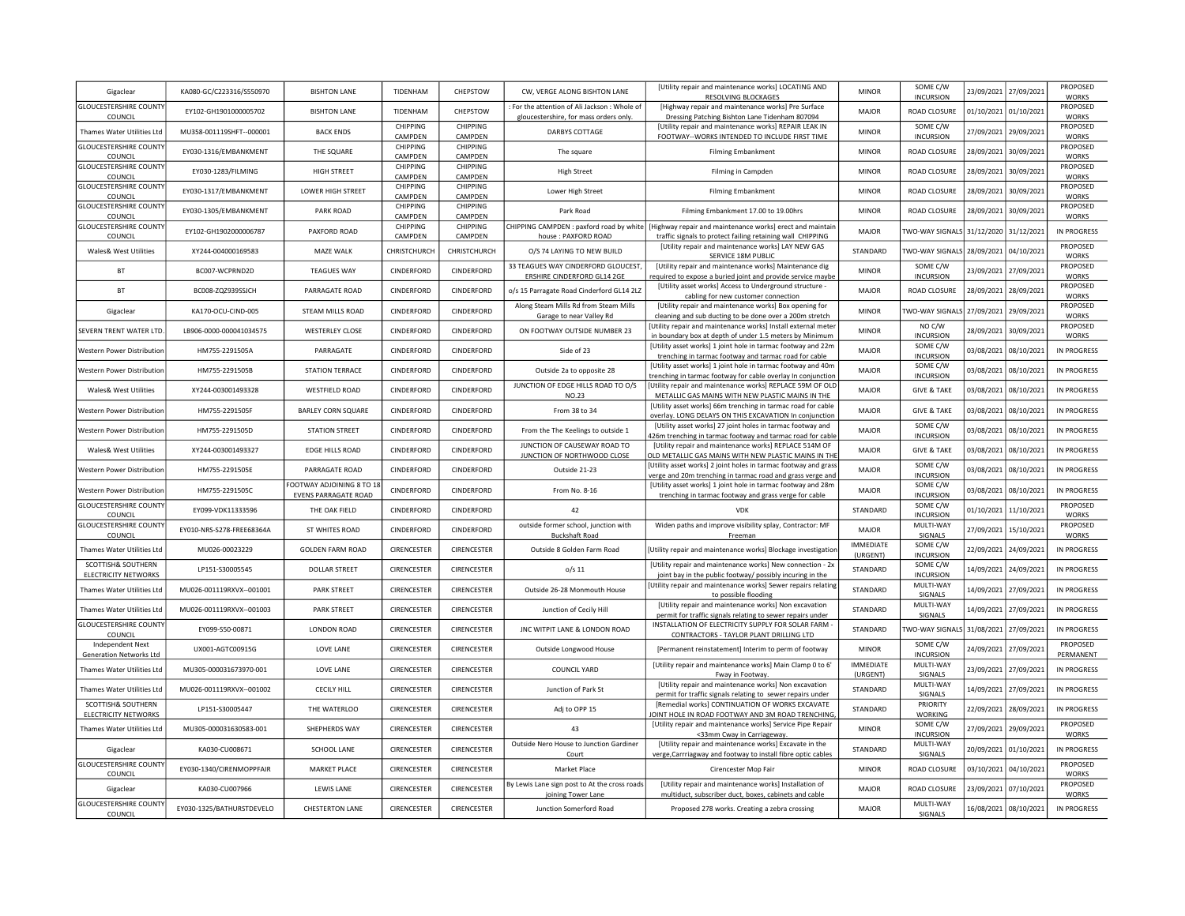| Gigaclear | KA080-GC/C223316/S550970 | BISHTON LANE | TIDENHAM | CHEPSTOW | CW, VERGE ALONG BISHTON LANE | [Utility repair and maintenance works] LOCATING AND RESOLVING BLOCKAGES | MINOR | SOME C/W INCURSION | 23/09/2021 | 27/09/2021 | PROPOSED WORKS |
|---|---|---|---|---|---|---|---|---|---|---|---|
| GLOUCESTERSHIRE COUNTY COUNCIL | EY102-GH1901000005702 | BISHTON LANE | TIDENHAM | CHEPSTOW | : For the attention of Ali Jackson : Whole of gloucestershire, for mass orders only. | [Highway repair and maintenance works] Pre Surface Dressing Patching Bishton Lane Tidenham 807094 | MAJOR | ROAD CLOSURE | 01/10/2021 | 01/10/2021 | PROPOSED WORKS |
| Thames Water Utilities Ltd | MU358-001119SHFT--000001 | BACK ENDS | CHIPPING CAMPDEN | CHIPPING CAMPDEN | DARBYS COTTAGE | [Utility repair and maintenance works] REPAIR LEAK IN FOOTWAY--WORKS INTENDED TO INCLUDE FIRST TIME | MINOR | SOME C/W INCURSION | 27/09/2021 | 29/09/2021 | PROPOSED WORKS |
| GLOUCESTERSHIRE COUNTY COUNCIL | EY030-1316/EMBANKMENT | THE SQUARE | CHIPPING CAMPDEN | CHIPPING CAMPDEN | The square | Filming Embankment | MINOR | ROAD CLOSURE | 28/09/2021 | 30/09/2021 | PROPOSED WORKS |
| GLOUCESTERSHIRE COUNTY COUNCIL | EY030-1283/FILMING | HIGH STREET | CHIPPING CAMPDEN | CHIPPING CAMPDEN | High Street | Filming in Campden | MINOR | ROAD CLOSURE | 28/09/2021 | 30/09/2021 | PROPOSED WORKS |
| GLOUCESTERSHIRE COUNTY COUNCIL | EY030-1317/EMBANKMENT | LOWER HIGH STREET | CHIPPING CAMPDEN | CHIPPING CAMPDEN | Lower High Street | Filming Embankment | MINOR | ROAD CLOSURE | 28/09/2021 | 30/09/2021 | PROPOSED WORKS |
| GLOUCESTERSHIRE COUNTY COUNCIL | EY030-1305/EMBANKMENT | PARK ROAD | CHIPPING CAMPDEN | CHIPPING CAMPDEN | Park Road | Filming Embankment 17.00 to 19.00hrs | MINOR | ROAD CLOSURE | 28/09/2021 | 30/09/2021 | PROPOSED WORKS |
| GLOUCESTERSHIRE COUNTY COUNCIL | EY102-GH1902000006787 | PAXFORD ROAD | CHIPPING CAMPDEN | CHIPPING CAMPDEN | CHIPPING CAMPDEN : paxford road by white house : PAXFORD ROAD | [Highway repair and maintenance works] erect and maintain traffic signals to protect failing retaining wall CHIPPING | MAJOR | TWO-WAY SIGNALS | 31/12/2020 | 31/12/2021 | IN PROGRESS |
| Wales& West Utilities | XY244-004000169583 | MAZE WALK | CHRISTCHURCH | CHRISTCHURCH | O/S 74 LAYING TO NEW BUILD | [Utility repair and maintenance works] LAY NEW GAS SERVICE 18M PUBLIC | STANDARD | TWO-WAY SIGNALS | 28/09/2021 | 04/10/2021 | PROPOSED WORKS |
| BT | BC007-WCPRND2D | TEAGUES WAY | CINDERFORD | CINDERFORD | 33 TEAGUES WAY CINDERFORD GLOUCESTERSHIRE CINDERFORD GL14 2GE | [Utility repair and maintenance works] Maintenance dig required to expose a buried joint and provide service maybe | MINOR | SOME C/W INCURSION | 23/09/2021 | 27/09/2021 | PROPOSED WORKS |
| BT | BC008-ZQZ9395SJCH | PARRAGATE ROAD | CINDERFORD | CINDERFORD | o/s 15 Parragate Road Cinderford GL14 2LZ | [Utility asset works] Access to Underground structure - cabling for new customer connection | MAJOR | ROAD CLOSURE | 28/09/2021 | 28/09/2021 | PROPOSED WORKS |
| Gigaclear | KA170-OCU-CIND-005 | STEAM MILLS ROAD | CINDERFORD | CINDERFORD | Along Steam Mills Rd from Steam Mills Garage to near Valley Rd | [Utility repair and maintenance works] Box opening for cleaning and sub ducting to be done over a 200m stretch | MINOR | TWO-WAY SIGNALS | 27/09/2021 | 29/09/2021 | PROPOSED WORKS |
| SEVERN TRENT WATER LTD. | LB906-0000-000041034575 | WESTERLEY CLOSE | CINDERFORD | CINDERFORD | ON FOOTWAY OUTSIDE NUMBER 23 | [Utility repair and maintenance works] Install external meter in boundary box at depth of under 1.5 meters by Minimum | MINOR | NO C/W INCURSION | 28/09/2021 | 30/09/2021 | PROPOSED WORKS |
| Western Power Distribution | HM755-2291505A | PARRAGATE | CINDERFORD | CINDERFORD | Side of 23 | [Utility asset works] 1 joint hole in tarmac footway and 22m trenching in tarmac footway and tarmac road for cable | MAJOR | SOME C/W INCURSION | 03/08/2021 | 08/10/2021 | IN PROGRESS |
| Western Power Distribution | HM755-2291505B | STATION TERRACE | CINDERFORD | CINDERFORD | Outside 2a to opposite 28 | [Utility asset works] 1 joint hole in tarmac footway and 40m trenching in tarmac footway for cable overlay In conjunction | MAJOR | SOME C/W INCURSION | 03/08/2021 | 08/10/2021 | IN PROGRESS |
| Wales& West Utilities | XY244-003001493328 | WESTFIELD ROAD | CINDERFORD | CINDERFORD | JUNCTION OF EDGE HILLS ROAD TO O/S NO.23 | [Utility repair and maintenance works] REPLACE 59M OF OLD METALLIC GAS MAINS WITH NEW PLASTIC MAINS IN THE | MAJOR | GIVE & TAKE | 03/08/2021 | 08/10/2021 | IN PROGRESS |
| Western Power Distribution | HM755-2291505F | BARLEY CORN SQUARE | CINDERFORD | CINDERFORD | From 38 to 34 | [Utility asset works] 66m trenching in tarmac road for cable overlay. LONG DELAYS ON THIS EXCAVATION In conjunction | MAJOR | GIVE & TAKE | 03/08/2021 | 08/10/2021 | IN PROGRESS |
| Western Power Distribution | HM755-2291505D | STATION STREET | CINDERFORD | CINDERFORD | From the The Keelings to outside 1 | [Utility asset works] 27 joint holes in tarmac footway and 426m trenching in tarmac footway and tarmac road for cable | MAJOR | SOME C/W INCURSION | 03/08/2021 | 08/10/2021 | IN PROGRESS |
| Wales& West Utilities | XY244-003001493327 | EDGE HILLS ROAD | CINDERFORD | CINDERFORD | JUNCTION OF CAUSEWAY ROAD TO JUNCTION OF NORTHWOOD CLOSE | [Utility repair and maintenance works] REPLACE 514M OF OLD METALLIC GAS MAINS WITH NEW PLASTIC MAINS IN THE | MAJOR | GIVE & TAKE | 03/08/2021 | 08/10/2021 | IN PROGRESS |
| Western Power Distribution | HM755-2291505E | PARRAGATE ROAD | CINDERFORD | CINDERFORD | Outside 21-23 | [Utility asset works] 2 joint holes in tarmac footway and grass verge and 20m trenching in tarmac road and grass verge and | MAJOR | SOME C/W INCURSION | 03/08/2021 | 08/10/2021 | IN PROGRESS |
| Western Power Distribution | HM755-2291505C | FOOTWAY ADJOINING 8 TO 18 EVENS PARRAGATE ROAD | CINDERFORD | CINDERFORD | From No. 8-16 | [Utility asset works] 1 joint hole in tarmac footway and 28m trenching in tarmac footway and grass verge for cable | MAJOR | SOME C/W INCURSION | 03/08/2021 | 08/10/2021 | IN PROGRESS |
| GLOUCESTERSHIRE COUNTY COUNCIL | EY099-VDK11333596 | THE OAK FIELD | CINDERFORD | CINDERFORD | 42 | VDK | STANDARD | SOME C/W INCURSION | 01/10/2021 | 11/10/2021 | PROPOSED WORKS |
| GLOUCESTERSHIRE COUNTY COUNCIL | EY010-NRS-S278-FREE68364A | ST WHITES ROAD | CINDERFORD | CINDERFORD | outside former school, junction with Buckshaft Road | Widen paths and improve visibility splay, Contractor: MF Freeman | MAJOR | MULTI-WAY SIGNALS | 27/09/2021 | 15/10/2021 | PROPOSED WORKS |
| Thames Water Utilities Ltd | MU026-00023229 | GOLDEN FARM ROAD | CIRENCESTER | CIRENCESTER | Outside 8 Golden Farm Road | [Utility repair and maintenance works] Blockage investigation | IMMEDIATE (URGENT) | SOME C/W INCURSION | 22/09/2021 | 24/09/2021 | IN PROGRESS |
| SCOTTISH& SOUTHERN ELECTRICITY NETWORKS | LP151-S30005545 | DOLLAR STREET | CIRENCESTER | CIRENCESTER | o/s 11 | [Utility repair and maintenance works] New connection - 2x joint bay in the public footway/ possibly incuring in the | STANDARD | SOME C/W INCURSION | 14/09/2021 | 24/09/2021 | IN PROGRESS |
| Thames Water Utilities Ltd | MU026-001119RXVX--001001 | PARK STREET | CIRENCESTER | CIRENCESTER | Outside 26-28 Monmouth House | [Utility repair and maintenance works] Sewer repairs relating to possible flooding | STANDARD | MULTI-WAY SIGNALS | 14/09/2021 | 27/09/2021 | IN PROGRESS |
| Thames Water Utilities Ltd | MU026-001119RXVX--001003 | PARK STREET | CIRENCESTER | CIRENCESTER | Junction of Cecily Hill | [Utility repair and maintenance works] Non excavation permit for traffic signals relating to sewer repairs under | STANDARD | MULTI-WAY SIGNALS | 14/09/2021 | 27/09/2021 | IN PROGRESS |
| GLOUCESTERSHIRE COUNTY COUNCIL | EY099-S50-00871 | LONDON ROAD | CIRENCESTER | CIRENCESTER | JNC WITPIT LANE & LONDON ROAD | INSTALLATION OF ELECTRICITY SUPPLY FOR SOLAR FARM - CONTRACTORS - TAYLOR PLANT DRILLING LTD | STANDARD | TWO-WAY SIGNALS | 31/08/2021 | 27/09/2021 | IN PROGRESS |
| Independent Next Generation Networks Ltd | UX001-AGTC00915G | LOVE LANE | CIRENCESTER | CIRENCESTER | Outside Longwood House | [Permanent reinstatement] Interim to perm of footway | MINOR | SOME C/W INCURSION | 24/09/2021 | 27/09/2021 | PROPOSED PERMANENT |
| Thames Water Utilities Ltd | MU305-000031673970-001 | LOVE LANE | CIRENCESTER | CIRENCESTER | COUNCIL YARD | [Utility repair and maintenance works] Main Clamp 0 to 6' Fway in Footway. | IMMEDIATE (URGENT) | MULTI-WAY SIGNALS | 23/09/2021 | 27/09/2021 | IN PROGRESS |
| Thames Water Utilities Ltd | MU026-001119RXVX--001002 | CECILY HILL | CIRENCESTER | CIRENCESTER | Junction of Park St | [Utility repair and maintenance works] Non excavation permit for traffic signals relating to sewer repairs under | STANDARD | MULTI-WAY SIGNALS | 14/09/2021 | 27/09/2021 | IN PROGRESS |
| SCOTTISH& SOUTHERN ELECTRICITY NETWORKS | LP151-S30005447 | THE WATERLOO | CIRENCESTER | CIRENCESTER | Adj to OPP 15 | [Remedial works] CONTINUATION OF WORKS EXCAVATE JOINT HOLE IN ROAD FOOTWAY AND 3M ROAD TRENCHING, | STANDARD | PRIORITY WORKING | 22/09/2021 | 28/09/2021 | IN PROGRESS |
| Thames Water Utilities Ltd | MU305-000031630583-001 | SHEPHERDS WAY | CIRENCESTER | CIRENCESTER | 43 | [Utility repair and maintenance works] Service Pipe Repair <33mm Cway in Carriageway. | MINOR | SOME C/W INCURSION | 27/09/2021 | 29/09/2021 | PROPOSED WORKS |
| Gigaclear | KA030-CU008671 | SCHOOL LANE | CIRENCESTER | CIRENCESTER | Outside Nero House to Junction Gardiner Court | [Utility repair and maintenance works] Excavate in the verge,Carrriagway and footway to install fibre optic cables | STANDARD | MULTI-WAY SIGNALS | 20/09/2021 | 01/10/2021 | IN PROGRESS |
| GLOUCESTERSHIRE COUNTY COUNCIL | EY030-1340/CIRENMOPPFAIR | MARKET PLACE | CIRENCESTER | CIRENCESTER | Market Place | Cirencester Mop Fair | MINOR | ROAD CLOSURE | 03/10/2021 | 04/10/2021 | PROPOSED WORKS |
| Gigaclear | KA030-CU007966 | LEWIS LANE | CIRENCESTER | CIRENCESTER | By Lewis Lane sign post to At the cross roads joining Tower Lane | [Utility repair and maintenance works] Installation of multiduct, subscriber duct, boxes, cabinets and cable | MAJOR | ROAD CLOSURE | 23/09/2021 | 07/10/2021 | PROPOSED WORKS |
| GLOUCESTERSHIRE COUNTY COUNCIL | EY030-1325/BATHURSTDEVELO | CHESTERTON LANE | CIRENCESTER | CIRENCESTER | Junction Somerford Road | Proposed 278 works. Creating a zebra crossing | MAJOR | MULTI-WAY SIGNALS | 16/08/2021 | 08/10/2021 | IN PROGRESS |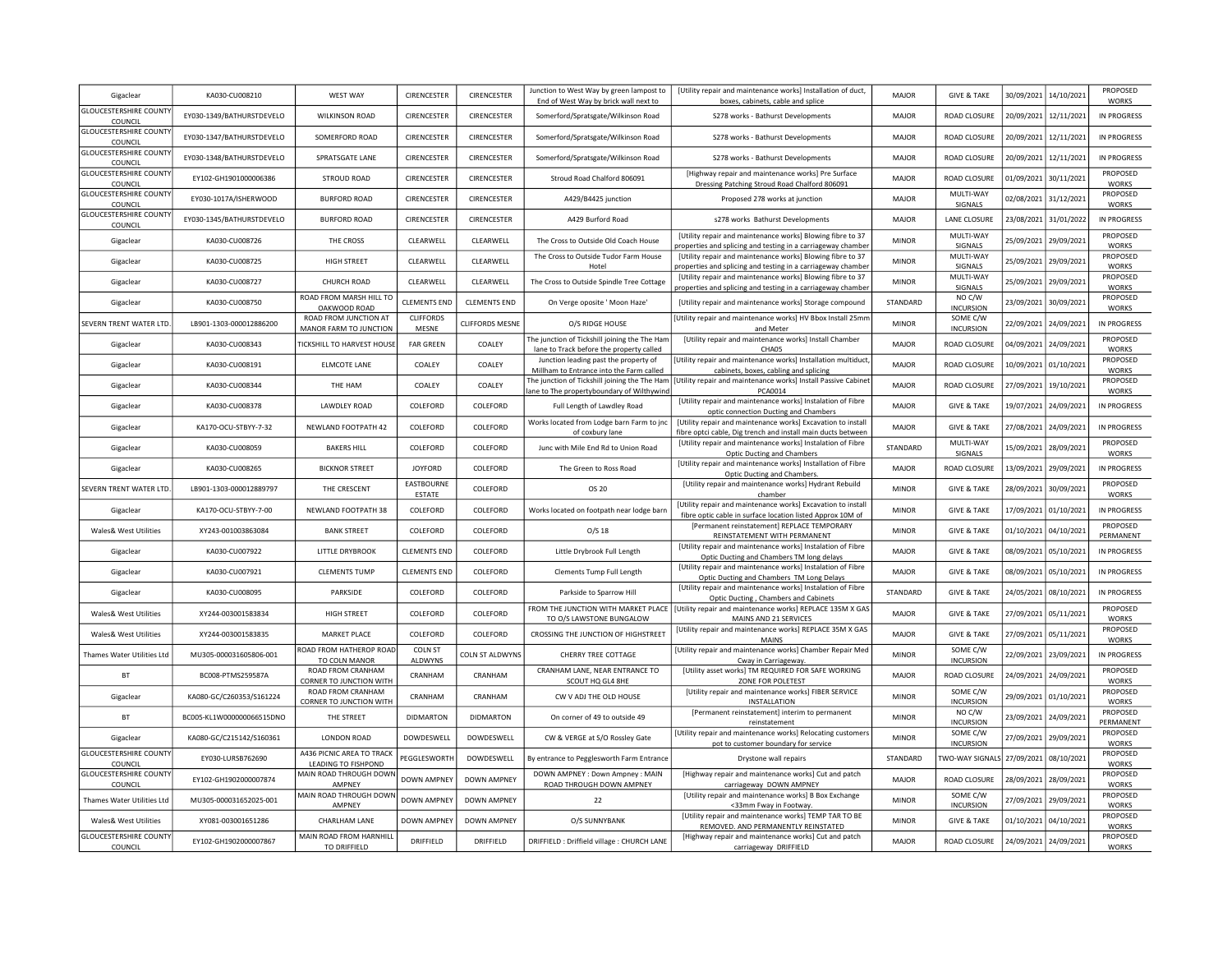| Gigaclear | KA030-CU008210 | WEST WAY | CIRENCESTER | CIRENCESTER | Junction to West Way by green lampost to End of West Way by brick wall next to | [Utility repair and maintenance works] Installation of duct, boxes, cabinets, cable and splice | MAJOR | GIVE & TAKE | 30/09/2021 | 14/10/2021 | PROPOSED WORKS |
|---|---|---|---|---|---|---|---|---|---|---|---|
| GLOUCESTERSHIRE COUNTY COUNCIL | EY030-1349/BATHURSTDEVELO | WILKINSON ROAD | CIRENCESTER | CIRENCESTER | Somerford/Spratsgate/Wilkinson Road | S278 works - Bathurst Developments | MAJOR | ROAD CLOSURE | 20/09/2021 | 12/11/2021 | IN PROGRESS |
| GLOUCESTERSHIRE COUNTY COUNCIL | EY030-1347/BATHURSTDEVELO | SOMERFORD ROAD | CIRENCESTER | CIRENCESTER | Somerford/Spratsgate/Wilkinson Road | S278 works - Bathurst Developments | MAJOR | ROAD CLOSURE | 20/09/2021 | 12/11/2021 | IN PROGRESS |
| GLOUCESTERSHIRE COUNTY COUNCIL | EY030-1348/BATHURSTDEVELO | SPRATSGATE LANE | CIRENCESTER | CIRENCESTER | Somerford/Spratsgate/Wilkinson Road | S278 works - Bathurst Developments | MAJOR | ROAD CLOSURE | 20/09/2021 | 12/11/2021 | IN PROGRESS |
| GLOUCESTERSHIRE COUNTY COUNCIL | EY102-GH1901000006386 | STROUD ROAD | CIRENCESTER | CIRENCESTER | Stroud Road Chalford 806091 | [Highway repair and maintenance works] Pre Surface Dressing Patching Stroud Road Chalford 806091 | MAJOR | ROAD CLOSURE | 01/09/2021 | 30/11/2021 | PROPOSED WORKS |
| GLOUCESTERSHIRE COUNTY COUNCIL | EY030-1017A/ISHERWOOD | BURFORD ROAD | CIRENCESTER | CIRENCESTER | A429/B4425 junction | Proposed 278 works at junction | MAJOR | MULTI-WAY SIGNALS | 02/08/2021 | 31/12/2021 | PROPOSED WORKS |
| GLOUCESTERSHIRE COUNTY COUNCIL | EY030-1345/BATHURSTDEVELO | BURFORD ROAD | CIRENCESTER | CIRENCESTER | A429 Burford Road | s278 works Bathurst Developments | MAJOR | LANE CLOSURE | 23/08/2021 | 31/01/2022 | IN PROGRESS |
| Gigaclear | KA030-CU008726 | THE CROSS | CLEARWELL | CLEARWELL | The Cross to Outside Old Coach House | [Utility repair and maintenance works] Blowing fibre to 37 properties and splicing and testing in a carriageway chamber | MINOR | MULTI-WAY SIGNALS | 25/09/2021 | 29/09/2021 | PROPOSED WORKS |
| Gigaclear | KA030-CU008725 | HIGH STREET | CLEARWELL | CLEARWELL | The Cross to Outside Tudor Farm House Hotel | [Utility repair and maintenance works] Blowing fibre to 37 properties and splicing and testing in a carriageway chamber | MINOR | MULTI-WAY SIGNALS | 25/09/2021 | 29/09/2021 | PROPOSED WORKS |
| Gigaclear | KA030-CU008727 | CHURCH ROAD | CLEARWELL | CLEARWELL | The Cross to Outside Spindle Tree Cottage | [Utility repair and maintenance works] Blowing fibre to 37 properties and splicing and testing in a carriageway chamber | MINOR | MULTI-WAY SIGNALS | 25/09/2021 | 29/09/2021 | PROPOSED WORKS |
| Gigaclear | KA030-CU008750 | ROAD FROM MARSH HILL TO OAKWOOD ROAD | CLEMENTS END | CLEMENTS END | On Verge oposite ' Moon Haze' | [Utility repair and maintenance works] Storage compound | STANDARD | NO C/W INCURSION | 23/09/2021 | 30/09/2021 | PROPOSED WORKS |
| SEVERN TRENT WATER LTD. | LB901-1303-000012886200 | ROAD FROM JUNCTION AT MANOR FARM TO JUNCTION | CLIFFORDS MESNE | CLIFFORDS MESNE | O/S RIDGE HOUSE | [Utility repair and maintenance works] HV Bbox Install 25mm and Meter | MINOR | SOME C/W INCURSION | 22/09/2021 | 24/09/2021 | IN PROGRESS |
| Gigaclear | KA030-CU008343 | TICKSHILL TO HARVEST HOUSE | FAR GREEN | COALEY | The junction of Tickshill joining the The Ham lane to Track before the property called | [Utility repair and maintenance works] Install Chamber CHA05 | MAJOR | ROAD CLOSURE | 04/09/2021 | 24/09/2021 | PROPOSED WORKS |
| Gigaclear | KA030-CU008191 | ELMCOTE LANE | COALEY | COALEY | Junction leading past the property of Millham to Entrance into the Farm called | [Utility repair and maintenance works] Installation multiduct, cabinets, boxes, cabling and splicing | MAJOR | ROAD CLOSURE | 10/09/2021 | 01/10/2021 | PROPOSED WORKS |
| Gigaclear | KA030-CU008344 | THE HAM | COALEY | COALEY | The junction of Tickshill joining the The Ham lane to The propertyboundary of Wilthywind | [Utility repair and maintenance works] Install Passive Cabinet PCA0014 | MAJOR | ROAD CLOSURE | 27/09/2021 | 19/10/2021 | PROPOSED WORKS |
| Gigaclear | KA030-CU008378 | LAWDLEY ROAD | COLEFORD | COLEFORD | Full Length of Lawdley Road | [Utility repair and maintenance works] Instalation of Fibre optic connection Ducting and Chambers | MAJOR | GIVE & TAKE | 19/07/2021 | 24/09/2021 | IN PROGRESS |
| Gigaclear | KA170-OCU-STBYY-7-32 | NEWLAND FOOTPATH 42 | COLEFORD | COLEFORD | Works located from Lodge barn Farm to jnc of coxbury lane | [Utility repair and maintenance works] Excavation to install fibre optci cable, Dig trench and install main ducts between | MAJOR | GIVE & TAKE | 27/08/2021 | 24/09/2021 | IN PROGRESS |
| Gigaclear | KA030-CU008059 | BAKERS HILL | COLEFORD | COLEFORD | Junc with Mile End Rd to Union Road | [Utility repair and maintenance works] Instalation of Fibre Optic Ducting and Chambers | STANDARD | MULTI-WAY SIGNALS | 15/09/2021 | 28/09/2021 | PROPOSED WORKS |
| Gigaclear | KA030-CU008265 | BICKNOR STREET | JOYFORD | COLEFORD | The Green to Ross Road | [Utility repair and maintenance works] Installation of Fibre Optic Ducting and Chambers. | MAJOR | ROAD CLOSURE | 13/09/2021 | 29/09/2021 | IN PROGRESS |
| SEVERN TRENT WATER LTD. | LB901-1303-000012889797 | THE CRESCENT | EASTBOURNE ESTATE | COLEFORD | OS 20 | [Utility repair and maintenance works] Hydrant Rebuild chamber | MINOR | GIVE & TAKE | 28/09/2021 | 30/09/2021 | PROPOSED WORKS |
| Gigaclear | KA170-OCU-STBYY-7-00 | NEWLAND FOOTPATH 38 | COLEFORD | COLEFORD | Works located on footpath near lodge barn | [Utility repair and maintenance works] Excavation to install fibre optic cable in surface location listed Approx 10M of | MINOR | GIVE & TAKE | 17/09/2021 | 01/10/2021 | IN PROGRESS |
| Wales& West Utilities | XY243-001003863084 | BANK STREET | COLEFORD | COLEFORD | O/S 18 | [Permanent reinstatement] REPLACE TEMPORARY REINSTATEMENT WITH PERMANENT | MINOR | GIVE & TAKE | 01/10/2021 | 04/10/2021 | PROPOSED PERMANENT |
| Gigaclear | KA030-CU007922 | LITTLE DRYBROOK | CLEMENTS END | COLEFORD | Little Drybrook Full Length | [Utility repair and maintenance works] Instalation of Fibre Optic Ducting and Chambers TM long delays | MAJOR | GIVE & TAKE | 08/09/2021 | 05/10/2021 | IN PROGRESS |
| Gigaclear | KA030-CU007921 | CLEMENTS TUMP | CLEMENTS END | COLEFORD | Clements Tump Full Length | [Utility repair and maintenance works] Instalation of Fibre Optic Ducting and Chambers TM Long Delays | MAJOR | GIVE & TAKE | 08/09/2021 | 05/10/2021 | IN PROGRESS |
| Gigaclear | KA030-CU008095 | PARKSIDE | COLEFORD | COLEFORD | Parkside to Sparrow Hill | [Utility repair and maintenance works] Instalation of Fibre Optic Ducting , Chambers and Cabinets | STANDARD | GIVE & TAKE | 24/05/2021 | 08/10/2021 | IN PROGRESS |
| Wales& West Utilities | XY244-003001583834 | HIGH STREET | COLEFORD | COLEFORD | FROM THE JUNCTION WITH MARKET PLACE TO O/S LAWSTONE BUNGALOW | [Utility repair and maintenance works] REPLACE 135M X GAS MAINS AND 21 SERVICES | MAJOR | GIVE & TAKE | 27/09/2021 | 05/11/2021 | PROPOSED WORKS |
| Wales& West Utilities | XY244-003001583835 | MARKET PLACE | COLEFORD | COLEFORD | CROSSING THE JUNCTION OF HIGHSTREET | [Utility repair and maintenance works] REPLACE 35M X GAS MAINS | MAJOR | GIVE & TAKE | 27/09/2021 | 05/11/2021 | PROPOSED WORKS |
| Thames Water Utilities Ltd | MU305-000031605806-001 | ROAD FROM HATHEROP ROAD TO COLN MANOR | COLN ST ALDWYNS | COLN ST ALDWYNS | CHERRY TREE COTTAGE | [Utility repair and maintenance works] Chamber Repair Med Cway in Carriageway. | MINOR | SOME C/W INCURSION | 22/09/2021 | 23/09/2021 | IN PROGRESS |
| BT | BC008-PTMS259587A | ROAD FROM CRANHAM CORNER TO JUNCTION WITH | CRANHAM | CRANHAM | CRANHAM LANE, NEAR ENTRANCE TO SCOUT HQ GL4 8HE | [Utility asset works] TM REQUIRED FOR SAFE WORKING ZONE FOR POLETEST | MAJOR | ROAD CLOSURE | 24/09/2021 | 24/09/2021 | PROPOSED WORKS |
| Gigaclear | KA080-GC/C260353/S161224 | ROAD FROM CRANHAM CORNER TO JUNCTION WITH | CRANHAM | CRANHAM | CW V ADJ THE OLD HOUSE | [Utility repair and maintenance works] FIBER SERVICE INSTALLATION | MINOR | SOME C/W INCURSION | 29/09/2021 | 01/10/2021 | PROPOSED WORKS |
| BT | BC005-KL1W000000066515DNO | THE STREET | DIDMARTON | DIDMARTON | On corner of 49 to outside 49 | [Permanent reinstatement] interim to permanent reinstatement | MINOR | NO C/W INCURSION | 23/09/2021 | 24/09/2021 | PROPOSED PERMANENT |
| Gigaclear | KA080-GC/C215142/S160361 | LONDON ROAD | DOWDESWELL | DOWDESWELL | CW & VERGE at S/O Rossley Gate | [Utility repair and maintenance works] Relocating customers pot to customer boundary for service | MINOR | SOME C/W INCURSION | 27/09/2021 | 29/09/2021 | PROPOSED WORKS |
| GLOUCESTERSHIRE COUNTY COUNCIL | EY030-LURSB762690 | A436 PICNIC AREA TO TRACK LEADING TO FISHPOND | PEGGLESWORTH | DOWDESWELL | By entrance to Pegglesworth Farm Entrance | Drystone wall repairs | STANDARD | TWO-WAY SIGNALS | 27/09/2021 | 08/10/2021 | PROPOSED WORKS |
| GLOUCESTERSHIRE COUNTY COUNCIL | EY102-GH1902000007874 | MAIN ROAD THROUGH DOWN AMPNEY | DOWN AMPNEY | DOWN AMPNEY | DOWN AMPNEY : Down Ampney : MAIN ROAD THROUGH DOWN AMPNEY | [Highway repair and maintenance works] Cut and patch carriageway DOWN AMPNEY | MAJOR | ROAD CLOSURE | 28/09/2021 | 28/09/2021 | PROPOSED WORKS |
| Thames Water Utilities Ltd | MU305-000031652025-001 | MAIN ROAD THROUGH DOWN AMPNEY | DOWN AMPNEY | DOWN AMPNEY | 22 | [Utility repair and maintenance works] B Box Exchange <33mm Fway in Footway. | MINOR | SOME C/W INCURSION | 27/09/2021 | 29/09/2021 | PROPOSED WORKS |
| Wales& West Utilities | XY081-003001651286 | CHARLHAM LANE | DOWN AMPNEY | DOWN AMPNEY | O/S SUNNYBANK | [Utility repair and maintenance works] TEMP TAR TO BE REMOVED. AND PERMANENTLY REINSTATED | MINOR | GIVE & TAKE | 01/10/2021 | 04/10/2021 | PROPOSED WORKS |
| GLOUCESTERSHIRE COUNTY COUNCIL | EY102-GH1902000007867 | MAIN ROAD FROM HARNHILL TO DRIFFIELD | DRIFFIELD | DRIFFIELD | DRIFFIELD : Driffield village : CHURCH LANE | [Highway repair and maintenance works] Cut and patch carriageway DRIFFIELD | MAJOR | ROAD CLOSURE | 24/09/2021 | 24/09/2021 | PROPOSED WORKS |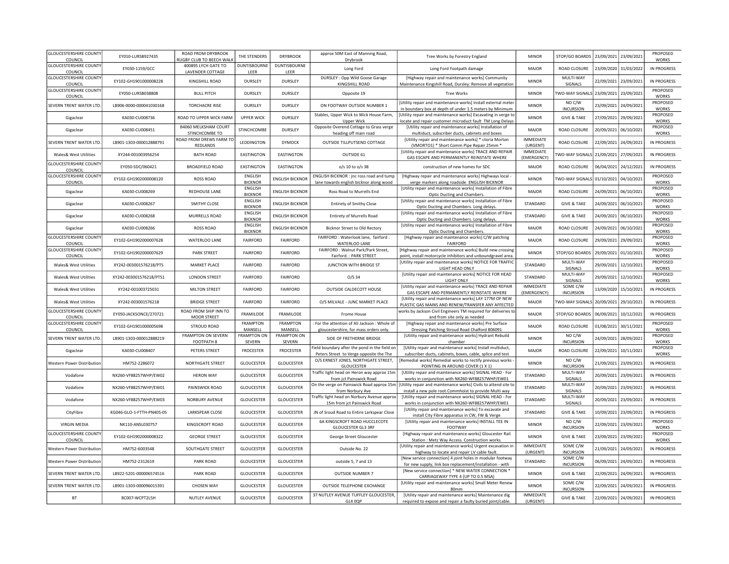| | | | | | | | | | | | |
|---|---|---|---|---|---|---|---|---|---|---|---|
| GLOUCESTERSHIRE COUNTY COUNCIL | EY010-LURSB927435 | ROAD FROM DRYBROOK RUGBY CLUB TO BEECH WALK | THE STENDERS | DRYBROOK | approx 50M East of Manning Road, Drybrook | Tree Works by Forestry England | MINOR | STOP/GO BOARDS | 23/09/2021 | 23/09/2021 | PROPOSED WORKS |
| GLOUCESTERSHIRE COUNTY COUNCIL | EY030-1159/GCC | 400895 LYCH GATE TO LAVENDER COTTAGE | DUNTISBOURNE LEER | DUNTISBOURNE LEER | Long Ford | Long Ford Footpath damage | MAJOR | ROAD CLOSURE | 23/09/2020 | 31/03/2022 | IN PROGRESS |
| GLOUCESTERSHIRE COUNTY COUNCIL | EY102-GH1901000008228 | KINGSHILL ROAD | DURSLEY | DURSLEY | DURSLEY : Opp Wild Goose Garage KINGSHILL ROAD | [Highway repair and maintenance works] Community Maintenance Kingshill Road, Dursley: Remove all vegetation | MINOR | MULTI-WAY SIGNALS | 22/09/2021 | 23/09/2021 | IN PROGRESS |
| GLOUCESTERSHIRE COUNTY COUNCIL | EY050-LURSB038808 | BULL PITCH | DURSLEY | DURSLEY | Opposite 19 | Tree Works | MINOR | TWO-WAY SIGNALS | 23/09/2021 | 23/09/2021 | PROPOSED WORKS |
| SEVERN TRENT WATER LTD. | LB906-0000-000041030168 | TORCHACRE RISE | DURSLEY | DURSLEY | ON FOOTWAY OUTSIDE NUMBER 1 | [Utility repair and maintenance works] Install external meter in boundary box at depth of under 1.5 meters by Minimum | MINOR | NO C/W INCURSION | 23/09/2021 | 24/09/2021 | PROPOSED WORKS |
| Gigaclear | KA030-CU008736 | ROAD TO UPPER WICK FARM | UPPER WICK | DURSLEY | Stables, Upper Wick to Wick House Farm, Upper Wick | [Utility repair and maintenance works] Excavating in verge to locate and repair customer microduct fault TM Long Delays | MINOR | GIVE & TAKE | 27/09/2021 | 29/09/2021 | PROPOSED WORKS |
| Gigaclear | KA030-CU008451 | B4060 MELKSHAM COURT STINCHCOMBE TO | STINCHCOMBE | DURSLEY | Opposite Overend Cottage to Grass verge heading off main road | [Utility repair and maintenance works] Installation of multiduct, subscriber ducts, cabinets and boxes | MAJOR | ROAD CLOSURE | 20/09/2021 | 06/10/2021 | PROPOSED WORKS |
| SEVERN TRENT WATER LTD. | LB901-1303-000012888791 | ROAD FROM DREWS FARM TO REDLANDS | LEDDINGTON | DYMOCK | OUTSIDE TILLPUTSEND COTTAGE | [Utility repair and maintenance works] * ctoria Morton (VMORTO1) * Short Comm Pipe Repair 25mm * | IMMEDIATE (URGENT) | ROAD CLOSURE | 22/09/2021 | 24/09/2021 | IN PROGRESS |
| Wales& West Utilities | XY244-001003956254 | BATH ROAD | EASTINGTON | EASTINGTON | OUTSIDE 61 | [Utility repair and maintenance works] TRACE AND REPAIR GAS ESCAPE AND PERMANENTLY REINSTATE WHERE | IMMEDIATE (EMERGENCY) | TWO-WAY SIGNALS | 21/09/2021 | 27/09/2021 | IN PROGRESS |
| GLOUCESTERSHIRE COUNTY COUNCIL | EY050-SDC/060421 | BROADFIELD ROAD | EASTINGTON | EASTINGTON | o/s 10 to o/s 38 | construction of new homes for SDC | MAJOR | ROAD CLOSURE | 06/04/2021 | 24/12/2021 | IN PROGRESS |
| GLOUCESTERSHIRE COUNTY COUNCIL | EY102-GH1902000008120 | ROSS ROAD | ENGLISH BICKNOR | ENGLISH BICKNOR | ENGLISH BICKNOR : jnc ross road and tump lane towards english bicknor along wood | [Highway repair and maintenance works] Highways local - verge markers along roadside ENGLISH BICKNOR | MINOR | TWO-WAY SIGNALS | 01/10/2021 | 04/10/2021 | PROPOSED WORKS |
| Gigaclear | KA030-CU008269 | REDHOUSE LANE | ENGLISH BICKNOR | ENGLISH BICKNOR | Ross Road to Murrells End | [Utility repair and maintenance works] Installation of Fibre Optic Ducting and Chambers. | MAJOR | ROAD CLOSURE | 24/09/2021 | 06/10/2021 | PROPOSED WORKS |
| Gigaclear | KA030-CU008267 | SMITHY CLOSE | ENGLISH BICKNOR | ENGLISH BICKNOR | Entirety of Smithy Close | [Utility repair and maintenance works] Installation of Fibre Optic Ducting and Chambers. Long delays. | STANDARD | GIVE & TAKE | 24/09/2021 | 06/10/2021 | PROPOSED WORKS |
| Gigaclear | KA030-CU008268 | MURRELLS ROAD | ENGLISH BICKNOR | ENGLISH BICKNOR | Entirety of Murrells Road | [Utility repair and maintenance works] Installation of Fibre Optic Ducting and Chambers. Long delays. | STANDARD | GIVE & TAKE | 24/09/2021 | 06/10/2021 | PROPOSED WORKS |
| Gigaclear | KA030-CU008266 | ROSS ROAD | ENGLISH BICKNOR | ENGLISH BICKNOR | Bicknor Street to Old Rectory | [Utility repair and maintenance works] Installation of Fibre Optic Ducting and Chambers. | MAJOR | ROAD CLOSURE | 24/09/2021 | 06/10/2021 | PROPOSED WORKS |
| GLOUCESTERSHIRE COUNTY COUNCIL | EY102-GH1902000007628 | WATERLOO LANE | FAIRFORD | FAIRFORD | FAIRFORD : Waterlook lane, fairford : WATERLOO LANE | [Highway repair and maintenance works] C/W patching FAIRFORD | MAJOR | ROAD CLOSURE | 29/09/2021 | 29/09/2021 | PROPOSED WORKS |
| GLOUCESTERSHIRE COUNTY COUNCIL | EY102-GH1902000007629 | PARK STREET | FAIRFORD | FAIRFORD | FAIRFORD : Walnut Park/Park Street, Fairford. : PARK STREET | [Highway repair and maintenance works] Build new crossing point, install motorcycle inhibitors and unboundgravel area. | MINOR | STOP/GO BOARDS | 29/09/2021 | 01/10/2021 | PROPOSED WORKS |
| Wales& West Utilities | XY242-003001576218/PTS | MARKET PLACE | FAIRFORD | FAIRFORD | JUNCTION WITH BRIDGE ST | [Utility repair and maintenance works] NOTICE FOR TRAFFIC LIGHT HEAD ONLY | STANDARD | MULTI-WAY SIGNALS | 29/09/2021 | 12/10/2021 | PROPOSED WORKS |
| Wales& West Utilities | XY242-003001576218/PTS1 | LONDON STREET | FAIRFORD | FAIRFORD | O/S 34 | [Utility repair and maintenance works] NOTICE FOR HEAD LIGHT ONLY | STANDARD | MULTI-WAY SIGNALS | 29/09/2021 | 12/10/2021 | PROPOSED WORKS |
| Wales& West Utilities | XY242-001003725031 | MILTON STREET | FAIRFORD | FAIRFORD | OUTSIDE CALDECOTT HOUSE | [Utility repair and maintenance works] TRACE AND REPAIR GAS ESCAPE AND PERMANENTLY REINSTATE WHERE | IMMEDIATE (EMERGENCY) | SOME C/W INCURSION | 13/09/2020 | 15/10/2021 | IN PROGRESS |
| Wales& West Utilities | XY242-003001576218 | BRIDGE STREET | FAIRFORD | FAIRFORD | O/S MILVALE - JUNC MARKET PLACE | [Utility repair and maintenance works] LAY 177M OF NEW PLASTIC GAS MAINS AND RENEW/TRANSFER ANY AFFECTED | MAJOR | TWO-WAY SIGNALS | 20/09/2021 | 29/10/2021 | IN PROGRESS |
| GLOUCESTERSHIRE COUNTY COUNCIL | EY050-JACKSONCE/270721 | ROAD FROM SHIP INN TO MOOR STREET | FRAMILODE | FRAMILODE | Frome House | works by Jackson Civil Engineers TM required for deliveries to and from site only as needed | MAJOR | STOP/GO BOARDS | 06/09/2021 | 10/12/2021 | IN PROGRESS |
| GLOUCESTERSHIRE COUNTY COUNCIL | EY102-GH1901000005698 | STROUD ROAD | FRAMPTON MANSELL | FRAMPTON MANSELL | : For the attention of Ali Jackson : Whole of gloucestershire, for mass orders only. | [Highway repair and maintenance works] Pre Surface Dressing Patching Stroud Road Chalford 806091 | MAJOR | ROAD CLOSURE | 01/08/2021 | 30/11/2021 | PROPOSED WORKS |
| SEVERN TRENT WATER LTD. | LB901-1303-000012888219 | FRAMPTON ON SEVERN FOOTPATH 8 | FRAMPTON ON SEVERN | FRAMPTON ON SEVERN | SIDE OF FRETHERNE BRIDGE | [Utility repair and maintenance works] Hydrant Rebuild chamber | MINOR | NO C/W INCURSION | 24/09/2021 | 28/09/2021 | PROPOSED WORKS |
| Gigaclear | KA030-CU008407 | PETERS STREET | FROCESTER | FROCESTER | Field boundary after the pond in the field on Peters Street to Verge opposite the The | [Utility repair and maintenance works] Install multiduct, subscriber ducts, cabinets, boxes, cable, splice and test | MAJOR | ROAD CLOSURE | 22/09/2021 | 10/11/2021 | PROPOSED WORKS |
| Western Power Distribution | HM752-2286072 | NORTHGATE STREET | GLOUCESTER | GLOUCESTER | O/S ERNEST JONES, NORTHGATE STREET, GLOUCESTER | [Remedial works] Remedial works to rectify previous works - POINTING IN AROUND COVER (1 X 1) | MINOR | NO C/W INCURSION | 21/09/2021 | 23/09/2021 | IN PROGRESS |
| Vodafone | NX260-VF88257WHP/EW02 | HERON WAY | GLOUCESTER | GLOUCESTER | Traffic light head on Heron way approx 15m from jct Painswick Road | [Utility repair and maintenance works] SIGNAL HEAD - For works in conjunction with NX260-WF88257WHP/EW01 | STANDARD | MULTI-WAY SIGNALS | 20/09/2021 | 23/09/2021 | IN PROGRESS |
| Vodafone | NX260-VF88257WHP/EW01 | PAINSWICK ROAD | GLOUCESTER | GLOUCESTER | On the verge on Painswick Road approx 15m from Norbury Ave | [Utility repair and maintenance works] Civils to attend site to install a new pole root.Commhoist to provide Multi way | STANDARD | MULTI-WAY SIGNALS | 20/09/2021 | 23/09/2021 | IN PROGRESS |
| Vodafone | NX260-VF88257WHP/EW03 | NORBURY AVENUE | GLOUCESTER | GLOUCESTER | Traffic light head on Norbury Avenue approx 15m from jct Painswick Road | [Utility repair and maintenance works] SIGNAL HEAD - For works in conjunction with NX260-WF88257WHP/EW01 | STANDARD | MULTI-WAY SIGNALS | 20/09/2021 | 23/09/2021 | IN PROGRESS |
| CityFibre | KG046-GLO-1-FTTH-PN405-05 | LARKSPEAR CLOSE | GLOUCESTER | GLOUCESTER | JN of Sroud Road to Entire Larkspear Close | [Utility repair and maintenance works] To excavate and install City Fibre apparatus in CW, FW & Verge | STANDARD | GIVE & TAKE | 10/09/2021 | 23/09/2021 | IN PROGRESS |
| VIRGIN MEDIA | NK110-ANSL030757 | KINGSCROFT ROAD | GLOUCESTER | GLOUCESTER | 6A KINGSCROFT ROAD HUCCLECOTE GLOUCESTER GL3 3RF | [Utility repair and maintenance works] INSTALL TEE IN FOOTWAY | MINOR | NO C/W INCURSION | 22/09/2021 | 23/09/2021 | PROPOSED WORKS |
| GLOUCESTERSHIRE COUNTY COUNCIL | EY102-GH1902000008322 | GEORGE STREET | GLOUCESTER | GLOUCESTER | George Street Gloucester | [Highway repair and maintenance works] Gloucester Rail Station : Metz Way Access. Construction works. | MINOR | GIVE & TAKE | 23/09/2021 | 23/09/2021 | PROPOSED WORKS |
| Western Power Distribution | HM752-6003548 | SOUTHGATE STREET | GLOUCESTER | GLOUCESTER | Outside No. 22 | [Utility repair and maintenance works] Urgent excavation in highway to locate and repair LV cable fault. | IMMEDIATE (URGENT) | SOME C/W INCURSION | 21/09/2021 | 24/09/2021 | IN PROGRESS |
| Western Power Distribution | HM752-2312619 | PARK ROAD | GLOUCESTER | GLOUCESTER | outside 5, 7 and 13 | [New service connection] 4 joint holes in modular footway for new supply, link box replacement/installation - with | STANDARD | SOME C/W INCURSION | 06/09/2021 | 24/09/2021 | IN PROGRESS |
| SEVERN TRENT WATER LTD. | LB922-5201-000006574516 | PARK ROAD | GLOUCESTER | GLOUCESTER | OUTSIDE NUMBER 7 | [New service connection] * NEW WATER CONNECTION * CARRIAGEWAY TYPE 4 (UP TO 0.5 MSA) | MINOR | GIVE & TAKE | 22/09/2021 | 24/09/2021 | IN PROGRESS |
| SEVERN TRENT WATER LTD. | LB901-1303-000096015391 | CHOSEN WAY | GLOUCESTER | GLOUCESTER | OUTSIDE TELEPHONE EXCHANGE | [Utility repair and maintenance works] Small Meter Renew 80mm | MINOR | SOME C/W INCURSION | 22/09/2021 | 24/09/2021 | IN PROGRESS |
| BT | BC007-WCPT2L5H | NUTLEY AVENUE | GLOUCESTER | GLOUCESTER | 37 NUTLEY AVENUE TUFFLEY GLOUCESTER, GL4 0QP | [Utility repair and maintenance works] Maintenance dig required to expose and repair a faulty buried joint/cable. | IMMEDIATE (URGENT) | GIVE & TAKE | 22/09/2021 | 24/09/2021 | IN PROGRESS |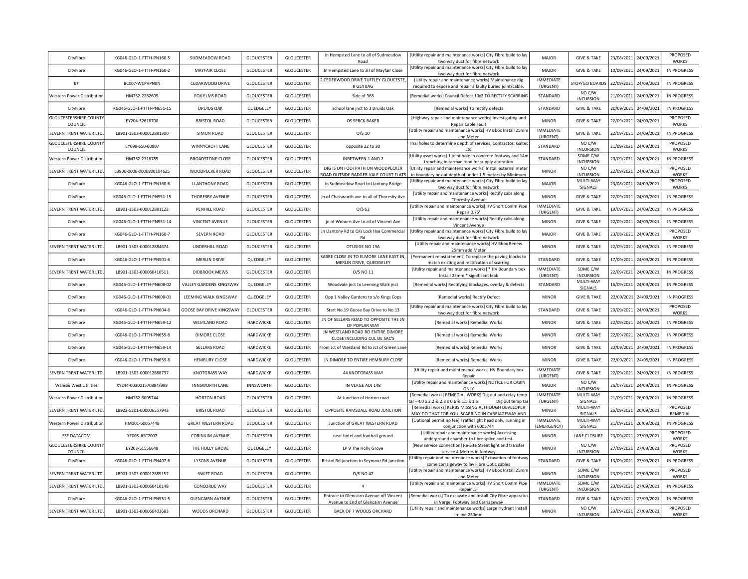| CityFibre | KG046-GLO-1-FTTH-PN160-5 | SUDMEADOW ROAD | GLOUCESTER | GLOUCESTER | Jn Hempsted Lane to all of Sudmeadow Road | [Utility repair and maintenance works] City Fibre build to lay two way duct for fibre network | MAJOR | GIVE & TAKE | 23/08/2021 | 24/09/2021 | PROPOSED WORKS |
|---|---|---|---|---|---|---|---|---|---|---|---|
| CityFibre | KG046-GLO-1-FTTH-PN160-2 | MAYFAIR CLOSE | GLOUCESTER | GLOUCESTER | Jn Hempsted Lane to all of Mayfair Close | [Utility repair and maintenance works] City Fibre build to lay two way duct for fibre network | MAJOR | GIVE & TAKE | 10/09/2021 | 24/09/2021 | IN PROGRESS |
| BT | BC007-WCPVPN0N | CEDARWOOD DRIVE | GLOUCESTER | GLOUCESTER | 2 CEDERWOOD DRIVE TUFFLEY GLOUCESTE, R GL4 0AG | [Utility repair and maintenance works] Maintenance dig required to expose and repair a faulty buried joint/cable. | IMMEDIATE (URGENT) | STOP/GO BOARDS | 22/09/2021 | 24/09/2021 | IN PROGRESS |
| Western Power Distribution | HM752-2282609 | FOX ELMS ROAD | GLOUCESTER | GLOUCESTER | Side of 365 | [Remedial works] Council Defect 10x2 TO RECTIFY SCARRING | STANDARD | NO C/W INCURSION | 21/09/2021 | 24/09/2021 | IN PROGRESS |
| CityFibre | KG046-GLO-1-FTTH-PN651-15 | DRUIDS OAK | QUEDGELEY | GLOUCESTER | school lane jnct to 3 Druids Oak | [Remedial works] To rectify defects | STANDARD | GIVE & TAKE | 20/09/2021 | 24/09/2021 | IN PROGRESS |
| GLOUCESTERSHIRE COUNTY COUNCIL | EY204-52618708 | BRISTOL ROAD | GLOUCESTER | GLOUCESTER | OS SERCK BAKER | [Highway repair and maintenance works] Investigating and Repair Cable Fault | MINOR | GIVE & TAKE | 22/09/2021 | 24/09/2021 | PROPOSED WORKS |
| SEVERN TRENT WATER LTD. | LB901-1303-000122881300 | SIMON ROAD | GLOUCESTER | GLOUCESTER | O/S 10 | [Utility repair and maintenance works] HV Bbox Install 25mm and Meter | IMMEDIATE (URGENT) | GIVE & TAKE | 22/09/2021 | 24/09/2021 | IN PROGRESS |
| GLOUCESTERSHIRE COUNTY COUNCIL | EY099-S50-00907 | WINNYCROFT LANE | GLOUCESTER | GLOUCESTER | opposite 22 to 30 | Trial holes to determine depth of services, Contractor: Galtec Ltd | STANDARD | NO C/W INCURSION | 21/09/2021 | 24/09/2021 | PROPOSED WORKS |
| Western Power Distribution | HM752-2318785 | BROADSTONE CLOSE | GLOUCESTER | GLOUCESTER | INBETWEEN 1 AND 2 | [Utility asset works] 1 joint hole in concrete footway and 14m trenching in tarmac road for supply alteration | STANDARD | SOME C/W INCURSION | 20/09/2021 | 24/09/2021 | IN PROGRESS |
| SEVERN TRENT WATER LTD. | LB906-0000-0000800104625 | WOODPECKER ROAD | GLOUCESTER | GLOUCESTER | DIG IS ON FOOTPATH ON WOODPECKER ROAD OUTSIDE BADGER VALE COURT FLATS | [Utility repair and maintenance works] Install external meter in boundary box at depth of under 1.5 meters by Minimum | MINOR | NO C/W INCURSION | 22/09/2021 | 24/09/2021 | PROPOSED WORKS |
| CityFibre | KG046-GLO-1-FTTH-PN160-6 | LLANTHONY ROAD | GLOUCESTER | GLOUCESTER | Jn Sudmeadow Road to Llantony Bridge | [Utility repair and maintenance works] City Fibre build to lay two way duct for fibre network | MAJOR | MULTI-WAY SIGNALS | 23/08/2021 | 24/09/2021 | PROPOSED WORKS |
| CityFibre | KG046-GLO-1-FTTH-PN551-15 | THORESBY AVENUE | GLOUCESTER | GLOUCESTER | jn of Chatsworth ave to all of Thoresby Ave | [Utility repair and maintenance works] Rectify cabs along Thoresby Avenue | MINOR | GIVE & TAKE | 22/09/2021 | 24/09/2021 | IN PROGRESS |
| SEVERN TRENT WATER LTD. | LB901-1303-000122881122 | PENHILL ROAD | GLOUCESTER | GLOUCESTER | O/S 62 | [Utility repair and maintenance works] HV Short Comm Pipe Repair 0.75' | IMMEDIATE (URGENT) | GIVE & TAKE | 19/09/2021 | 24/09/2021 | IN PROGRESS |
| CityFibre | KG046-GLO-1-FTTH-PN551-14 | VINCENT AVENUE | GLOUCESTER | GLOUCESTER | jn of Woburn Ave to all of Vincent Ave | [Utility repair and maintenance works] Rectify cabs along Vincent Avenue | MINOR | GIVE & TAKE | 22/09/2021 | 24/09/2021 | IN PROGRESS |
| CityFibre | KG046-GLO-1-FTTH-PN160-7 | SEVERN ROAD | GLOUCESTER | GLOUCESTER | Jn Llantony Rd to O/s Lock Hse Commercial Rd | [Utility repair and maintenance works] City Fibre build to lay two way duct for fibre network | MAJOR | GIVE & TAKE | 23/08/2021 | 24/09/2021 | PROPOSED WORKS |
| SEVERN TRENT WATER LTD. | LB901-1303-000122884674 | UNDERHILL ROAD | GLOUCESTER | GLOUCESTER | OTUSIDE NO 19A | [Utility repair and maintenance works] HV Bbox Renew 25mm add Meter | MINOR | GIVE & TAKE | 22/09/2021 | 24/09/2021 | IN PROGRESS |
| CityFibre | KG046-GLO-1-FTTH-PN501-6 | MERLIN DRIVE | QUEDGELEY | GLOUCESTER | SABRE CLOSE JN TO ELMORE LANE EAST JN, MERLIN DRIVE, QUEDGELEY | [Permanent reinstatement] To replace the paving blocks to match existing and rectifcation of scarring | STANDARD | GIVE & TAKE | 17/09/2021 | 24/09/2021 | IN PROGRESS |
| SEVERN TRENT WATER LTD. | LB901-1303-000060410511 | DIDBROOK MEWS | GLOUCESTER | GLOUCESTER | O/S NO 11 | [Utility repair and maintenance works] * HV Boundary box Install 25mm * significant leak | IMMEDIATE (URGENT) | SOME C/W INCURSION | 22/09/2021 | 24/09/2021 | IN PROGRESS |
| CityFibre | KG046-GLO-1-FTTH-PN608-02 | VALLEY GARDENS KINGSWAY | QUEDGELEY | GLOUCESTER | Woodvale jnct to Leeming Walk jnct | [Remedial works] Rectifying blockages, overlay & defects | STANDARD | MULTI-WAY SIGNALS | 16/09/2021 | 24/09/2021 | IN PROGRESS |
| CityFibre | KG046-GLO-1-FTTH-PN608-01 | LEEMING WALK KINGSWAY | QUEDGELEY | GLOUCESTER | Opp 1 Valley Gardens to s/o Kings Cops | [Remedial works] Rectify Defect | MINOR | GIVE & TAKE | 22/09/2021 | 24/09/2021 | IN PROGRESS |
| CityFibre | KG046-GLO-1-FTTH-PN604-6 | GOOSE BAY DRIVE KINGSWAY | GLOUCESTER | GLOUCESTER | Start No.19 Goose Bay Drive to No.13 | [Utility repair and maintenance works] City Fibre build to lay two way duct for fibre network | STANDARD | GIVE & TAKE | 20/09/2021 | 24/09/2021 | PROPOSED WORKS |
| CityFibre | KG046-GLO-1-FTTH-PN659-12 | WESTLAND ROAD | HARDWICKE | GLOUCESTER | JN OF SELLARS ROAD TO OPPOSITE THE JN OF POPLAR WAY | [Remedial works] Remedial Works | MINOR | GIVE & TAKE | 22/09/2021 | 24/09/2021 | IN PROGRESS |
| CityFibre | KG046-GLO-1-FTTH-PN659-6 | DIMORE CLOSE | HARDWICKE | GLOUCESTER | JN WESTLAND ROAD RO ENTIRE DIMORE CLOSE INCLUDING CUL DE SAC'S | [Remedial works] Remedial Works | MINOR | GIVE & TAKE | 22/09/2021 | 24/09/2021 | IN PROGRESS |
| CityFibre | KG046-GLO-1-FTTH-PN659-14 | SELLARS ROAD | HARDWICKE | GLOUCESTER | From Jct of Westland Rd to Jct of Green Lane | [Remedial works] Remedial Works | MINOR | GIVE & TAKE | 22/09/2021 | 24/09/2021 | IN PROGRESS |
| CityFibre | KG046-GLO-1-FTTH-PN659-8 | HEMBURY CLOSE | HARDWICKE | GLOUCESTER | JN DIMORE TO ENTIRE HEMBURY CLOSE | [Remedial works] Remedial Works | MINOR | GIVE & TAKE | 22/09/2021 | 24/09/2021 | IN PROGRESS |
| SEVERN TRENT WATER LTD. | LB901-1303-000122888737 | KNOTGRASS WAY | HARDWICKE | GLOUCESTER | 44 KNOTGRASS WAY | [Utility repair and maintenance works] HV Boundary box Repair | IMMEDIATE (URGENT) | GIVE & TAKE | 22/09/2021 | 24/09/2021 | IN PROGRESS |
| Wales& West Utilities | XY244-003001570894/999 | INNSWORTH LANE | INNSWORTH | GLOUCESTER | IN VERGE ADJ 148 | [Utility repair and maintenance works] NOTICE FOR CABIN ONLY | MAJOR | NO C/W INCURSION | 26/07/2021 | 24/09/2021 | IN PROGRESS |
| Western Power Distribution | HM752-6005744 | HORTON ROAD | GLOUCESTER | GLOUCESTER | At Junction of Horton road | [Remedial works] REMEDIAL WORKS Dig out and relay temp tar - 4.0 x 2.2 & 2.8 x 0.6 & 1.5 x 1.5 Dig out temp tar | IMMEDIATE (URGENT) | MULTI-WAY SIGNALS | 21/09/2021 | 26/09/2021 | IN PROGRESS |
| SEVERN TRENT WATER LTD. | LB922-5201-000006557943 | BRISTOL ROAD | GLOUCESTER | GLOUCESTER | OPPOSITE RAMSDALE ROAD JUNCTION | [Remedial works] KERBS MISSING ALTHOUGH DEVELOPER MAY DO THAT FOR YOU. SCARRING IN CARRIAGEWAY AND | MINOR | MULTI-WAY SIGNALS | 26/09/2021 | 26/09/2021 | PROPOSED REMEDIAL |
| Western Power Distribution | HM001-6005744B | GREAT WESTERN ROAD | GLOUCESTER | GLOUCESTER | Junction of GREAT WESTERN ROAD | [Optional permit no fee] Traffic light head only, running in conjunction with 6005744 | IMMEDIATE (EMERGENCY) | MULTI-WAY SIGNALS | 21/09/2021 | 26/09/2021 | IN PROGRESS |
| SSE DATACOM | YE005-JISC2007 | CORINIUM AVENUE | GLOUCESTER | GLOUCESTER | near hotel and football ground | [Utility repair and maintenance works] Accessing underground chamber to fibre splice and test. | MINOR | LANE CLOSURE | 23/09/2021 | 27/09/2021 | PROPOSED WORKS |
| GLOUCESTERSHIRE COUNTY COUNCIL | EY203-51556648 | THE HOLLY GROVE | QUEDGELEY | GLOUCESTER | LP 9 The Holly Grove | [New service connection] Re-Site Street light and transfer service 4 Metres in footway | MINOR | NO C/W INCURSION | 27/09/2021 | 27/09/2021 | PROPOSED WORKS |
| CityFibre | KG046-GLO-1-FTTH-PN407-6 | LYSONS AVENUE | GLOUCESTER | GLOUCESTER | Bristol Rd junction to Seymour Rd junction | [Utility repair and maintenance works] Excavation of footway some carraigeway to lay Fibre Optic cables | STANDARD | GIVE & TAKE | 13/09/2021 | 27/09/2021 | IN PROGRESS |
| SEVERN TRENT WATER LTD. | LB901-1303-000122885157 | SWIFT ROAD | GLOUCESTER | GLOUCESTER | O/S NO 42 | [Utility repair and maintenance works] HV Bbox Install 25mm and Meter | MINOR | SOME C/W INCURSION | 23/09/2021 | 27/09/2021 | PROPOSED WORKS |
| SEVERN TRENT WATER LTD. | LB901-1303-000060410148 | CONCORDE WAY | GLOUCESTER | GLOUCESTER | 4 | [Utility repair and maintenance works] HV Short Comm Pipe Repair .5' | IMMEDIATE (URGENT) | SOME C/W INCURSION | 23/09/2021 | 27/09/2021 | IN PROGRESS |
| CityFibre | KG046-GLO-1-FTTH-PN551-5 | GLENCAIRN AVENUE | GLOUCESTER | GLOUCESTER | Entrace to Glencairn Avenue off Vincent Avenue to End of Glencairn Avenue | [Remedial works] To excavate and install City Fibre apparatus in Verge, Footway and Carriageway | STANDARD | GIVE & TAKE | 14/09/2021 | 27/09/2021 | IN PROGRESS |
| SEVERN TRENT WATER LTD. | LB901-1303-000060403683 | WOODS ORCHARD | GLOUCESTER | GLOUCESTER | BACK OF 7 WOODS ORCHARD | [Utility repair and maintenance works] Large Hydrant Install In-line 250mm | MINOR | NO C/W INCURSION | 23/09/2021 | 27/09/2021 | PROPOSED WORKS |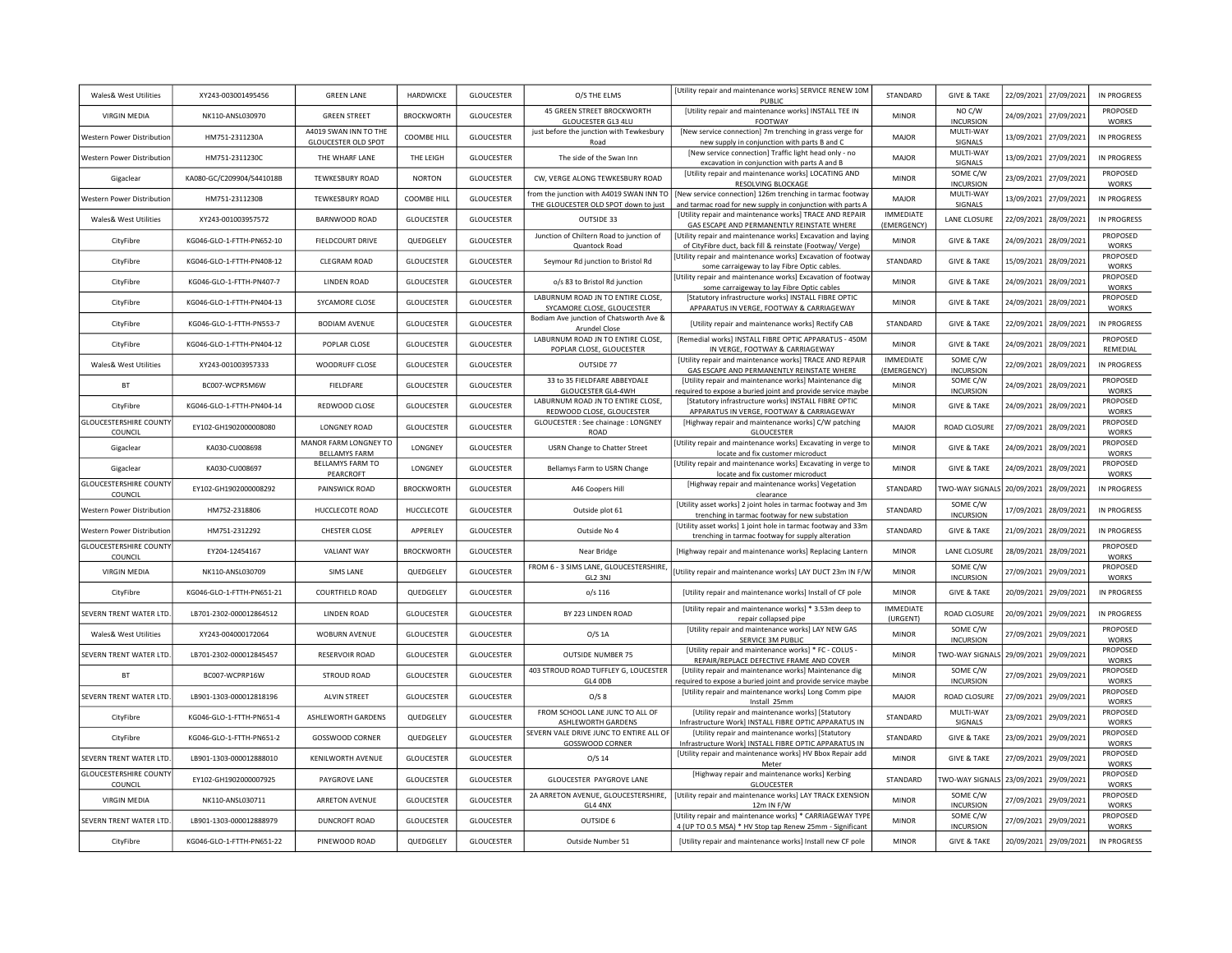| Wales& West Utilities | XY243-003001495456 | GREEN LANE | HARDWICKE | GLOUCESTER | O/S THE ELMS | [Utility repair and maintenance works] SERVICE RENEW 10M PUBLIC | STANDARD | GIVE & TAKE | 22/09/2021 | 27/09/2021 | IN PROGRESS |
|---|---|---|---|---|---|---|---|---|---|---|---|
| VIRGIN MEDIA | NK110-ANSL030970 | GREEN STREET | BROCKWORTH | GLOUCESTER | 45 GREEN STREET BROCKWORTH GLOUCESTER GL3 4LU | [Utility repair and maintenance works] INSTALL TEE IN FOOTWAY | MINOR | NO C/W INCURSION | 24/09/2021 | 27/09/2021 | PROPOSED WORKS |
| Western Power Distribution | HM751-2311230A | A4019 SWAN INN TO THE GLOUCESTER OLD SPOT | COOMBE HILL | GLOUCESTER | just before the junction with Tewkesbury Road | [New service connection] 7m trenching in grass verge for new supply in conjunction with parts B and C | MAJOR | MULTI-WAY SIGNALS | 13/09/2021 | 27/09/2021 | IN PROGRESS |
| Western Power Distribution | HM751-2311230C | THE WHARF LANE | THE LEIGH | GLOUCESTER | The side of the Swan Inn | [New service connection] Traffic light head only - no excavation in conjunction with parts A and B | MAJOR | MULTI-WAY SIGNALS | 13/09/2021 | 27/09/2021 | IN PROGRESS |
| Gigaclear | KA080-GC/C209904/S441018B | TEWKESBURY ROAD | NORTON | GLOUCESTER | CW, VERGE ALONG TEWKESBURY ROAD | [Utility repair and maintenance works] LOCATING AND RESOLVING BLOCKAGE | MINOR | SOME C/W INCURSION | 23/09/2021 | 27/09/2021 | PROPOSED WORKS |
| Western Power Distribution | HM751-2311230B | TEWKESBURY ROAD | COOMBE HILL | GLOUCESTER | from the junction with A4019 SWAN INN TO THE GLOUCESTER OLD SPOT down to just | [New service connection] 126m trenching in tarmac footway and tarmac road for new supply in conjunction with parts A | MAJOR | MULTI-WAY SIGNALS | 13/09/2021 | 27/09/2021 | IN PROGRESS |
| Wales& West Utilities | XY243-001003957572 | BARNWOOD ROAD | GLOUCESTER | GLOUCESTER | OUTSIDE 33 | [Utility repair and maintenance works] TRACE AND REPAIR GAS ESCAPE AND PERMANENTLY REINSTATE WHERE | IMMEDIATE (EMERGENCY) | LANE CLOSURE | 22/09/2021 | 28/09/2021 | IN PROGRESS |
| CityFibre | KG046-GLO-1-FTTH-PN652-10 | FIELDCOURT DRIVE | QUEDGELEY | GLOUCESTER | Junction of Chiltern Road to junction of Quantock Road | [Utility repair and maintenance works] Excavation and laying of CityFibre duct, back fill & reinstate (Footway/ Verge) | MINOR | GIVE & TAKE | 24/09/2021 | 28/09/2021 | PROPOSED WORKS |
| CityFibre | KG046-GLO-1-FTTH-PN408-12 | CLEGRAM ROAD | GLOUCESTER | GLOUCESTER | Seymour Rd junction to Bristol Rd | [Utility repair and maintenance works] Excavation of footway some carraigeway to lay Fibre Optic cables. | STANDARD | GIVE & TAKE | 15/09/2021 | 28/09/2021 | PROPOSED WORKS |
| CityFibre | KG046-GLO-1-FTTH-PN407-7 | LINDEN ROAD | GLOUCESTER | GLOUCESTER | o/s 83 to Bristol Rd junction | [Utility repair and maintenance works] Excavation of footway some carraigeway to lay Fibre Optic cables | MINOR | GIVE & TAKE | 24/09/2021 | 28/09/2021 | PROPOSED WORKS |
| CityFibre | KG046-GLO-1-FTTH-PN404-13 | SYCAMORE CLOSE | GLOUCESTER | GLOUCESTER | LABURNUM ROAD JN TO ENTIRE CLOSE, SYCAMORE CLOSE, GLOUCESTER | [Statutory infrastructure works] INSTALL FIBRE OPTIC APPARATUS IN VERGE, FOOTWAY & CARRIAGEWAY | MINOR | GIVE & TAKE | 24/09/2021 | 28/09/2021 | PROPOSED WORKS |
| CityFibre | KG046-GLO-1-FTTH-PN553-7 | BODIAM AVENUE | GLOUCESTER | GLOUCESTER | Bodiam Ave junction of Chatsworth Ave & Arundel Close | [Utility repair and maintenance works] Rectify CAB | STANDARD | GIVE & TAKE | 22/09/2021 | 28/09/2021 | IN PROGRESS |
| CityFibre | KG046-GLO-1-FTTH-PN404-12 | POPLAR CLOSE | GLOUCESTER | GLOUCESTER | LABURNUM ROAD JN TO ENTIRE CLOSE, POPLAR CLOSE, GLOUCESTER | [Remedial works] INSTALL FIBRE OPTIC APPARATUS - 450M IN VERGE, FOOTWAY & CARRIAGEWAY | MINOR | GIVE & TAKE | 24/09/2021 | 28/09/2021 | PROPOSED REMEDIAL |
| Wales& West Utilities | XY243-001003957333 | WOODRUFF CLOSE | GLOUCESTER | GLOUCESTER | OUTSIDE 77 | [Utility repair and maintenance works] TRACE AND REPAIR GAS ESCAPE AND PERMANENTLY REINSTATE WHERE | IMMEDIATE (EMERGENCY) | SOME C/W INCURSION | 22/09/2021 | 28/09/2021 | IN PROGRESS |
| BT | BC007-WCPR5M6W | FIELDFARE | GLOUCESTER | GLOUCESTER | 33 to 35 FIELDFARE ABBEYDALE GLOUCESTER GL4-4WH | [Utility repair and maintenance works] Maintenance dig required to expose a buried joint and provide service maybe | MINOR | SOME C/W INCURSION | 24/09/2021 | 28/09/2021 | PROPOSED WORKS |
| CityFibre | KG046-GLO-1-FTTH-PN404-14 | REDWOOD CLOSE | GLOUCESTER | GLOUCESTER | LABURNUM ROAD JN TO ENTIRE CLOSE, REDWOOD CLOSE, GLOUCESTER | [Statutory infrastructure works] INSTALL FIBRE OPTIC APPARATUS IN VERGE, FOOTWAY & CARRIAGEWAY | MINOR | GIVE & TAKE | 24/09/2021 | 28/09/2021 | PROPOSED WORKS |
| GLOUCESTERSHIRE COUNTY COUNCIL | EY102-GH1902000008080 | LONGNEY ROAD | GLOUCESTER | GLOUCESTER | GLOUCESTER : See chainage : LONGNEY ROAD | [Highway repair and maintenance works] C/W patching GLOUCESTER | MAJOR | ROAD CLOSURE | 27/09/2021 | 28/09/2021 | PROPOSED WORKS |
| Gigaclear | KA030-CU008698 | MANOR FARM LONGNEY TO BELLAMYS FARM | LONGNEY | GLOUCESTER | USRN Change to Chatter Street | [Utility repair and maintenance works] Excavating in verge to locate and fix customer microduct | MINOR | GIVE & TAKE | 24/09/2021 | 28/09/2021 | PROPOSED WORKS |
| Gigaclear | KA030-CU008697 | BELLAMYS FARM TO PEARCROFT | LONGNEY | GLOUCESTER | Bellamys Farm to USRN Change | [Utility repair and maintenance works] Excavating in verge to locate and fix customer microduct | MINOR | GIVE & TAKE | 24/09/2021 | 28/09/2021 | PROPOSED WORKS |
| GLOUCESTERSHIRE COUNTY COUNCIL | EY102-GH1902000008292 | PAINSWICK ROAD | BROCKWORTH | GLOUCESTER | A46 Coopers Hill | [Highway repair and maintenance works] Vegetation clearance | STANDARD | TWO-WAY SIGNALS | 20/09/2021 | 28/09/2021 | IN PROGRESS |
| Western Power Distribution | HM752-2318806 | HUCCLECOTE ROAD | HUCCLECOTE | GLOUCESTER | Outside plot 61 | [Utility asset works] 2 joint holes in tarmac footway and 3m trenching in tarmac footway for new substation | STANDARD | SOME C/W INCURSION | 17/09/2021 | 28/09/2021 | IN PROGRESS |
| Western Power Distribution | HM751-2312292 | CHESTER CLOSE | APPERLEY | GLOUCESTER | Outside No 4 | [Utility asset works] 1 joint hole in tarmac footway and 33m trenching in tarmac footway for supply alteration | STANDARD | GIVE & TAKE | 21/09/2021 | 28/09/2021 | IN PROGRESS |
| GLOUCESTERSHIRE COUNTY COUNCIL | EY204-12454167 | VALIANT WAY | BROCKWORTH | GLOUCESTER | Near Bridge | [Highway repair and maintenance works] Replacing Lantern | MINOR | LANE CLOSURE | 28/09/2021 | 28/09/2021 | PROPOSED WORKS |
| VIRGIN MEDIA | NK110-ANSL030709 | SIMS LANE | QUEDGELEY | GLOUCESTER | FROM 6 - 3 SIMS LANE, GLOUCESTERSHIRE, GL2 3NJ | [Utility repair and maintenance works] LAY DUCT 23m IN F/W | MINOR | SOME C/W INCURSION | 27/09/2021 | 29/09/2021 | PROPOSED WORKS |
| CityFibre | KG046-GLO-1-FTTH-PN651-21 | COURTFIELD ROAD | QUEDGELEY | GLOUCESTER | o/s 116 | [Utility repair and maintenance works] Install of CF pole | MINOR | GIVE & TAKE | 20/09/2021 | 29/09/2021 | IN PROGRESS |
| SEVERN TRENT WATER LTD. | LB701-2302-000012864512 | LINDEN ROAD | GLOUCESTER | GLOUCESTER | BY 223 LINDEN ROAD | [Utility repair and maintenance works] * 3.53m deep to repair collapsed pipe | IMMEDIATE (URGENT) | ROAD CLOSURE | 20/09/2021 | 29/09/2021 | IN PROGRESS |
| Wales& West Utilities | XY243-004000172064 | WOBURN AVENUE | GLOUCESTER | GLOUCESTER | O/S 1A | [Utility repair and maintenance works] LAY NEW GAS SERVICE 3M PUBLIC | MINOR | SOME C/W INCURSION | 27/09/2021 | 29/09/2021 | PROPOSED WORKS |
| SEVERN TRENT WATER LTD. | LB701-2302-000012845457 | RESERVOIR ROAD | GLOUCESTER | GLOUCESTER | OUTSIDE NUMBER 75 | [Utility repair and maintenance works] * FC - COLUS - REPAIR/REPLACE DEFECTIVE FRAME AND COVER | MINOR | TWO-WAY SIGNALS | 29/09/2021 | 29/09/2021 | PROPOSED WORKS |
| BT | BC007-WCPRP16W | STROUD ROAD | GLOUCESTER | GLOUCESTER | 403 STROUD ROAD TUFFLEY G, LOUCESTER GL4 0DB | [Utility repair and maintenance works] Maintenance dig required to expose a buried joint and provide service maybe | MINOR | SOME C/W INCURSION | 27/09/2021 | 29/09/2021 | PROPOSED WORKS |
| SEVERN TRENT WATER LTD. | LB901-1303-000012818196 | ALVIN STREET | GLOUCESTER | GLOUCESTER | O/S 8 | [Utility repair and maintenance works] Long Comm pipe Install 25mm | MAJOR | ROAD CLOSURE | 27/09/2021 | 29/09/2021 | PROPOSED WORKS |
| CityFibre | KG046-GLO-1-FTTH-PN651-4 | ASHLEWORTH GARDENS | QUEDGELEY | GLOUCESTER | FROM SCHOOL LANE JUNC TO ALL OF ASHLEWORTH GARDENS | [Utility repair and maintenance works] [Statutory Infrastructure Work] INSTALL FIBRE OPTIC APPARATUS IN | STANDARD | MULTI-WAY SIGNALS | 23/09/2021 | 29/09/2021 | PROPOSED WORKS |
| CityFibre | KG046-GLO-1-FTTH-PN651-2 | GOSSWOOD CORNER | QUEDGELEY | GLOUCESTER | SEVERN VALE DRIVE JUNC TO ENTIRE ALL OF GOSSWOOD CORNER | [Utility repair and maintenance works] [Statutory Infrastructure Work] INSTALL FIBRE OPTIC APPARATUS IN | STANDARD | GIVE & TAKE | 23/09/2021 | 29/09/2021 | PROPOSED WORKS |
| SEVERN TRENT WATER LTD. | LB901-1303-000012888010 | KENILWORTH AVENUE | GLOUCESTER | GLOUCESTER | O/S 14 | [Utility repair and maintenance works] HV Bbox Repair add Meter | MINOR | GIVE & TAKE | 27/09/2021 | 29/09/2021 | PROPOSED WORKS |
| GLOUCESTERSHIRE COUNTY COUNCIL | EY102-GH1902000007925 | PAYGROVE LANE | GLOUCESTER | GLOUCESTER | GLOUCESTER PAYGROVE LANE | [Highway repair and maintenance works] Kerbing GLOUCESTER | STANDARD | TWO-WAY SIGNALS | 23/09/2021 | 29/09/2021 | PROPOSED WORKS |
| VIRGIN MEDIA | NK110-ANSL030711 | ARRETON AVENUE | GLOUCESTER | GLOUCESTER | 2A ARRETON AVENUE, GLOUCESTERSHIRE, GL4 4NX | [Utility repair and maintenance works] LAY TRACK EXENSION 12m IN F/W | MINOR | SOME C/W INCURSION | 27/09/2021 | 29/09/2021 | PROPOSED WORKS |
| SEVERN TRENT WATER LTD. | LB901-1303-000012888979 | DUNCROFT ROAD | GLOUCESTER | GLOUCESTER | OUTSIDE 6 | [Utility repair and maintenance works] * CARRIAGEWAY TYPE 4 (UP TO 0.5 MSA) * HV Stop tap Renew 25mm - Significant | MINOR | SOME C/W INCURSION | 27/09/2021 | 29/09/2021 | PROPOSED WORKS |
| CityFibre | KG046-GLO-1-FTTH-PN651-22 | PINEWOOD ROAD | QUEDGELEY | GLOUCESTER | Outside Number 51 | [Utility repair and maintenance works] Install new CF pole | MINOR | GIVE & TAKE | 20/09/2021 | 29/09/2021 | IN PROGRESS |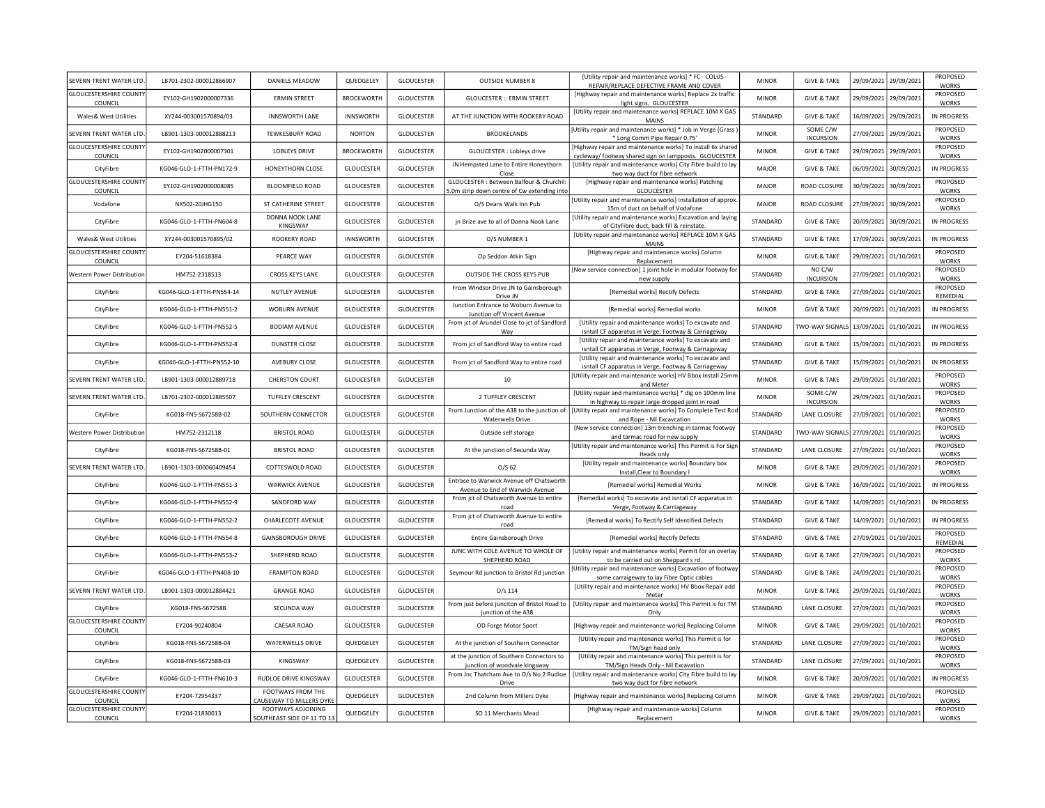| SEVERN TRENT WATER LTD. | LB701-2302-000012866907 | DANIELS MEADOW | QUEDGELEY | GLOUCESTER | OUTSIDE NUMBER 8 | [Utility repair and maintenance works] * FC - COLUS - REPAIR/REPLACE DEFECTIVE FRAME AND COVER | MINOR | GIVE & TAKE | 29/09/2021 | 29/09/2021 | PROPOSED WORKS |
|---|---|---|---|---|---|---|---|---|---|---|---|
| GLOUCESTERSHIRE COUNTY COUNCIL | EY102-GH1902000007336 | ERMIN STREET | BROCKWORTH | GLOUCESTER | GLOUCESTER :: ERMIN STREET | [Highway repair and maintenance works] Replace 2x traffic light signs. GLOUCESTER | MINOR | GIVE & TAKE | 29/09/2021 | 29/09/2021 | PROPOSED WORKS |
| Wales& West Utilities | XY244-003001570894/03 | INNSWORTH LANE | INNSWORTH | GLOUCESTER | AT THE JUNCTION WITH ROOKERY ROAD | [Utility repair and maintenance works] REPLACE 10M X GAS MAINS | STANDARD | GIVE & TAKE | 16/09/2021 | 29/09/2021 | IN PROGRESS |
| SEVERN TRENT WATER LTD. | LB901-1303-000012888213 | TEWKESBURY ROAD | NORTON | GLOUCESTER | BROOKELANDS | [Utility repair and maintenance works] * Job in Verge (Grass ) * Long Comm Pipe Repair 0.75' | MINOR | SOME C/W INCURSION | 27/09/2021 | 29/09/2021 | PROPOSED WORKS |
| GLOUCESTERSHIRE COUNTY COUNCIL | EY102-GH1902000007301 | LOBLEYS DRIVE | BROCKWORTH | GLOUCESTER | GLOUCESTER : Lobleys drive | [Highway repair and maintenance works] To install 6x shared cycleway/ footway shared sign on lampposts. GLOUCESTER | MINOR | GIVE & TAKE | 29/09/2021 | 29/09/2021 | PROPOSED WORKS |
| CityFibre | KG046-GLO-1-FTTH-PN172-9 | HONEYTHORN CLOSE | GLOUCESTER | GLOUCESTER | JN Hempsted Lane to Entire Honeythorn Close | [Utility repair and maintenance works] City Fibre build to lay two way duct for fibre network | MAJOR | GIVE & TAKE | 06/09/2021 | 30/09/2021 | IN PROGRESS |
| GLOUCESTERSHIRE COUNTY COUNCIL | EY102-GH1902000008085 | BLOOMFIELD ROAD | GLOUCESTER | GLOUCESTER | GLOUCESTER : Between Balfour & Churchil: 5.0m strip down centre of Cw extending into | [Highway repair and maintenance works] Patching GLOUCESTER | MAJOR | ROAD CLOSURE | 30/09/2021 | 30/09/2021 | PROPOSED WORKS |
| Vodafone | NX502-20JHG150 | ST CATHERINE STREET | GLOUCESTER | GLOUCESTER | O/S Deans Walk Inn Pub | [Utility repair and maintenance works] Installation of approx. 15m of duct on behalf of Vodafone | MAJOR | ROAD CLOSURE | 27/09/2021 | 30/09/2021 | PROPOSED WORKS |
| CityFibre | KG046-GLO-1-FTTH-PN604-8 | DONNA NOOK LANE KINGSWAY | GLOUCESTER | GLOUCESTER | jn Brize ave to all of Donna Nook Lane | [Utility repair and maintenance works] Excavation and laying of CityFibre duct, back fill & reinstate. | STANDARD | GIVE & TAKE | 20/09/2021 | 30/09/2021 | IN PROGRESS |
| Wales& West Utilities | XY244-003001570895/02 | ROOKERY ROAD | INNSWORTH | GLOUCESTER | O/S NUMBER 1 | [Utility repair and maintenance works] REPLACE 10M X GAS MAINS | STANDARD | GIVE & TAKE | 17/09/2021 | 30/09/2021 | IN PROGRESS |
| GLOUCESTERSHIRE COUNTY COUNCIL | EY204-51618384 | PEARCE WAY | GLOUCESTER | GLOUCESTER | Op Seddon Atkin Sign | [Highway repair and maintenance works] Column Replacement | MINOR | GIVE & TAKE | 29/09/2021 | 01/10/2021 | PROPOSED WORKS |
| Western Power Distribution | HM752-2318513 | CROSS KEYS LANE | GLOUCESTER | GLOUCESTER | OUTSIDE THE CROSS KEYS PUB | [New service connection] 1 joint hole in modular footway for new supply | STANDARD | NO C/W INCURSION | 27/09/2021 | 01/10/2021 | PROPOSED WORKS |
| CityFibre | KG046-GLO-1-FTTH-PN554-14 | NUTLEY AVENUE | GLOUCESTER | GLOUCESTER | From Windsor Drive JN to Gainsborough Drive JN | [Remedial works] Rectify Defects | STANDARD | GIVE & TAKE | 27/09/2021 | 01/10/2021 | PROPOSED REMEDIAL |
| CityFibre | KG046-GLO-1-FTTH-PN551-2 | WOBURN AVENUE | GLOUCESTER | GLOUCESTER | Junction Entrance to Woburn Avenue to Junction off Vincent Avenue | [Remedial works] Remedial works | MINOR | GIVE & TAKE | 20/09/2021 | 01/10/2021 | IN PROGRESS |
| CityFibre | KG046-GLO-1-FTTH-PN552-5 | BODIAM AVENUE | GLOUCESTER | GLOUCESTER | From jct of Arundel Close to jct of Sandford Way | [Utility repair and maintenance works] To excavate and isntall CF apparatus in Verge, Footway & Carriageway | STANDARD | TWO-WAY SIGNALS | 13/09/2021 | 01/10/2021 | IN PROGRESS |
| CityFibre | KG046-GLO-1-FTTH-PN552-8 | DUNSTER CLOSE | GLOUCESTER | GLOUCESTER | From jct of Sandford Way to entire road | [Utility repair and maintenance works] To excavate and isntall CF apparatus in Verge, Footway & Carriageway | STANDARD | GIVE & TAKE | 15/09/2021 | 01/10/2021 | IN PROGRESS |
| CityFibre | KG046-GLO-1-FTTH-PN552-10 | AVEBURY CLOSE | GLOUCESTER | GLOUCESTER | From jct of Sandford Way to entire road | [Utility repair and maintenance works] To excavate and isntall CF apparatus in Verge, Footway & Carriageway | STANDARD | GIVE & TAKE | 15/09/2021 | 01/10/2021 | IN PROGRESS |
| SEVERN TRENT WATER LTD. | LB901-1303-000012889718 | CHERSTON COURT | GLOUCESTER | GLOUCESTER | 10 | [Utility repair and maintenance works] HV Bbox Install 25mm and Meter | MINOR | GIVE & TAKE | 29/09/2021 | 01/10/2021 | PROPOSED WORKS |
| SEVERN TRENT WATER LTD. | LB701-2302-000012885507 | TUFFLEY CRESCENT | GLOUCESTER | GLOUCESTER | 2 TUFFLEY CRESCENT | [Utility repair and maintenance works] * dig on 100mm line in highway to repair large dropped joint in road | MINOR | SOME C/W INCURSION | 29/09/2021 | 01/10/2021 | PROPOSED WORKS |
| CityFibre | KG018-FNS-S67258B-02 | SOUTHERN CONNECTOR | GLOUCESTER | GLOUCESTER | From Junction of the A38 to the junction of Waterwells Drive | [Utility repair and maintenance works] To Complete Test Rod and Rope - Nil Excavcation | STANDARD | LANE CLOSURE | 27/09/2021 | 01/10/2021 | PROPOSED WORKS |
| Western Power Distribution | HM752-2312118 | BRISTOL ROAD | GLOUCESTER | GLOUCESTER | Outside self storage | [New service connection] 13m trenching in tarmac footway and tarmac road for new supply | STANDARD | TWO-WAY SIGNALS | 27/09/2021 | 01/10/2021 | PROPOSED WORKS |
| CityFibre | KG018-FNS-S67258B-01 | BRISTOL ROAD | GLOUCESTER | GLOUCESTER | At the junction of Secunda Way | [Utility repair and maintenance works] This Permit is For Sign Heads only | STANDARD | LANE CLOSURE | 27/09/2021 | 01/10/2021 | PROPOSED WORKS |
| SEVERN TRENT WATER LTD. | LB901-1303-000060409454 | COTTESWOLD ROAD | GLOUCESTER | GLOUCESTER | O/S 62 | [Utility repair and maintenance works] Boundary box Install,Clear to Boundary I | MINOR | GIVE & TAKE | 29/09/2021 | 01/10/2021 | PROPOSED WORKS |
| CityFibre | KG046-GLO-1-FTTH-PN551-3 | WARWICK AVENUE | GLOUCESTER | GLOUCESTER | Entrace to Warwick Avenue off Chatsworth Avenue to End of Warwick Avenue | [Remedial works] Remedial Works | MINOR | GIVE & TAKE | 16/09/2021 | 01/10/2021 | IN PROGRESS |
| CityFibre | KG046-GLO-1-FTTH-PN552-9 | SANDFORD WAY | GLOUCESTER | GLOUCESTER | From jct of Chatsworth Avenue to entire road | [Remedial works] To excavate and isntall CF apparatus in Verge, Footway & Carriageway | STANDARD | GIVE & TAKE | 14/09/2021 | 01/10/2021 | IN PROGRESS |
| CityFibre | KG046-GLO-1-FTTH-PN552-2 | CHARLECOTE AVENUE | GLOUCESTER | GLOUCESTER | From jct of Chatsworth Avenue to entire road | [Remedial works] To Rectify Self Identified Defects | STANDARD | GIVE & TAKE | 14/09/2021 | 01/10/2021 | IN PROGRESS |
| CityFibre | KG046-GLO-1-FTTH-PN554-8 | GAINSBOROUGH DRIVE | GLOUCESTER | GLOUCESTER | Entire Gainsborough Drive | [Remedial works] Rectify Defects | STANDARD | GIVE & TAKE | 27/09/2021 | 01/10/2021 | PROPOSED REMEDIAL |
| CityFibre | KG046-GLO-1-FTTH-PN553-2 | SHEPHERD ROAD | GLOUCESTER | GLOUCESTER | JUNC WITH COLE AVENUE TO WHOLE OF SHEPHERD ROAD | [Utility repair and maintenance works] Permit for an overlay to be carried out on Sheppard s rd. | STANDARD | GIVE & TAKE | 27/09/2021 | 01/10/2021 | PROPOSED WORKS |
| CityFibre | KG046-GLO-1-FTTH-PN408-10 | FRAMPTON ROAD | GLOUCESTER | GLOUCESTER | Seymour Rd junction to Bristol Rd junction | [Utility repair and maintenance works] Excavation of footway some carraigeway to lay Fibre Optic cables | STANDARD | GIVE & TAKE | 24/09/2021 | 01/10/2021 | PROPOSED WORKS |
| SEVERN TRENT WATER LTD. | LB901-1303-000012884421 | GRANGE ROAD | GLOUCESTER | GLOUCESTER | O/s 114 | [Utility repair and maintenance works] HV Bbox Repair add Meter | MINOR | GIVE & TAKE | 29/09/2021 | 01/10/2021 | PROPOSED WORKS |
| CityFibre | KG018-FNS-S67258B | SECUNDA WAY | GLOUCESTER | GLOUCESTER | From just before junciton of Bristol Road to junction of the A38 | [Utility repair and maintenance works] This Permit is for TM Only | STANDARD | LANE CLOSURE | 27/09/2021 | 01/10/2021 | PROPOSED WORKS |
| GLOUCESTERSHIRE COUNTY COUNCIL | EY204-90240804 | CAESAR ROAD | GLOUCESTER | GLOUCESTER | OD Forge Motor Sport | [Highway repair and maintenance works] Replacing Column | MINOR | GIVE & TAKE | 29/09/2021 | 01/10/2021 | PROPOSED WORKS |
| CityFibre | KG018-FNS-S67258B-04 | WATERWELLS DRIVE | QUEDGELEY | GLOUCESTER | At the junction of Southern Connector | [Utility repair and maintenance works] This Permit is for TM/Sign head only | STANDARD | LANE CLOSURE | 27/09/2021 | 01/10/2021 | PROPOSED WORKS |
| CityFibre | KG018-FNS-S67258B-03 | KINGSWAY | QUEDGELEY | GLOUCESTER | at the junction of Southern Connectors to junction of woodvale kingsway | [Utility repair and maintenance works] This permit is for TM/Sign Heads Only - Nil Excavation | STANDARD | LANE CLOSURE | 27/09/2021 | 01/10/2021 | PROPOSED WORKS |
| CityFibre | KG046-GLO-1-FTTH-PN610-3 | RUDLOE DRIVE KINGSWAY | GLOUCESTER | GLOUCESTER | From Jnc Thatcham Ave to O/s No.2 Rudloe Drive | [Utility repair and maintenance works] City Fibre build to lay two way duct for fibre network | MINOR | GIVE & TAKE | 20/09/2021 | 01/10/2021 | IN PROGRESS |
| GLOUCESTERSHIRE COUNTY COUNCIL | EY204-72954337 | FOOTWAYS FROM THE CAUSEWAY TO MILLERS DYKE | QUEDGELEY | GLOUCESTER | 2nd Column from Millers Dyke | [Highway repair and maintenance works] Replacing Column | MINOR | GIVE & TAKE | 29/09/2021 | 01/10/2021 | PROPOSED WORKS |
| GLOUCESTERSHIRE COUNTY COUNCIL | EY204-21830013 | FOOTWAYS ADJOINING SOUTHEAST SIDE OF 11 TO 13 | QUEDGELEY | GLOUCESTER | SO 11 Merchants Mead | [Highway repair and maintenance works] Column Replacement | MINOR | GIVE & TAKE | 29/09/2021 | 01/10/2021 | PROPOSED WORKS |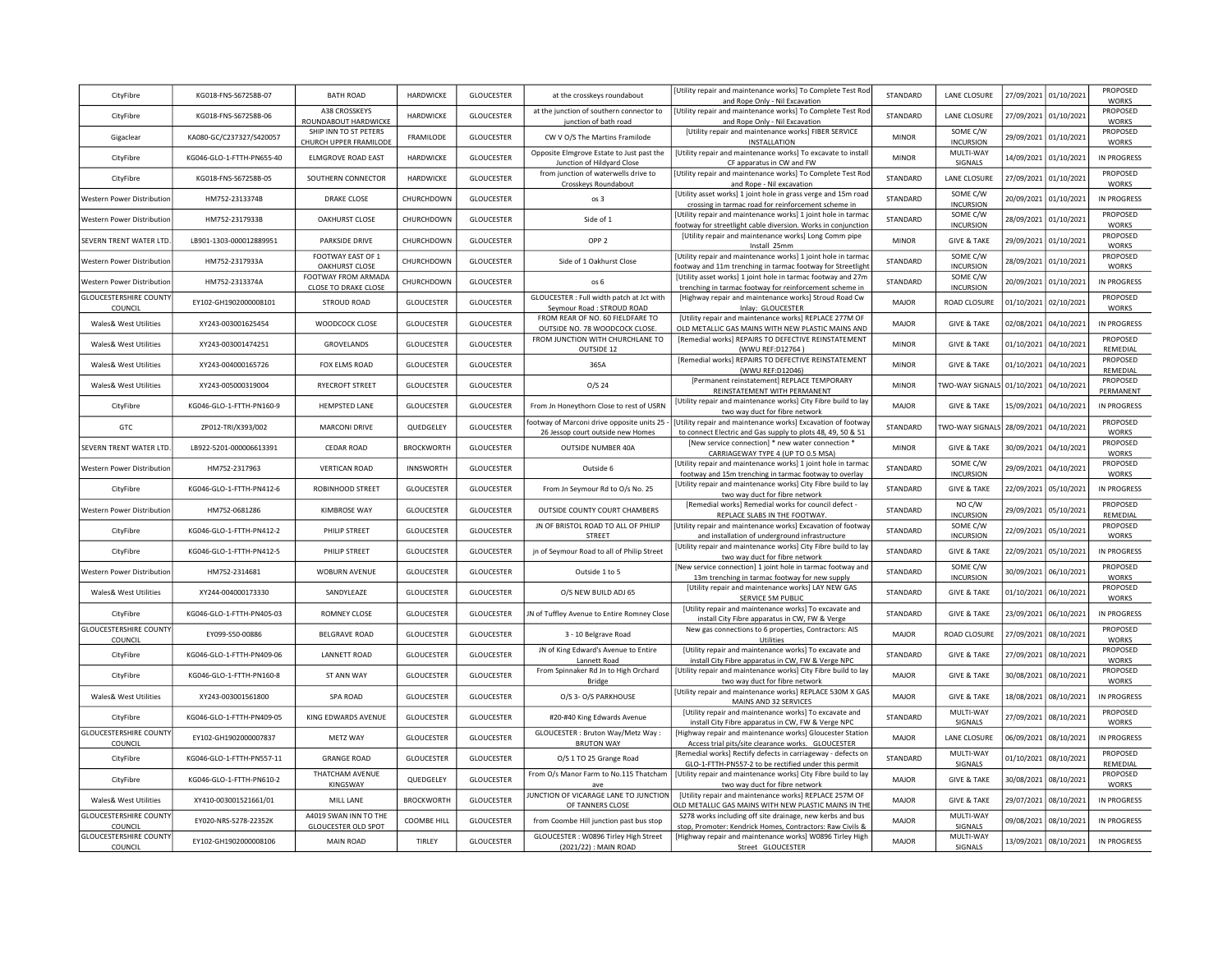| CityFibre | KG018-FNS-S67258B-07 | BATH ROAD | HARDWICKE | GLOUCESTER | at the crosskeys roundabout | [Utility repair and maintenance works] To Complete Test Rod and Rope Only - Nil Excavation | STANDARD | LANE CLOSURE | 27/09/2021 | 01/10/2021 | PROPOSED WORKS |
|---|---|---|---|---|---|---|---|---|---|---|---|
| CityFibre | KG018-FNS-S67258B-06 | A38 CROSSKEYS ROUNDABOUT HARDWICKE | HARDWICKE | GLOUCESTER | at the junction of southern connector to junction of bath road | [Utility repair and maintenance works] To Complete Test Rod and Rope Only - Nil Excavation | STANDARD | LANE CLOSURE | 27/09/2021 | 01/10/2021 | PROPOSED WORKS |
| Gigaclear | KA080-GC/C237327/S420057 | SHIP INN TO ST PETERS CHURCH UPPER FRAMILODE | FRAMILODE | GLOUCESTER | CW V O/S The Martins Framilode | [Utility repair and maintenance works] FIBER SERVICE INSTALLATION | MINOR | SOME C/W INCURSION | 29/09/2021 | 01/10/2021 | PROPOSED WORKS |
| CityFibre | KG046-GLO-1-FTTH-PN655-40 | ELMGROVE ROAD EAST | HARDWICKE | GLOUCESTER | Opposite Elmgrove Estate to Just past the Junction of Hildyard Close | [Utility repair and maintenance works] To excavate to install CF apparatus in CW and FW | MINOR | MULTI-WAY SIGNALS | 14/09/2021 | 01/10/2021 | IN PROGRESS |
| CityFibre | KG018-FNS-S67258B-05 | SOUTHERN CONNECTOR | HARDWICKE | GLOUCESTER | from junction of waterwells drive to Crosskeys Roundabout | [Utility repair and maintenance works] To Complete Test Rod and Rope - Nil excavation | STANDARD | LANE CLOSURE | 27/09/2021 | 01/10/2021 | PROPOSED WORKS |
| Western Power Distribution | HM752-2313374B | DRAKE CLOSE | CHURCHDOWN | GLOUCESTER | os 3 | [Utility asset works] 1 joint hole in grass verge and 15m road crossing in tarmac road for reinforcement scheme in | STANDARD | SOME C/W INCURSION | 20/09/2021 | 01/10/2021 | IN PROGRESS |
| Western Power Distribution | HM752-2317933B | OAKHURST CLOSE | CHURCHDOWN | GLOUCESTER | Side of 1 | [Utility repair and maintenance works] 1 joint hole in tarmac footway for streetlight cable diversion. Works in conjunction | STANDARD | SOME C/W INCURSION | 28/09/2021 | 01/10/2021 | PROPOSED WORKS |
| SEVERN TRENT WATER LTD. | LB901-1303-000012889951 | PARKSIDE DRIVE | CHURCHDOWN | GLOUCESTER | OPP 2 | [Utility repair and maintenance works] Long Comm pipe Install 25mm | MINOR | GIVE & TAKE | 29/09/2021 | 01/10/2021 | PROPOSED WORKS |
| Western Power Distribution | HM752-2317933A | FOOTWAY EAST OF 1 OAKHURST CLOSE | CHURCHDOWN | GLOUCESTER | Side of 1 Oakhurst Close | [Utility repair and maintenance works] 1 joint hole in tarmac footway and 11m trenching in tarmac footway for Streetlight | STANDARD | SOME C/W INCURSION | 28/09/2021 | 01/10/2021 | PROPOSED WORKS |
| Western Power Distribution | HM752-2313374A | FOOTWAY FROM ARMADA CLOSE TO DRAKE CLOSE | CHURCHDOWN | GLOUCESTER | os 6 | [Utility asset works] 1 joint hole in tarmac footway and 27m trenching in tarmac footway for reinforcement scheme in | STANDARD | SOME C/W INCURSION | 20/09/2021 | 01/10/2021 | IN PROGRESS |
| GLOUCESTERSHIRE COUNTY COUNCIL | EY102-GH1902000008101 | STROUD ROAD | GLOUCESTER | GLOUCESTER | GLOUCESTER : Full width patch at Jct with Seymour Road : STROUD ROAD | [Highway repair and maintenance works] Stroud Road Cw Inlay: GLOUCESTER | MAJOR | ROAD CLOSURE | 01/10/2021 | 02/10/2021 | PROPOSED WORKS |
| Wales& West Utilities | XY243-003001625454 | WOODCOCK CLOSE | GLOUCESTER | GLOUCESTER | FROM REAR OF NO. 60 FIELDFARE TO OUTSIDE NO. 78 WOODCOCK CLOSE. | [Utility repair and maintenance works] REPLACE 277M OF OLD METALLIC GAS MAINS WITH NEW PLASTIC MAINS AND | MAJOR | GIVE & TAKE | 02/08/2021 | 04/10/2021 | IN PROGRESS |
| Wales& West Utilities | XY243-003001474251 | GROVELANDS | GLOUCESTER | GLOUCESTER | FROM JUNCTION WITH CHURCHLANE TO OUTSIDE 12 | [Remedial works] REPAIRS TO DEFECTIVE REINSTATEMENT (WWU REF:D12764 ) | MINOR | GIVE & TAKE | 01/10/2021 | 04/10/2021 | PROPOSED REMEDIAL |
| Wales& West Utilities | XY243-004000165726 | FOX ELMS ROAD | GLOUCESTER | GLOUCESTER | 365A | [Remedial works] REPAIRS TO DEFECTIVE REINSTATEMENT (WWU REF:D12046) | MINOR | GIVE & TAKE | 01/10/2021 | 04/10/2021 | PROPOSED REMEDIAL |
| Wales& West Utilities | XY243-005000319004 | RYECROFT STREET | GLOUCESTER | GLOUCESTER | O/S 24 | [Permanent reinstatement] REPLACE TEMPORARY REINSTATEMENT WITH PERMANENT | MINOR | TWO-WAY SIGNALS | 01/10/2021 | 04/10/2021 | PROPOSED PERMANENT |
| CityFibre | KG046-GLO-1-FTTH-PN160-9 | HEMPSTED LANE | GLOUCESTER | GLOUCESTER | From Jn Honeythorn Close to rest of USRN | [Utility repair and maintenance works] City Fibre build to lay two way duct for fibre network | MAJOR | GIVE & TAKE | 15/09/2021 | 04/10/2021 | IN PROGRESS |
| GTC | ZP012-TRI/X393/002 | MARCONI DRIVE | QUEDGELEY | GLOUCESTER | footway of Marconi drive opposite units 25 - 26 Jessop court outside new Homes | [Utility repair and maintenance works] Excavation of footway to connect Electric and Gas supply to plots 48, 49, 50 & 51 | STANDARD | TWO-WAY SIGNALS | 28/09/2021 | 04/10/2021 | PROPOSED WORKS |
| SEVERN TRENT WATER LTD. | LB922-5201-000006613391 | CEDAR ROAD | BROCKWORTH | GLOUCESTER | OUTSIDE NUMBER 40A | [New service connection] * new water connection * CARRIAGEWAY TYPE 4 (UP TO 0.5 MSA) | MINOR | GIVE & TAKE | 30/09/2021 | 04/10/2021 | PROPOSED WORKS |
| Western Power Distribution | HM752-2317963 | VERTICAN ROAD | INNSWORTH | GLOUCESTER | Outside 6 | [Utility repair and maintenance works] 1 joint hole in tarmac footway and 15m trenching in tarmac footway to overlay | STANDARD | SOME C/W INCURSION | 29/09/2021 | 04/10/2021 | PROPOSED WORKS |
| CityFibre | KG046-GLO-1-FTTH-PN412-6 | ROBINHOOD STREET | GLOUCESTER | GLOUCESTER | From Jn Seymour Rd to O/s No. 25 | [Utility repair and maintenance works] City Fibre build to lay two way duct for fibre network | STANDARD | GIVE & TAKE | 22/09/2021 | 05/10/2021 | IN PROGRESS |
| Western Power Distribution | HM752-0681286 | KIMBROSE WAY | GLOUCESTER | GLOUCESTER | OUTSIDE COUNTY COURT CHAMBERS | [Remedial works] Remedial works for council defect - REPLACE SLABS IN THE FOOTWAY. | STANDARD | NO C/W INCURSION | 29/09/2021 | 05/10/2021 | PROPOSED REMEDIAL |
| CityFibre | KG046-GLO-1-FTTH-PN412-2 | PHILIP STREET | GLOUCESTER | GLOUCESTER | JN OF BRISTOL ROAD TO ALL OF PHILIP STREET | [Utility repair and maintenance works] Excavation of footway and installation of underground infrastructure | STANDARD | SOME C/W INCURSION | 22/09/2021 | 05/10/2021 | PROPOSED WORKS |
| CityFibre | KG046-GLO-1-FTTH-PN412-5 | PHILIP STREET | GLOUCESTER | GLOUCESTER | jn of Seymour Road to all of Philip Street | [Utility repair and maintenance works] City Fibre build to lay two way duct for fibre network | STANDARD | GIVE & TAKE | 22/09/2021 | 05/10/2021 | IN PROGRESS |
| Western Power Distribution | HM752-2314681 | WOBURN AVENUE | GLOUCESTER | GLOUCESTER | Outside 1 to 5 | [New service connection] 1 joint hole in tarmac footway and 13m trenching in tarmac footway for new supply | STANDARD | SOME C/W INCURSION | 30/09/2021 | 06/10/2021 | PROPOSED WORKS |
| Wales& West Utilities | XY244-004000173330 | SANDYLEAZE | GLOUCESTER | GLOUCESTER | O/S NEW BUILD ADJ 65 | [Utility repair and maintenance works] LAY NEW GAS SERVICE 5M PUBLIC | STANDARD | GIVE & TAKE | 01/10/2021 | 06/10/2021 | PROPOSED WORKS |
| CityFibre | KG046-GLO-1-FTTH-PN405-03 | ROMNEY CLOSE | GLOUCESTER | GLOUCESTER | JN of Tuffley Avenue to Entire Romney Close | [Utility repair and maintenance works] To excavate and install City Fibre apparatus in CW, FW & Verge | STANDARD | GIVE & TAKE | 23/09/2021 | 06/10/2021 | IN PROGRESS |
| GLOUCESTERSHIRE COUNTY COUNCIL | EY099-S50-00886 | BELGRAVE ROAD | GLOUCESTER | GLOUCESTER | 3 - 10 Belgrave Road | New gas connections to 6 properties, Contractors: AIS Utilities | MAJOR | ROAD CLOSURE | 27/09/2021 | 08/10/2021 | PROPOSED WORKS |
| CityFibre | KG046-GLO-1-FTTH-PN409-06 | LANNETT ROAD | GLOUCESTER | GLOUCESTER | JN of King Edward's Avenue to Entire Lannett Road | [Utility repair and maintenance works] To excavate and install City Fibre apparatus in CW, FW & Verge NPC | STANDARD | GIVE & TAKE | 27/09/2021 | 08/10/2021 | PROPOSED WORKS |
| CityFibre | KG046-GLO-1-FTTH-PN160-8 | ST ANN WAY | GLOUCESTER | GLOUCESTER | From Spinnaker Rd Jn to High Orchard Bridge | [Utility repair and maintenance works] City Fibre build to lay two way duct for fibre network | MAJOR | GIVE & TAKE | 30/08/2021 | 08/10/2021 | PROPOSED WORKS |
| Wales& West Utilities | XY243-003001561800 | SPA ROAD | GLOUCESTER | GLOUCESTER | O/S 3- O/S PARKHOUSE | [Utility repair and maintenance works] REPLACE 530M X GAS MAINS AND 32 SERVICES | MAJOR | GIVE & TAKE | 18/08/2021 | 08/10/2021 | IN PROGRESS |
| CityFibre | KG046-GLO-1-FTTH-PN409-05 | KING EDWARDS AVENUE | GLOUCESTER | GLOUCESTER | #20-#40 King Edwards Avenue | [Utility repair and maintenance works] To excavate and install City Fibre apparatus in CW, FW & Verge NPC | STANDARD | MULTI-WAY SIGNALS | 27/09/2021 | 08/10/2021 | PROPOSED WORKS |
| GLOUCESTERSHIRE COUNTY COUNCIL | EY102-GH1902000007837 | METZ WAY | GLOUCESTER | GLOUCESTER | GLOUCESTER : Bruton Way/Metz Way : BRUTON WAY | [Highway repair and maintenance works] Gloucester Station Access trial pits/site clearance works. GLOUCESTER | MAJOR | LANE CLOSURE | 06/09/2021 | 08/10/2021 | IN PROGRESS |
| CityFibre | KG046-GLO-1-FTTH-PN557-11 | GRANGE ROAD | GLOUCESTER | GLOUCESTER | O/S 1 TO 25 Grange Road | [Remedial works] Rectify defects in carriageway - defects on GLO-1-FTTH-PN557-2 to be rectified under this permit | STANDARD | MULTI-WAY SIGNALS | 01/10/2021 | 08/10/2021 | PROPOSED REMEDIAL |
| CityFibre | KG046-GLO-1-FTTH-PN610-2 | THATCHAM AVENUE KINGSWAY | QUEDGELEY | GLOUCESTER | From O/s Manor Farm to No.115 Thatcham ave | [Utility repair and maintenance works] City Fibre build to lay two way duct for fibre network | MAJOR | GIVE & TAKE | 30/08/2021 | 08/10/2021 | PROPOSED WORKS |
| Wales& West Utilities | XY410-003001521661/01 | MILL LANE | BROCKWORTH | GLOUCESTER | JUNCTION OF VICARAGE LANE TO JUNCTION OF TANNERS CLOSE | [Utility repair and maintenance works] REPLACE 257M OF OLD METALLIC GAS MAINS WITH NEW PLASTIC MAINS IN THE | MAJOR | GIVE & TAKE | 29/07/2021 | 08/10/2021 | IN PROGRESS |
| GLOUCESTERSHIRE COUNTY COUNCIL | EY020-NRS-S278-22352K | A4019 SWAN INN TO THE GLOUCESTER OLD SPOT | COOMBE HILL | GLOUCESTER | from Coombe Hill junction past bus stop | S278 works including off site drainage, new kerbs and bus stop, Promoter: Kendrick Homes, Contractors: Raw Civils & | MAJOR | MULTI-WAY SIGNALS | 09/08/2021 | 08/10/2021 | IN PROGRESS |
| GLOUCESTERSHIRE COUNTY COUNCIL | EY102-GH1902000008106 | MAIN ROAD | TIRLEY | GLOUCESTER | GLOUCESTER : W0896 Tirley High Street (2021/22) : MAIN ROAD | [Highway repair and maintenance works] W0896 Tirley High Street GLOUCESTER | MAJOR | MULTI-WAY SIGNALS | 13/09/2021 | 08/10/2021 | IN PROGRESS |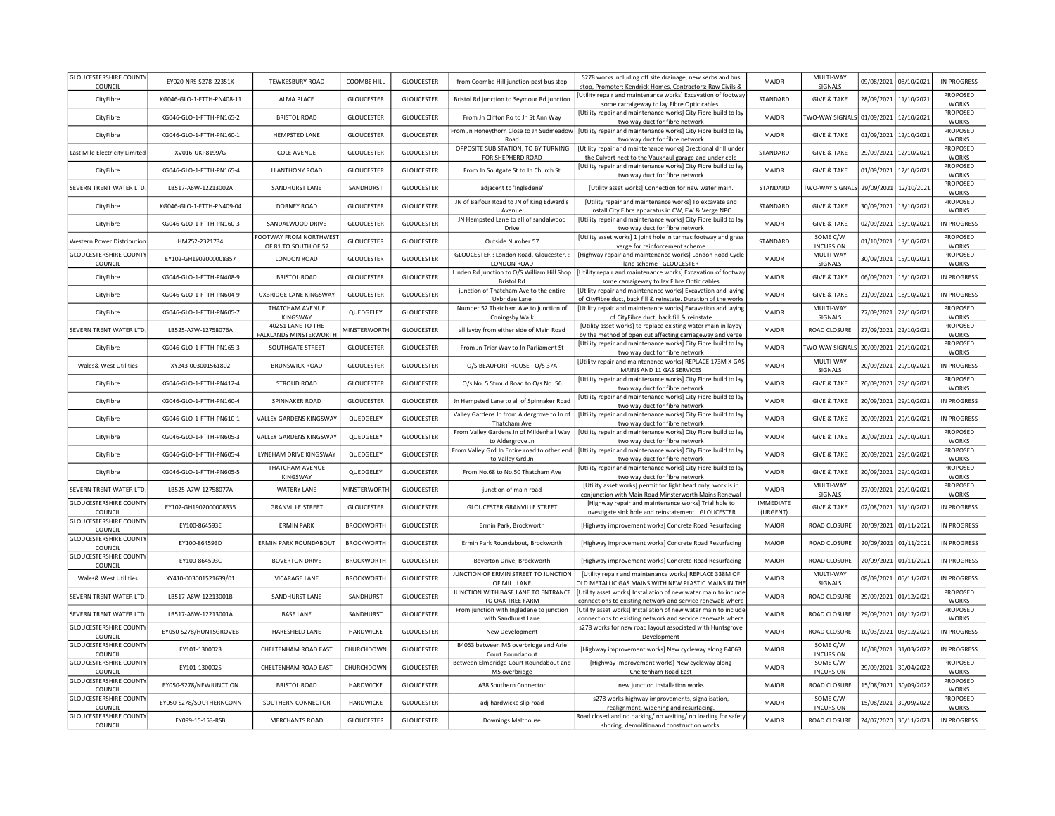| GLOUCESTERSHIRE COUNTY COUNCIL | EY020-NRS-S278-22351K | TEWKESBURY ROAD | COOMBE HILL | GLOUCESTER | from Coombe Hill junction past bus stop | S278 works including off site drainage, new kerbs and bus stop, Promoter: Kendrick Homes, Contractors: Raw Civils & | MAJOR | MULTI-WAY SIGNALS | 09/08/2021 | 08/10/2021 | IN PROGRESS |
|---|---|---|---|---|---|---|---|---|---|---|---|
| CityFibre | KG046-GLO-1-FTTH-PN408-11 | ALMA PLACE | GLOUCESTER | GLOUCESTER | Bristol Rd junction to Seymour Rd junction | [Utility repair and maintenance works] Excavation of footway some carraigeway to lay Fibre Optic cables. | STANDARD | GIVE & TAKE | 28/09/2021 | 11/10/2021 | PROPOSED WORKS |
| CityFibre | KG046-GLO-1-FTTH-PN165-2 | BRISTOL ROAD | GLOUCESTER | GLOUCESTER | From Jn Clifton Ro to Jn St Ann Way | [Utility repair and maintenance works] City Fibre build to lay two way duct for fibre network | MAJOR | TWO-WAY SIGNALS | 01/09/2021 | 12/10/2021 | PROPOSED WORKS |
| CityFibre | KG046-GLO-1-FTTH-PN160-1 | HEMPSTED LANE | GLOUCESTER | GLOUCESTER | From Jn Honeythorn Close to Jn Sudmeadow Road | [Utility repair and maintenance works] City Fibre build to lay two way duct for fibre network | MAJOR | GIVE & TAKE | 01/09/2021 | 12/10/2021 | PROPOSED WORKS |
| Last Mile Electricity Limited | XV016-UKP8199/G | COLE AVENUE | GLOUCESTER | GLOUCESTER | OPPOSITE SUB STATION, TO BY TURNING FOR SHEPHERD ROAD | [Utility repair and maintenance works] Drectional drill under the Culvert nect to the Vauxhaul garage and under cole | STANDARD | GIVE & TAKE | 29/09/2021 | 12/10/2021 | PROPOSED WORKS |
| CityFibre | KG046-GLO-1-FTTH-PN165-4 | LLANTHONY ROAD | GLOUCESTER | GLOUCESTER | From Jn Soutgate St to Jn Church St | [Utility repair and maintenance works] City Fibre build to lay two way duct for fibre network | MAJOR | GIVE & TAKE | 01/09/2021 | 12/10/2021 | PROPOSED WORKS |
| SEVERN TRENT WATER LTD. | LB517-A6W-12213002A | SANDHURST LANE | SANDHURST | GLOUCESTER | adjacent to 'Ingledene' | [Utility asset works] Connection for new water main. | STANDARD | TWO-WAY SIGNALS | 29/09/2021 | 12/10/2021 | PROPOSED WORKS |
| CityFibre | KG046-GLO-1-FTTH-PN409-04 | DORNEY ROAD | GLOUCESTER | GLOUCESTER | JN of Balfour Road to JN of King Edward's Avenue | [Utility repair and maintenance works] To excavate and install City Fibre apparatus in CW, FW & Verge NPC | STANDARD | GIVE & TAKE | 30/09/2021 | 13/10/2021 | PROPOSED WORKS |
| CityFibre | KG046-GLO-1-FTTH-PN160-3 | SANDALWOOD DRIVE | GLOUCESTER | GLOUCESTER | JN Hempsted Lane to all of sandalwood Drive | [Utility repair and maintenance works] City Fibre build to lay two way duct for fibre network | MAJOR | GIVE & TAKE | 02/09/2021 | 13/10/2021 | IN PROGRESS |
| Western Power Distribution | HM752-2321734 | FOOTWAY FROM NORTHWEST OF 81 TO SOUTH OF 57 | GLOUCESTER | GLOUCESTER | Outside Number 57 | [Utility asset works] 1 joint hole in tarmac footway and grass verge for reinforcement scheme | STANDARD | SOME C/W INCURSION | 01/10/2021 | 13/10/2021 | PROPOSED WORKS |
| GLOUCESTERSHIRE COUNTY COUNCIL | EY102-GH1902000008357 | LONDON ROAD | GLOUCESTER | GLOUCESTER | GLOUCESTER : London Road, Gloucester. : LONDON ROAD | [Highway repair and maintenance works] London Road Cycle lane scheme GLOUCESTER | MAJOR | MULTI-WAY SIGNALS | 30/09/2021 | 15/10/2021 | PROPOSED WORKS |
| CityFibre | KG046-GLO-1-FTTH-PN408-9 | BRISTOL ROAD | GLOUCESTER | GLOUCESTER | Linden Rd junction to O/S William Hill Shop Bristol Rd | [Utility repair and maintenance works] Excavation of footway some carraigeway to lay Fibre Optic cables | MAJOR | GIVE & TAKE | 06/09/2021 | 15/10/2021 | IN PROGRESS |
| CityFibre | KG046-GLO-1-FTTH-PN604-9 | UXBRIDGE LANE KINGSWAY | QUEDGELEY | GLOUCESTER | junction of Thatcham Ave to the entire Uxbridge Lane | [Utility repair and maintenance works] Excavation and laying of CityFibre duct, back fill & reinstate. Duration of the works | MAJOR | GIVE & TAKE | 21/09/2021 | 18/10/2021 | IN PROGRESS |
| CityFibre | KG046-GLO-1-FTTH-PN605-7 | THATCHAM AVENUE KINGSWAY | QUEDGELEY | GLOUCESTER | Number 52 Thatcham Ave to junction of Coningsby Walk | [Utility repair and maintenance works] Excavation and laying of CityFibre duct, back fill & reinstate | MAJOR | MULTI-WAY SIGNALS | 27/09/2021 | 22/10/2021 | PROPOSED WORKS |
| SEVERN TRENT WATER LTD. | LB525-A7W-12758076A | 40251 LANE TO THE FALKLANDS MINSTERWORTH | MINSTERWORTH | GLOUCESTER | all layby from either side of Main Road | [Utility asset works] to replace existing water main in layby by the method of open cut affecting carriageway and verge | MAJOR | ROAD CLOSURE | 27/09/2021 | 22/10/2021 | PROPOSED WORKS |
| CityFibre | KG046-GLO-1-FTTH-PN165-3 | SOUTHGATE STREET | GLOUCESTER | GLOUCESTER | From Jn Trier Way to Jn Parliament St | [Utility repair and maintenance works] City Fibre build to lay two way duct for fibre network | MAJOR | TWO-WAY SIGNALS | 20/09/2021 | 29/10/2021 | PROPOSED WORKS |
| Wales& West Utilities | XY243-003001561802 | BRUNSWICK ROAD | GLOUCESTER | GLOUCESTER | O/S BEAUFORT HOUSE - O/S 37A | [Utility repair and maintenance works] REPLACE 173M X GAS MAINS AND 11 GAS SERVICES | MAJOR | MULTI-WAY SIGNALS | 20/09/2021 | 29/10/2021 | IN PROGRESS |
| CityFibre | KG046-GLO-1-FTTH-PN412-4 | STROUD ROAD | GLOUCESTER | GLOUCESTER | O/s No. 5 Stroud Road to O/s No. 56 | [Utility repair and maintenance works] City Fibre build to lay two way duct for fibre network | MAJOR | GIVE & TAKE | 20/09/2021 | 29/10/2021 | PROPOSED WORKS |
| CityFibre | KG046-GLO-1-FTTH-PN160-4 | SPINNAKER ROAD | GLOUCESTER | GLOUCESTER | Jn Hempsted Lane to all of Spinnaker Road | [Utility repair and maintenance works] City Fibre build to lay two way duct for fibre network | MAJOR | GIVE & TAKE | 20/09/2021 | 29/10/2021 | IN PROGRESS |
| CityFibre | KG046-GLO-1-FTTH-PN610-1 | VALLEY GARDENS KINGSWAY | QUEDGELEY | GLOUCESTER | Valley Gardens Jn from Aldergrove to Jn of Thatcham Ave | [Utility repair and maintenance works] City Fibre build to lay two way duct for fibre network | MAJOR | GIVE & TAKE | 20/09/2021 | 29/10/2021 | IN PROGRESS |
| CityFibre | KG046-GLO-1-FTTH-PN605-3 | VALLEY GARDENS KINGSWAY | QUEDGELEY | GLOUCESTER | From Valley Gardens Jn of Mildenhall Way to Aldergrove Jn | [Utility repair and maintenance works] City Fibre build to lay two way duct for fibre network | MAJOR | GIVE & TAKE | 20/09/2021 | 29/10/2021 | PROPOSED WORKS |
| CityFibre | KG046-GLO-1-FTTH-PN605-4 | LYNEHAM DRIVE KINGSWAY | QUEDGELEY | GLOUCESTER | From Valley Grd Jn Entire road to other end to Valley Grd Jn | [Utility repair and maintenance works] City Fibre build to lay two way duct for fibre network | MAJOR | GIVE & TAKE | 20/09/2021 | 29/10/2021 | PROPOSED WORKS |
| CityFibre | KG046-GLO-1-FTTH-PN605-5 | THATCHAM AVENUE KINGSWAY | QUEDGELEY | GLOUCESTER | From No.68 to No.50 Thatcham Ave | [Utility repair and maintenance works] City Fibre build to lay two way duct for fibre network | MAJOR | GIVE & TAKE | 20/09/2021 | 29/10/2021 | PROPOSED WORKS |
| SEVERN TRENT WATER LTD. | LB525-A7W-12758077A | WATERY LANE | MINSTERWORTH | GLOUCESTER | junction of main road | [Utility asset works] permit for light head only, work is in conjunction with Main Road Minsterworth Mains Renewal | MAJOR | MULTI-WAY SIGNALS | 27/09/2021 | 29/10/2021 | PROPOSED WORKS |
| GLOUCESTERSHIRE COUNTY COUNCIL | EY102-GH1902000008335 | GRANVILLE STREET | GLOUCESTER | GLOUCESTER | GLOUCESTER GRANVILLE STREET | [Highway repair and maintenance works] Trial hole to investigate sink hole and reinstatement GLOUCESTER | IMMEDIATE (URGENT) | GIVE & TAKE | 02/08/2021 | 31/10/2021 | IN PROGRESS |
| GLOUCESTERSHIRE COUNTY COUNCIL | EY100-864593E | ERMIN PARK | BROCKWORTH | GLOUCESTER | Ermin Park, Brockworth | [Highway improvement works] Concrete Road Resurfacing | MAJOR | ROAD CLOSURE | 20/09/2021 | 01/11/2021 | IN PROGRESS |
| GLOUCESTERSHIRE COUNTY COUNCIL | EY100-864593D | ERMIN PARK ROUNDABOUT | BROCKWORTH | GLOUCESTER | Ermin Park Roundabout, Brockworth | [Highway improvement works] Concrete Road Resurfacing | MAJOR | ROAD CLOSURE | 20/09/2021 | 01/11/2021 | IN PROGRESS |
| GLOUCESTERSHIRE COUNTY COUNCIL | EY100-864593C | BOVERTON DRIVE | BROCKWORTH | GLOUCESTER | Boverton Drive, Brockworth | [Highway improvement works] Concrete Road Resurfacing | MAJOR | ROAD CLOSURE | 20/09/2021 | 01/11/2021 | IN PROGRESS |
| Wales& West Utilities | XY410-003001521639/01 | VICARAGE LANE | BROCKWORTH | GLOUCESTER | JUNCTION OF ERMIN STREET TO JUNCTION OF MILL LANE | [Utility repair and maintenance works] REPLACE 338M OF OLD METALLIC GAS MAINS WITH NEW PLASTIC MAINS IN THE | MAJOR | MULTI-WAY SIGNALS | 08/09/2021 | 05/11/2021 | IN PROGRESS |
| SEVERN TRENT WATER LTD. | LB517-A6W-12213001B | SANDHURST LANE | SANDHURST | GLOUCESTER | JUNCTION WITH BASE LANE TO ENTRANCE TO OAK TREE FARM | [Utility asset works] Installation of new water main to include connections to existing network and service renewals where | MAJOR | ROAD CLOSURE | 29/09/2021 | 01/12/2021 | PROPOSED WORKS |
| SEVERN TRENT WATER LTD. | LB517-A6W-12213001A | BASE LANE | SANDHURST | GLOUCESTER | From junction with Ingledene to junction with Sandhurst Lane | [Utility asset works] Installation of new water main to include connections to existing network and service renewals where | MAJOR | ROAD CLOSURE | 29/09/2021 | 01/12/2021 | PROPOSED WORKS |
| GLOUCESTERSHIRE COUNTY COUNCIL | EY050-S278/HUNTSGROVEB | HARESFIELD LANE | HARDWICKE | GLOUCESTER | New Development | s278 works for new road layout associated with Huntsgrove Development | MAJOR | ROAD CLOSURE | 10/03/2021 | 08/12/2021 | IN PROGRESS |
| GLOUCESTERSHIRE COUNTY COUNCIL | EY101-1300023 | CHELTENHAM ROAD EAST | CHURCHDOWN | GLOUCESTER | B4063 between M5 overbridge and Arle Court Roundabout | [Highway improvement works] New cycleway along B4063 | MAJOR | SOME C/W INCURSION | 16/08/2021 | 31/03/2022 | IN PROGRESS |
| GLOUCESTERSHIRE COUNTY COUNCIL | EY101-1300025 | CHELTENHAM ROAD EAST | CHURCHDOWN | GLOUCESTER | Between Elmbridge Court Roundabout and M5 overbridge | [Highway improvement works] New cycleway along Cheltenham Road East | MAJOR | SOME C/W INCURSION | 29/09/2021 | 30/04/2022 | PROPOSED WORKS |
| GLOUCESTERSHIRE COUNTY COUNCIL | EY050-S278/NEWJUNCTION | BRISTOL ROAD | HARDWICKE | GLOUCESTER | A38 Southern Connector | new junction installation works | MAJOR | ROAD CLOSURE | 15/08/2021 | 30/09/2022 | PROPOSED WORKS |
| GLOUCESTERSHIRE COUNTY COUNCIL | EY050-S278/SOUTHERNCONN | SOUTHERN CONNECTOR | HARDWICKE | GLOUCESTER | adj hardwicke slip road | s278 works highway improvements, signalisation, realignment, widening and resurfacing. | MAJOR | SOME C/W INCURSION | 15/08/2021 | 30/09/2022 | PROPOSED WORKS |
| GLOUCESTERSHIRE COUNTY COUNCIL | EY099-15-153-RSB | MERCHANTS ROAD | GLOUCESTER | GLOUCESTER | Downings Malthouse | Road closed and no parking/ no waiting/ no loading for safety shoring, demolitionand construction works. | MAJOR | ROAD CLOSURE | 24/07/2020 | 30/11/2023 | IN PROGRESS |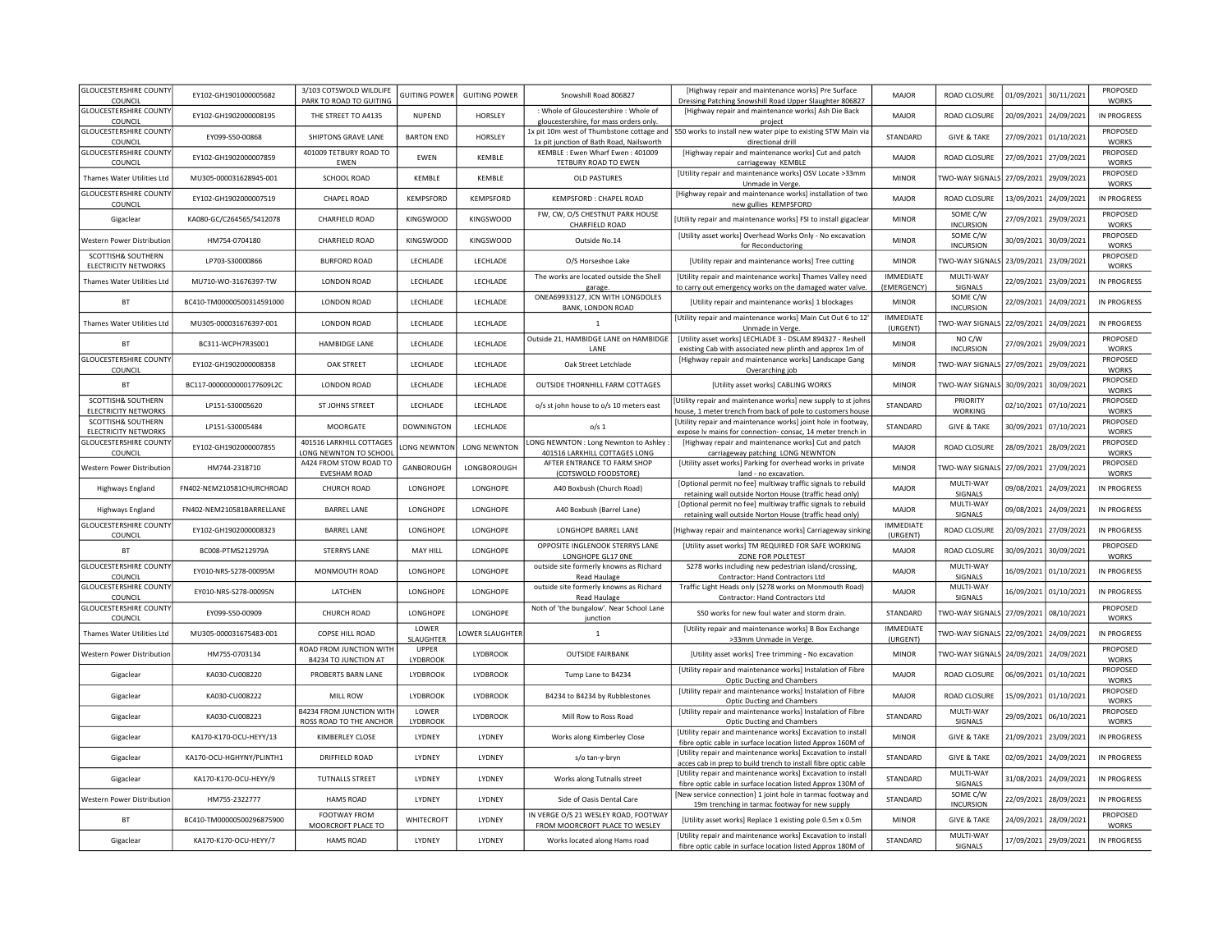| GLOUCESTERSHIRE COUNTY COUNCIL | EY102-GH1901000005682 | 3/103 COTSWOLD WILDLIFE PARK TO ROAD TO GUITING | GUITING POWER | GUITING POWER | Snowshill Road 806827 | [Highway repair and maintenance works] Pre Surface Dressing Patching Snowshill Road Upper Slaughter 806827 | MAJOR | ROAD CLOSURE | 01/09/2021 | 30/11/2021 | PROPOSED WORKS |
|---|---|---|---|---|---|---|---|---|---|---|---|
| GLOUCESTERSHIRE COUNTY COUNCIL | EY102-GH1902000008195 | THE STREET TO A4135 | NUPEND | HORSLEY | : Whole of Gloucestershire : Whole of gloucestershire, for mass orders only. | [Highway repair and maintenance works] Ash Die Back project | MAJOR | ROAD CLOSURE | 20/09/2021 | 24/09/2021 | IN PROGRESS |
| GLOUCESTERSHIRE COUNTY COUNCIL | EY099-S50-00868 | SHIPTONS GRAVE LANE | BARTON END | HORSLEY | 1x pit 10m west of Thumbstone cottage and 1x pit junction of Bath Road, Nailsworth | S50 works to install new water pipe to existing STW Main via directional drill | STANDARD | GIVE & TAKE | 27/09/2021 | 01/10/2021 | PROPOSED WORKS |
| GLOUCESTERSHIRE COUNTY COUNCIL | EY102-GH1902000007859 | 401009 TETBURY ROAD TO EWEN | EWEN | KEMBLE | KEMBLE : Ewen Wharf Ewen : 401009 TETBURY ROAD TO EWEN | [Highway repair and maintenance works] Cut and patch carriageway KEMBLE | MAJOR | ROAD CLOSURE | 27/09/2021 | 27/09/2021 | PROPOSED WORKS |
| Thames Water Utilities Ltd | MU305-000031628945-001 | SCHOOL ROAD | KEMBLE | KEMBLE | OLD PASTURES | [Utility repair and maintenance works] OSV Locate >33mm Unmade in Verge. | MINOR | TWO-WAY SIGNALS | 27/09/2021 | 29/09/2021 | PROPOSED WORKS |
| GLOUCESTERSHIRE COUNTY COUNCIL | EY102-GH1902000007519 | CHAPEL ROAD | KEMPSFORD | KEMPSFORD | KEMPSFORD : CHAPEL ROAD | [Highway repair and maintenance works] installation of two new gullies KEMPSFORD | MAJOR | ROAD CLOSURE | 13/09/2021 | 24/09/2021 | IN PROGRESS |
| Gigaclear | KA080-GC/C264565/S412078 | CHARFIELD ROAD | KINGSWOOD | KINGSWOOD | FW, CW, O/S CHESTNUT PARK HOUSE CHARFIELD ROAD | [Utility repair and maintenance works] FSI to install gigaclear | MINOR | SOME C/W INCURSION | 27/09/2021 | 29/09/2021 | PROPOSED WORKS |
| Western Power Distribution | HM754-0704180 | CHARFIELD ROAD | KINGSWOOD | KINGSWOOD | Outside No.14 | [Utility asset works] Overhead Works Only - No excavation for Reconductoring | MINOR | SOME C/W INCURSION | 30/09/2021 | 30/09/2021 | PROPOSED WORKS |
| SCOTTISH& SOUTHERN ELECTRICITY NETWORKS | LP703-S30000866 | BURFORD ROAD | LECHLADE | LECHLADE | O/S Horseshoe Lake | [Utility repair and maintenance works] Tree cutting | MINOR | TWO-WAY SIGNALS | 23/09/2021 | 23/09/2021 | PROPOSED WORKS |
| Thames Water Utilities Ltd | MU710-WO-31676397-TW | LONDON ROAD | LECHLADE | LECHLADE | The works are located outside the Shell garage. | [Utility repair and maintenance works] Thames Valley need to carry out emergency works on the damaged water valve. | IMMEDIATE (EMERGENCY) | MULTI-WAY SIGNALS | 22/09/2021 | 23/09/2021 | IN PROGRESS |
| BT | BC410-TM00000500314591000 | LONDON ROAD | LECHLADE | LECHLADE | ONEA69933127, JCN WITH LONGDOLES BANK, LONDON ROAD | [Utility repair and maintenance works] 1 blockages | MINOR | SOME C/W INCURSION | 22/09/2021 | 24/09/2021 | IN PROGRESS |
| Thames Water Utilities Ltd | MU305-000031676397-001 | LONDON ROAD | LECHLADE | LECHLADE | 1 | [Utility repair and maintenance works] Main Cut Out 6 to 12' Unmade in Verge. | IMMEDIATE (URGENT) | TWO-WAY SIGNALS | 22/09/2021 | 24/09/2021 | IN PROGRESS |
| BT | BC311-WCPH7R3S001 | HAMBIDGE LANE | LECHLADE | LECHLADE | Outside 21, HAMBIDGE LANE on HAMBIDGE LANE | [Utility asset works] LECHLADE 3 - DSLAM 894327 - Reshell existing Cab with associated new plinth and approx 1m of | MINOR | NO C/W INCURSION | 27/09/2021 | 29/09/2021 | PROPOSED WORKS |
| GLOUCESTERSHIRE COUNTY COUNCIL | EY102-GH1902000008358 | OAK STREET | LECHLADE | LECHLADE | Oak Street Letchlade | [Highway repair and maintenance works] Landscape Gang Overarching job | MINOR | TWO-WAY SIGNALS | 27/09/2021 | 29/09/2021 | PROPOSED WORKS |
| BT | BC117-000000000177609L2C | LONDON ROAD | LECHLADE | LECHLADE | OUTSIDE THORNHILL FARM COTTAGES | [Utility asset works] CABLING WORKS | MINOR | TWO-WAY SIGNALS | 30/09/2021 | 30/09/2021 | PROPOSED WORKS |
| SCOTTISH& SOUTHERN ELECTRICITY NETWORKS | LP151-S30005620 | ST JOHNS STREET | LECHLADE | LECHLADE | o/s st john house to o/s 10 meters east | [Utility repair and maintenance works] new supply to st johns house, 1 meter trench from back of pole to customers house | STANDARD | PRIORITY WORKING | 02/10/2021 | 07/10/2021 | PROPOSED WORKS |
| SCOTTISH& SOUTHERN ELECTRICITY NETWORKS | LP151-S30005484 | MOORGATE | DOWNINGTON | LECHLADE | o/s 1 | [Utility repair and maintenance works] joint hole in footway, expose lv mains for connection- consac, 14 meter trench in | STANDARD | GIVE & TAKE | 30/09/2021 | 07/10/2021 | PROPOSED WORKS |
| GLOUCESTERSHIRE COUNTY COUNCIL | EY102-GH1902000007855 | 401516 LARKHILL COTTAGES LONG NEWNTON TO SCHOOL | LONG NEWNTON | LONG NEWNTON | LONG NEWNTON : Long Newnton to Ashley : 401516 LARKHILL COTTAGES LONG | [Highway repair and maintenance works] Cut and patch carriageway patching LONG NEWNTON | MAJOR | ROAD CLOSURE | 28/09/2021 | 28/09/2021 | PROPOSED WORKS |
| Western Power Distribution | HM744-2318710 | A424 FROM STOW ROAD TO EVESHAM ROAD | GANBOROUGH | LONGBOROUGH | AFTER ENTRANCE TO FARM SHOP (COTSWOLD FOODSTORE) | [Utility asset works] Parking for overhead works in private land - no excavation. | MINOR | TWO-WAY SIGNALS | 27/09/2021 | 27/09/2021 | PROPOSED WORKS |
| Highways England | FN402-NEM210581CHURCHROAD | CHURCH ROAD | LONGHOPE | LONGHOPE | A40 Boxbush (Church Road) | [Optional permit no fee] multiway traffic signals to rebuild retaining wall outside Norton House (traffic head only) | MAJOR | MULTI-WAY SIGNALS | 09/08/2021 | 24/09/2021 | IN PROGRESS |
| Highways England | FN402-NEM210581BARRELLANE | BARREL LANE | LONGHOPE | LONGHOPE | A40 Boxbush (Barrel Lane) | [Optional permit no fee] multiway traffic signals to rebuild retaining wall outside Norton House (traffic head only) | MAJOR | MULTI-WAY SIGNALS | 09/08/2021 | 24/09/2021 | IN PROGRESS |
| GLOUCESTERSHIRE COUNTY COUNCIL | EY102-GH1902000008323 | BARREL LANE | LONGHOPE | LONGHOPE | LONGHOPE BARREL LANE | [Highway repair and maintenance works] Carriageway sinking | IMMEDIATE (URGENT) | ROAD CLOSURE | 20/09/2021 | 27/09/2021 | IN PROGRESS |
| BT | BC008-PTMS212979A | STERRYS LANE | MAY HILL | LONGHOPE | OPPOSITE INGLENOOK STERRYS LANE LONGHOPE GL17 0NE | [Utility asset works] TM REQUIRED FOR SAFE WORKING ZONE FOR POLETEST | MAJOR | ROAD CLOSURE | 30/09/2021 | 30/09/2021 | PROPOSED WORKS |
| GLOUCESTERSHIRE COUNTY COUNCIL | EY010-NRS-S278-00095M | MONMOUTH ROAD | LONGHOPE | LONGHOPE | outside site formerly knowns as Richard Read Haulage | S278 works including new pedestrian island/crossing, Contractor: Hand Contractors Ltd | MAJOR | MULTI-WAY SIGNALS | 16/09/2021 | 01/10/2021 | IN PROGRESS |
| GLOUCESTERSHIRE COUNTY COUNCIL | EY010-NRS-S278-00095N | LATCHEN | LONGHOPE | LONGHOPE | outside site formerly knowns as Richard Read Haulage | Traffic Light Heads only (S278 works on Monmouth Road) Contractor: Hand Contractors Ltd | MAJOR | MULTI-WAY SIGNALS | 16/09/2021 | 01/10/2021 | IN PROGRESS |
| GLOUCESTERSHIRE COUNTY COUNCIL | EY099-S50-00909 | CHURCH ROAD | LONGHOPE | LONGHOPE | Noth of 'the bungalow'. Near School Lane junction | S50 works for new foul water and storm drain. | STANDARD | TWO-WAY SIGNALS | 27/09/2021 | 08/10/2021 | PROPOSED WORKS |
| Thames Water Utilities Ltd | MU305-000031675483-001 | COPSE HILL ROAD | LOWER SLAUGHTER | LOWER SLAUGHTER | 1 | [Utility repair and maintenance works] B Box Exchange >33mm Unmade in Verge. | IMMEDIATE (URGENT) | TWO-WAY SIGNALS | 22/09/2021 | 24/09/2021 | IN PROGRESS |
| Western Power Distribution | HM755-0703134 | ROAD FROM JUNCTION WITH B4234 TO JUNCTION AT | UPPER LYDBROOK | LYDBROOK | OUTSIDE FAIRBANK | [Utility asset works] Tree trimming - No excavation | MINOR | TWO-WAY SIGNALS | 24/09/2021 | 24/09/2021 | PROPOSED WORKS |
| Gigaclear | KA030-CU008220 | PROBERTS BARN LANE | LYDBROOK | LYDBROOK | Tump Lane to B4234 | [Utility repair and maintenance works] Instalation of Fibre Optic Ducting and Chambers | MAJOR | ROAD CLOSURE | 06/09/2021 | 01/10/2021 | PROPOSED WORKS |
| Gigaclear | KA030-CU008222 | MILL ROW | LYDBROOK | LYDBROOK | B4234 to B4234 by Rubblestones | [Utility repair and maintenance works] Instalation of Fibre Optic Ducting and Chambers | MAJOR | ROAD CLOSURE | 15/09/2021 | 01/10/2021 | PROPOSED WORKS |
| Gigaclear | KA030-CU008223 | B4234 FROM JUNCTION WITH ROSS ROAD TO THE ANCHOR | LOWER LYDBROOK | LYDBROOK | Mill Row to Ross Road | [Utility repair and maintenance works] Instalation of Fibre Optic Ducting and Chambers | STANDARD | MULTI-WAY SIGNALS | 29/09/2021 | 06/10/2021 | PROPOSED WORKS |
| Gigaclear | KA170-K170-OCU-HEYY/13 | KIMBERLEY CLOSE | LYDNEY | LYDNEY | Works along Kimberley Close | [Utility repair and maintenance works] Excavation to install fibre optic cable in surface location listed Approx 160M of | MINOR | GIVE & TAKE | 21/09/2021 | 23/09/2021 | IN PROGRESS |
| Gigaclear | KA170-OCU-HGHYNY/PLINTH1 | DRIFFIELD ROAD | LYDNEY | LYDNEY | s/o tan-y-bryn | [Utility repair and maintenance works] Excavation to install acces cab in prep to build trench to install fibre optic cable | STANDARD | GIVE & TAKE | 02/09/2021 | 24/09/2021 | IN PROGRESS |
| Gigaclear | KA170-K170-OCU-HEYY/9 | TUTNALLS STREET | LYDNEY | LYDNEY | Works along Tutnalls street | [Utility repair and maintenance works] Excavation to install fibre optic cable in surface location listed Approx 130M of | STANDARD | MULTI-WAY SIGNALS | 31/08/2021 | 24/09/2021 | IN PROGRESS |
| Western Power Distribution | HM755-2322777 | HAMS ROAD | LYDNEY | LYDNEY | Side of Oasis Dental Care | [New service connection] 1 joint hole in tarmac footway and 19m trenching in tarmac footway for new supply | STANDARD | SOME C/W INCURSION | 22/09/2021 | 28/09/2021 | IN PROGRESS |
| BT | BC410-TM00000500296875900 | FOOTWAY FROM MOORCROFT PLACE TO | WHITECROFT | LYDNEY | IN VERGE O/S 21 WESLEY ROAD, FOOTWAY FROM MOORCROFT PLACE TO WESLEY | [Utility asset works] Replace 1 existing pole 0.5m x 0.5m | MINOR | GIVE & TAKE | 24/09/2021 | 28/09/2021 | PROPOSED WORKS |
| Gigaclear | KA170-K170-OCU-HEYY/7 | HAMS ROAD | LYDNEY | LYDNEY | Works located along Hams road | [Utility repair and maintenance works] Excavation to install fibre optic cable in surface location listed Approx 180M of | STANDARD | MULTI-WAY SIGNALS | 17/09/2021 | 29/09/2021 | IN PROGRESS |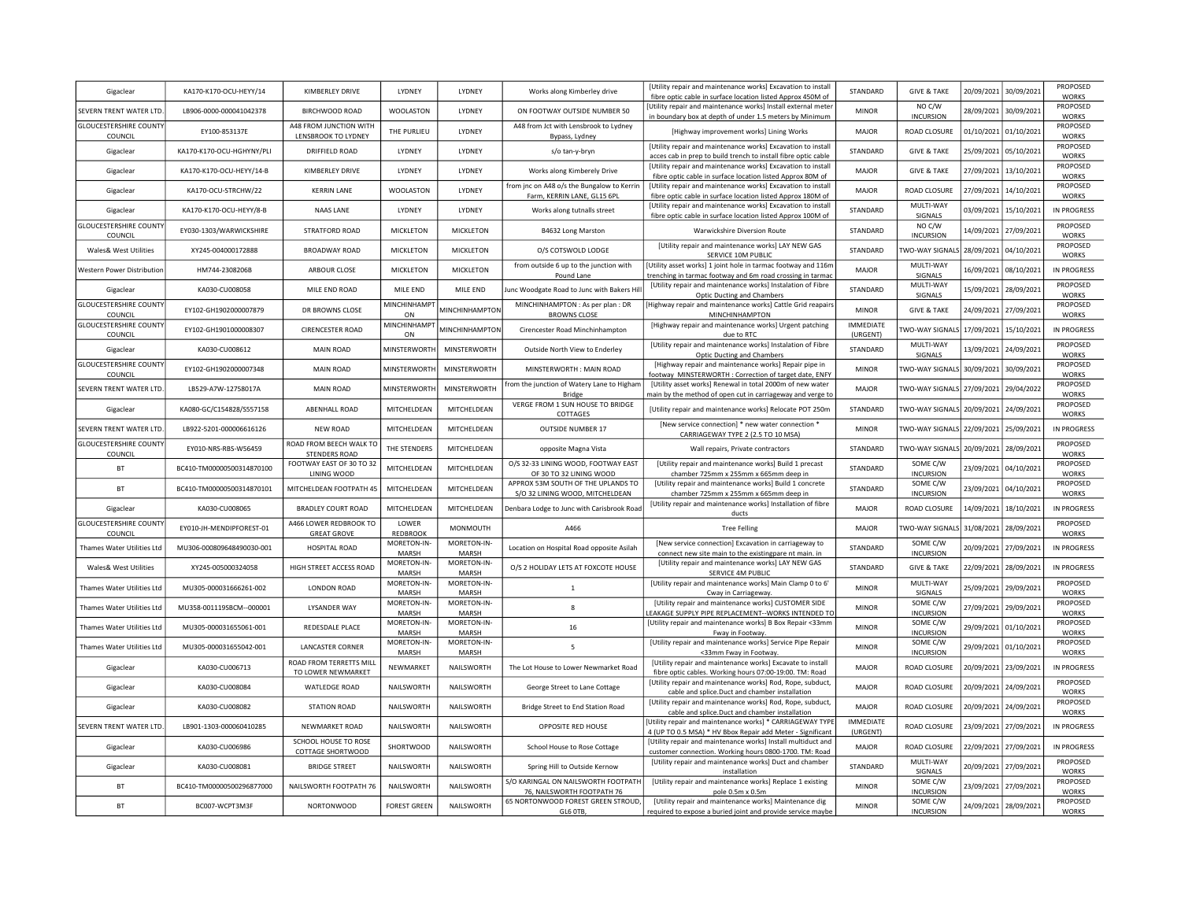| Gigaclear | KA170-K170-OCU-HEYY/14 | KIMBERLEY DRIVE | LYDNEY | LYDNEY | Works along Kimberley drive | [Utility repair and maintenance works] Excavation to install fibre optic cable in surface location listed Approx 450M of | STANDARD | GIVE & TAKE | 20/09/2021 | 30/09/2021 | PROPOSED WORKS |
|---|---|---|---|---|---|---|---|---|---|---|---|
| SEVERN TRENT WATER LTD. | LB906-0000-000041042378 | BIRCHWOOD ROAD | WOOLASTON | LYDNEY | ON FOOTWAY OUTSIDE NUMBER 50 | [Utility repair and maintenance works] Install external meter in boundary box at depth of under 1.5 meters by Minimum | MINOR | NO C/W INCURSION | 28/09/2021 | 30/09/2021 | PROPOSED WORKS |
| GLOUCESTERSHIRE COUNTY COUNCIL | EY100-853137E | A48 FROM JUNCTION WITH LENSBROOK TO LYDNEY | THE PURLIEU | LYDNEY | A48 from Jct with Lensbrook to Lydney Bypass, Lydney | [Highway improvement works] Lining Works | MAJOR | ROAD CLOSURE | 01/10/2021 | 01/10/2021 | PROPOSED WORKS |
| Gigaclear | KA170-K170-OCU-HGHYNY/PLI | DRIFFIELD ROAD | LYDNEY | LYDNEY | s/o tan-y-bryn | [Utility repair and maintenance works] Excavation to install acces cab in prep to build trench to install fibre optic cable | STANDARD | GIVE & TAKE | 25/09/2021 | 05/10/2021 | PROPOSED WORKS |
| Gigaclear | KA170-K170-OCU-HEYY/14-B | KIMBERLEY DRIVE | LYDNEY | LYDNEY | Works along Kimberely Drive | [Utility repair and maintenance works] Excavation to install fibre optic cable in surface location listed Approx 80M of | MAJOR | GIVE & TAKE | 27/09/2021 | 13/10/2021 | PROPOSED WORKS |
| Gigaclear | KA170-OCU-STRCHW/22 | KERRIN LANE | WOOLASTON | LYDNEY | from jnc on A48 o/s the Bungalow to Kerrin Farm, KERRIN LANE, GL15 6PL | [Utility repair and maintenance works] Excavation to install fibre optic cable in surface location listed Approx 180M of | MAJOR | ROAD CLOSURE | 27/09/2021 | 14/10/2021 | PROPOSED WORKS |
| Gigaclear | KA170-K170-OCU-HEYY/8-B | NAAS LANE | LYDNEY | LYDNEY | Works along tutnalls street | [Utility repair and maintenance works] Excavation to install fibre optic cable in surface location listed Approx 100M of | STANDARD | MULTI-WAY SIGNALS | 03/09/2021 | 15/10/2021 | IN PROGRESS |
| GLOUCESTERSHIRE COUNTY COUNCIL | EY030-1303/WARWICKSHIRE | STRATFORD ROAD | MICKLETON | MICKLETON | B4632 Long Marston | Warwickshire Diversion Route | STANDARD | NO C/W INCURSION | 14/09/2021 | 27/09/2021 | PROPOSED WORKS |
| Wales& West Utilities | XY245-004000172888 | BROADWAY ROAD | MICKLETON | MICKLETON | O/S COTSWOLD LODGE | [Utility repair and maintenance works] LAY NEW GAS SERVICE 10M PUBLIC | STANDARD | TWO-WAY SIGNALS | 28/09/2021 | 04/10/2021 | PROPOSED WORKS |
| Western Power Distribution | HM744-2308206B | ARBOUR CLOSE | MICKLETON | MICKLETON | from outside 6 up to the junction with Pound Lane | [Utility asset works] 1 joint hole in tarmac footway and 116m trenching in tarmac footway and 6m road crossing in tarmac | MAJOR | MULTI-WAY SIGNALS | 16/09/2021 | 08/10/2021 | IN PROGRESS |
| Gigaclear | KA030-CU008058 | MILE END ROAD | MILE END | MILE END | Junc Woodgate Road to Junc with Bakers Hill | [Utility repair and maintenance works] Instalation of Fibre Optic Ducting and Chambers | STANDARD | MULTI-WAY SIGNALS | 15/09/2021 | 28/09/2021 | PROPOSED WORKS |
| GLOUCESTERSHIRE COUNTY COUNCIL | EY102-GH1902000007879 | DR BROWNS CLOSE | MINCHINHAMPTON | MINCHINHAMPTON | MINCHINHAMPTON : As per plan : DR BROWNS CLOSE | [Highway repair and maintenance works] Cattle Grid reapairs MINCHINHAMPTON | MINOR | GIVE & TAKE | 24/09/2021 | 27/09/2021 | PROPOSED WORKS |
| GLOUCESTERSHIRE COUNTY COUNCIL | EY102-GH1901000008307 | CIRENCESTER ROAD | MINCHINHAMPTON | MINCHINHAMPTON | Cirencester Road Minchinhampton | [Highway repair and maintenance works] Urgent patching due to RTC | IMMEDIATE (URGENT) | TWO-WAY SIGNALS | 17/09/2021 | 15/10/2021 | IN PROGRESS |
| Gigaclear | KA030-CU008612 | MAIN ROAD | MINSTERWORTH | MINSTERWORTH | Outside North View to Enderley | [Utility repair and maintenance works] Instalation of Fibre Optic Ducting and Chambers | STANDARD | MULTI-WAY SIGNALS | 13/09/2021 | 24/09/2021 | PROPOSED WORKS |
| GLOUCESTERSHIRE COUNTY COUNCIL | EY102-GH1902000007348 | MAIN ROAD | MINSTERWORTH | MINSTERWORTH | MINSTERWORTH : MAIN ROAD | [Highway repair and maintenance works] Repair pipe in footway MINSTERWORTH : Correction of target date, ENFY | MINOR | TWO-WAY SIGNALS | 30/09/2021 | 30/09/2021 | PROPOSED WORKS |
| SEVERN TRENT WATER LTD. | LB529-A7W-12758017A | MAIN ROAD | MINSTERWORTH | MINSTERWORTH | from the junction of Watery Lane to Higham Bridge | [Utility asset works] Renewal in total 2000m of new water main by the method of open cut in carriageway and verge to | MAJOR | TWO-WAY SIGNALS | 27/09/2021 | 29/04/2022 | PROPOSED WORKS |
| Gigaclear | KA080-GC/C154828/S557158 | ABENHALL ROAD | MITCHELDEAN | MITCHELDEAN | VERGE FROM 1 SUN HOUSE TO BRIDGE COTTAGES | [Utility repair and maintenance works] Relocate POT 250m | STANDARD | TWO-WAY SIGNALS | 20/09/2021 | 24/09/2021 | PROPOSED WORKS |
| SEVERN TRENT WATER LTD. | LB922-5201-000006616126 | NEW ROAD | MITCHELDEAN | MITCHELDEAN | OUTSIDE NUMBER 17 | [New service connection] * new water connection * CARRIAGEWAY TYPE 2 (2.5 TO 10 MSA) | MINOR | TWO-WAY SIGNALS | 22/09/2021 | 25/09/2021 | IN PROGRESS |
| GLOUCESTERSHIRE COUNTY COUNCIL | EY010-NRS-RBS-W56459 | ROAD FROM BEECH WALK TO STENDERS ROAD | THE STENDERS | MITCHELDEAN | opposite Magna Vista | Wall repairs, Private contractors | STANDARD | TWO-WAY SIGNALS | 20/09/2021 | 28/09/2021 | PROPOSED WORKS |
| BT | BC410-TM00000500314870100 | FOOTWAY EAST OF 30 TO 32 LINING WOOD | MITCHELDEAN | MITCHELDEAN | O/S 32-33 LINING WOOD, FOOTWAY EAST OF 30 TO 32 LINING WOOD | [Utility repair and maintenance works] Build 1 precast chamber 725mm x 255mm x 665mm deep in | STANDARD | SOME C/W INCURSION | 23/09/2021 | 04/10/2021 | PROPOSED WORKS |
| BT | BC410-TM00000500314870101 | MITCHELDEAN FOOTPATH 45 | MITCHELDEAN | MITCHELDEAN | APPROX 53M SOUTH OF THE UPLANDS TO S/O 32 LINING WOOD, MITCHELDEAN | [Utility repair and maintenance works] Build 1 concrete chamber 725mm x 255mm x 665mm deep in | STANDARD | SOME C/W INCURSION | 23/09/2021 | 04/10/2021 | PROPOSED WORKS |
| Gigaclear | KA030-CU008065 | BRADLEY COURT ROAD | MITCHELDEAN | MITCHELDEAN | Denbara Lodge to Junc with Carisbrook Road | [Utility repair and maintenance works] Installation of fibre ducts | MAJOR | ROAD CLOSURE | 14/09/2021 | 18/10/2021 | IN PROGRESS |
| GLOUCESTERSHIRE COUNTY COUNCIL | EY010-JH-MENDIPFOREST-01 | A466 LOWER REDBROOK TO GREAT GROVE | LOWER REDBROOK | MONMOUTH | A466 | Tree Felling | MAJOR | TWO-WAY SIGNALS | 31/08/2021 | 28/09/2021 | PROPOSED WORKS |
| Thames Water Utilities Ltd | MU306-000809648490030-001 | HOSPITAL ROAD | MORETON-IN-MARSH | MORETON-IN-MARSH | Location on Hospital Road opposite Asilah | [New service connection] Excavation in carriageway to connect new site main to the existingpare nt main. in | STANDARD | SOME C/W INCURSION | 20/09/2021 | 27/09/2021 | IN PROGRESS |
| Wales& West Utilities | XY245-005000324058 | HIGH STREET ACCESS ROAD | MORETON-IN-MARSH | MORETON-IN-MARSH | O/S 2 HOLIDAY LETS AT FOXCOTE HOUSE | [Utility repair and maintenance works] LAY NEW GAS SERVICE 4M PUBLIC | STANDARD | GIVE & TAKE | 22/09/2021 | 28/09/2021 | IN PROGRESS |
| Thames Water Utilities Ltd | MU305-000031666261-002 | LONDON ROAD | MORETON-IN-MARSH | MORETON-IN-MARSH | 1 | [Utility repair and maintenance works] Main Clamp 0 to 6' Cway in Carriageway. | MINOR | MULTI-WAY SIGNALS | 25/09/2021 | 29/09/2021 | PROPOSED WORKS |
| Thames Water Utilities Ltd | MU358-001119SBCM--000001 | LYSANDER WAY | MORETON-IN-MARSH | MORETON-IN-MARSH | 8 | [Utility repair and maintenance works] CUSTOMER SIDE LEAKAGE SUPPLY PIPE REPLACEMENT--WORKS INTENDED TO | MINOR | SOME C/W INCURSION | 27/09/2021 | 29/09/2021 | PROPOSED WORKS |
| Thames Water Utilities Ltd | MU305-000031655061-001 | REDESDALE PLACE | MORETON-IN-MARSH | MORETON-IN-MARSH | 16 | [Utility repair and maintenance works] B Box Repair <33mm Fway in Footway. | MINOR | SOME C/W INCURSION | 29/09/2021 | 01/10/2021 | PROPOSED WORKS |
| Thames Water Utilities Ltd | MU305-000031655042-001 | LANCASTER CORNER | MORETON-IN-MARSH | MORETON-IN-MARSH | 5 | [Utility repair and maintenance works] Service Pipe Repair <33mm Fway in Footway. | MINOR | SOME C/W INCURSION | 29/09/2021 | 01/10/2021 | PROPOSED WORKS |
| Gigaclear | KA030-CU006713 | ROAD FROM TERRETTS MILL TO LOWER NEWMARKET | NEWMARKET | NAILSWORTH | The Lot House to Lower Newmarket Road | [Utility repair and maintenance works] Excavate to install fibre optic cables. Working hours 07:00-19:00. TM: Road | MAJOR | ROAD CLOSURE | 20/09/2021 | 23/09/2021 | IN PROGRESS |
| Gigaclear | KA030-CU008084 | WATLEDGE ROAD | NAILSWORTH | NAILSWORTH | George Street to Lane Cottage | [Utility repair and maintenance works] Rod, Rope, subduct, cable and splice.Duct and chamber installation | MAJOR | ROAD CLOSURE | 20/09/2021 | 24/09/2021 | PROPOSED WORKS |
| Gigaclear | KA030-CU008082 | STATION ROAD | NAILSWORTH | NAILSWORTH | Bridge Street to End Station Road | [Utility repair and maintenance works] Rod, Rope, subduct, cable and splice.Duct and chamber installation | MAJOR | ROAD CLOSURE | 20/09/2021 | 24/09/2021 | PROPOSED WORKS |
| SEVERN TRENT WATER LTD. | LB901-1303-000060410285 | NEWMARKET ROAD | NAILSWORTH | NAILSWORTH | OPPOSITE RED HOUSE | [Utility repair and maintenance works] * CARRIAGEWAY TYPE 4 (UP TO 0.5 MSA) * HV Bbox Repair add Meter - Significant | IMMEDIATE (URGENT) | ROAD CLOSURE | 23/09/2021 | 27/09/2021 | IN PROGRESS |
| Gigaclear | KA030-CU006986 | SCHOOL HOUSE TO ROSE COTTAGE SHORTWOOD | SHORTWOOD | NAILSWORTH | School House to Rose Cottage | [Utility repair and maintenance works] Install multiduct and customer connection. Working hours 0800-1700. TM: Road | MAJOR | ROAD CLOSURE | 22/09/2021 | 27/09/2021 | IN PROGRESS |
| Gigaclear | KA030-CU008081 | BRIDGE STREET | NAILSWORTH | NAILSWORTH | Spring Hill to Outside Kernow | [Utility repair and maintenance works] Duct and chamber installation | STANDARD | MULTI-WAY SIGNALS | 20/09/2021 | 27/09/2021 | PROPOSED WORKS |
| BT | BC410-TM00000500296877000 | NAILSWORTH FOOTPATH 76 | NAILSWORTH | NAILSWORTH | S/O KARINGAL ON NAILSWORTH FOOTPATH 76, NAILSWORTH FOOTPATH 76 | [Utility repair and maintenance works] Replace 1 existing pole 0.5m x 0.5m | MINOR | SOME C/W INCURSION | 23/09/2021 | 27/09/2021 | PROPOSED WORKS |
| BT | BC007-WCPT3M3F | NORTONWOOD | FOREST GREEN | NAILSWORTH | 65 NORTONWOOD FOREST GREEN STROUD, GL6 0TB, | [Utility repair and maintenance works] Maintenance dig required to expose a buried joint and provide service maybe | MINOR | SOME C/W INCURSION | 24/09/2021 | 28/09/2021 | PROPOSED WORKS |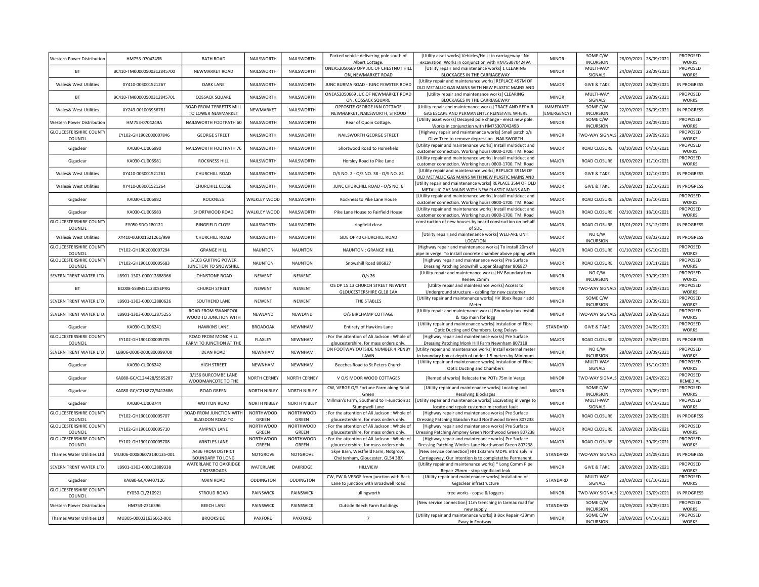| | | | | | | | | | | | |
|---|---|---|---|---|---|---|---|---|---|---|---|
| Western Power Distribution | HM753-0704249B | BATH ROAD | NAILSWORTH | NAILSWORTH | Parked vehicle delivering pole south of Albert Cottage. | [Utility asset works] Vehicles/Hoist in carriageway - No excavation. Works in conjunction with HM7530704249A | MINOR | SOME C/W INCURSION | 28/09/2021 | 28/09/2021 | PROPOSED WORKS |
| BT | BC410-TM00000500312845700 | NEWMARKET ROAD | NAILSWORTH | NAILSWORTH | ONEA52050669 OPP JUC OF CHESTNUT HILL ON, NEWMARKET ROAD | [Utility repair and maintenance works] 1 CLEARING BLOCKAGES IN THE CARRIAGEWAY | MINOR | MULTI-WAY SIGNALS | 24/09/2021 | 28/09/2021 | PROPOSED WORKS |
| Wales& West Utilities | XY410-003001521267 | DARK LANE | NAILSWORTH | NAILSWORTH | JUNC BURMA ROAD - JUNC FEWSTER ROAD | [Utility repair and maintenance works] REPLACE 497M OF OLD METALLIC GAS MAINS WITH NEW PLASTIC MAINS AND | MAJOR | GIVE & TAKE | 28/07/2021 | 28/09/2021 | IN PROGRESS |
| BT | BC410-TM00000500312845701 | COSSACK SQUARE | NAILSWORTH | NAILSWORTH | ONEA52050669 JUC OF NEWMARKET ROAD ON, COSSACK SQUARE | [Utility repair and maintenance works] CLEARING BLOCKAGES IN THE CARRIAGEWAY | MINOR | MULTI-WAY SIGNALS | 24/09/2021 | 28/09/2021 | PROPOSED WORKS |
| Wales& West Utilities | XY243-001003956781 | ROAD FROM TERRETTS MILL TO LOWER NEWMARKET | NEWMARKET | NAILSWORTH | OPPOSITE GEORGE INN COTTAGE NEWMARKET, NAILSWORTH, STROUD | [Utility repair and maintenance works] TRACE AND REPAIR GAS ESCAPE AND PERMANENTLY REINSTATE WHERE | IMMEDIATE (EMERGENCY) | SOME C/W INCURSION | 22/09/2021 | 28/09/2021 | IN PROGRESS |
| Western Power Distribution | HM753-0704249A | NAILSWORTH FOOTPATH 60 | NAILSWORTH | NAILSWORTH | Rear of Quoin Cottage. | [Utility asset works] Decayed pole change - erect new pole. Works in conjunction with HM7530704249B | MINOR | SOME C/W INCURSION | 28/09/2021 | 28/09/2021 | PROPOSED WORKS |
| GLOUCESTERSHIRE COUNTY COUNCIL | EY102-GH1902000007846 | GEORGE STREET | NAILSWORTH | NAILSWORTH | NAILSWORTH GEORGE STREET | [Highway repair and maintenance works] Small patch o/s Olive Tree to remove depression NAILSWORTH | MINOR | TWO-WAY SIGNALS | 28/09/2021 | 29/09/2021 | PROPOSED WORKS |
| Gigaclear | KA030-CU006990 | NAILSWORTH FOOTPATH 76 | NAILSWORTH | NAILSWORTH | Shortwood Road to Homefield | [Utility repair and maintenance works] Install multiduct and customer connection. Working hours 0800-1700. TM: Road | MAJOR | ROAD CLOSURE | 03/10/2021 | 04/10/2021 | PROPOSED WORKS |
| Gigaclear | KA030-CU006981 | ROCKNESS HILL | NAILSWORTH | NAILSWORTH | Horsley Road to Pike Lane | [Utility repair and maintenance works] Install multiduct and customer connection. Working hours 0800-1700. TM: Road | MAJOR | ROAD CLOSURE | 16/09/2021 | 11/10/2021 | PROPOSED WORKS |
| Wales& West Utilities | XY410-003001521261 | CHURCHILL ROAD | NAILSWORTH | NAILSWORTH | O/S NO. 2 - O/S NO. 38 - O/S NO. 81 | [Utility repair and maintenance works] REPLACE 391M OF OLD METALLIC GAS MAINS WITH NEW PLASTIC MAINS AND | MAJOR | GIVE & TAKE | 25/08/2021 | 12/10/2021 | IN PROGRESS |
| Wales& West Utilities | XY410-003001521264 | CHURCHILL CLOSE | NAILSWORTH | NAILSWORTH | JUNC CHURCHILL ROAD - O/S NO. 6 | [Utility repair and maintenance works] REPLACE 35M OF OLD METALLIC GAS MAINS WITH NEW PLASTIC MAINS AND | MAJOR | GIVE & TAKE | 25/08/2021 | 12/10/2021 | IN PROGRESS |
| Gigaclear | KA030-CU006982 | ROCKNESS | WALKLEY WOOD | NAILSWORTH | Rockness to Pike Lane House | [Utility repair and maintenance works] Install multiduct and customer connection. Working hours 0800-1700. TM: Road | MAJOR | ROAD CLOSURE | 26/09/2021 | 15/10/2021 | PROPOSED WORKS |
| Gigaclear | KA030-CU006983 | SHORTWOOD ROAD | WALKLEY WOOD | NAILSWORTH | Pike Lane House to Fairfield House | [Utility repair and maintenance works] Install multiduct and customer connection. Working hours 0800-1700. TM: Road | MAJOR | ROAD CLOSURE | 02/10/2021 | 18/10/2021 | PROPOSED WORKS |
| GLOUCESTERSHIRE COUNTY COUNCIL | EY050-SDC/180121 | RINGFIELD CLOSE | NAILSWORTH | NAILSWORTH | ringfield close | construction of new houses by beard construction on behalf of SDC | MAJOR | ROAD CLOSURE | 18/01/2021 | 23/12/2021 | IN PROGRESS |
| Wales& West Utilities | XY410-003001521261/999 | CHURCHILL ROAD | NAILSWORTH | NAILSWORTH | SIDE OF 40 CHURCHILL ROAD | [Utility repair and maintenance works] WELFARE UNIT LOCATION | MAJOR | NO C/W INCURSION | 07/09/2021 | 03/02/2022 | IN PROGRESS |
| GLOUCESTERSHIRE COUNTY COUNCIL | EY102-GH1902000007294 | GRANGE HILL | NAUNTON | NAUNTON | NAUNTON : GRANGE HILL | [Highway repair and maintenance works] To install 20m of pipe in verge. To install concrete chamber above piping with | MAJOR | ROAD CLOSURE | 01/10/2021 | 05/10/2021 | PROPOSED WORKS |
| GLOUCESTERSHIRE COUNTY COUNCIL | EY102-GH1901000005683 | 3/103 GUITING POWER JUNCTION TO SNOWSHILL | NAUNTON | NAUNTON | Snowshill Road 806827 | [Highway repair and maintenance works] Pre Surface Dressing Patching Snowshill Upper Slaughter 806827 | MAJOR | ROAD CLOSURE | 01/09/2021 | 30/11/2021 | PROPOSED WORKS |
| SEVERN TRENT WATER LTD. | LB901-1303-000012888366 | JOHNSTONE ROAD | NEWENT | NEWENT | O/s 26 | [Utility repair and maintenance works] HV Boundary box Renew 25mm | MINOR | NO C/W INCURSION | 28/09/2021 | 30/09/2021 | PROPOSED WORKS |
| BT | BC008-SSBMS11230SEPRG | CHURCH STREET | NEWENT | NEWENT | OS DP 15 13 CHURCH STREET NEWENT GLOUCESTERSHIRE GL18 1AA | [Utility repair and maintenance works] Access to Underground structure - cabling for new customer | MINOR | TWO-WAY SIGNALS | 30/09/2021 | 30/09/2021 | PROPOSED WORKS |
| SEVERN TRENT WATER LTD. | LB901-1303-000012880626 | SOUTHEND LANE | NEWENT | NEWENT | THE STABLES | [Utility repair and maintenance works] HV Bbox Repair add Meter | MINOR | SOME C/W INCURSION | 28/09/2021 | 30/09/2021 | PROPOSED WORKS |
| SEVERN TRENT WATER LTD. | LB901-1303-000012875255 | ROAD FROM SWANPOOL WOOD TO JUNCTION WITH | NEWLAND | NEWLAND | O/S BIRCHAMP COTTAGE | [Utility repair and maintenance works] Boundary box Install & tap main for logg | MINOR | TWO-WAY SIGNALS | 28/09/2021 | 30/09/2021 | PROPOSED WORKS |
| Gigaclear | KA030-CU008241 | HAWKINS LANE | BROADOAK | NEWNHAM | Entirety of Hawkins Lane | [Utility repair and maintenance works] Instalation of Fibre Optic Ducting and Chambers. Long Delays | STANDARD | GIVE & TAKE | 20/09/2021 | 24/09/2021 | PROPOSED WORKS |
| GLOUCESTERSHIRE COUNTY COUNCIL | EY102-GH1901000005705 | ROAD FROM MONK HILL FARM TO JUNCTION AT THE | FLAXLEY | NEWNHAM | : For the attention of Ali Jackson : Whole of gloucestershire, for mass orders only. | [Highway repair and maintenance works] Pre Surface Dressing Patching Monk Hill Farm Newnham 807118 | MAJOR | ROAD CLOSURE | 22/09/2021 | 29/09/2021 | IN PROGRESS |
| SEVERN TRENT WATER LTD. | LB906-0000-0000800099700 | DEAN ROAD | NEWNHAM | NEWNHAM | ON FOOTWAY OUTSIDE NUMBER 4 PENBY LAWN | [Utility repair and maintenance works] Install external meter in boundary box at depth of under 1.5 meters by Minimum | MINOR | NO C/W INCURSION | 28/09/2021 | 30/09/2021 | PROPOSED WORKS |
| Gigaclear | KA030-CU008242 | HIGH STREET | NEWNHAM | NEWNHAM | Beeches Road to St Peters Church | [Utility repair and maintenance works] Instalation of Fibre Optic Ducting and Chambers | MAJOR | MULTI-WAY SIGNALS | 27/09/2021 | 15/10/2021 | PROPOSED WORKS |
| Gigaclear | KA080-GC/C124428/S565287 | 3/156 BURCOMBE LANE WOODMANCOTE TO THE | NORTH CERNEY | NORTH CERNEY | V O/S MOOR WOOD COTTAGES | [Remedial works] Relocate the POTs 75m in Verge | MINOR | TWO-WAY SIGNALS | 22/09/2021 | 24/09/2021 | PROPOSED REMEDIAL |
| Gigaclear | KA080-GC/C218872/S412686 | ROAD GREEN | NORTH NIBLEY | NORTH NIBLEY | CW, VERGE O/S Fortune Farm along Road Green | [Utility repair and maintenance works] Locating and Resolving Blockages | MINOR | SOME C/W INCURSION | 27/09/2021 | 29/09/2021 | PROPOSED WORKS |
| Gigaclear | KA030-CU008744 | WOTTON ROAD | NORTH NIBLEY | NORTH NIBLEY | Millman's Farm, Southend to T-Junction at Stumpwell Lane | [Utility repair and maintenance works] Excavating in verge to locate and repair customer microduct fault | MINOR | MULTI-WAY SIGNALS | 30/09/2021 | 04/10/2021 | PROPOSED WORKS |
| GLOUCESTERSHIRE COUNTY COUNCIL | EY102-GH1901000005707 | ROAD FROM JUNCTION WITH BLAISDON ROAD TO | NORTHWOOD GREEN | NORTHWOOD GREEN | : For the attention of Ali Jackson : Whole of gloucestershire, for mass orders only. | [Highway repair and maintenance works] Pre Surface Dressing Patching Blaisdon Road Northwood Green 807238 | MAJOR | ROAD CLOSURE | 22/09/2021 | 29/09/2021 | IN PROGRESS |
| GLOUCESTERSHIRE COUNTY COUNCIL | EY102-GH1901000005710 | AMPNEY LANE | NORTHWOOD GREEN | NORTHWOOD GREEN | : For the attention of Ali Jackson : Whole of gloucestershire, for mass orders only. | [Highway repair and maintenance works] Pre Surface Dressing Patching Ampney Green Northwood Green 807238 | MAJOR | ROAD CLOSURE | 30/09/2021 | 30/09/2021 | PROPOSED WORKS |
| GLOUCESTERSHIRE COUNTY COUNCIL | EY102-GH1901000005708 | WINTLES LANE | NORTHWOOD GREEN | NORTHWOOD GREEN | : For the attention of Ali Jackson : Whole of gloucestershire, for mass orders only. | [Highway repair and maintenance works] Pre Surface Dressing Patching Wintles Lane Northwood Green 807238 | MAJOR | ROAD CLOSURE | 30/09/2021 | 30/09/2021 | PROPOSED WORKS |
| Thames Water Utilities Ltd | MU306-000806073140135-001 | A436 FROM DISTRICT BOUNDARY TO LONG | NOTGROVE | NOTGROVE | Skye Barn, Westfield Farm, Notgrove, Cheltenham, Gloucester. GL54 3BX | [New service connection] HH 1x32mm MDPE mtrd sply in Carriageway. Our intention is to completethe Permanent | STANDARD | TWO-WAY SIGNALS | 21/09/2021 | 24/09/2021 | IN PROGRESS |
| SEVERN TRENT WATER LTD. | LB901-1303-000012889338 | WATERLANE TO OAKRIDGE CROSSROADS | WATERLANE | OAKRIDGE | HILLVIEW | [Utility repair and maintenance works] * Long Comm Pipe Repair 25mm - stop significant leak | MINOR | GIVE & TAKE | 28/09/2021 | 30/09/2021 | PROPOSED WORKS |
| Gigaclear | KA080-GC/09407126 | MAIN ROAD | ODDINGTON | ODDINGTON | CW, FW & VERGE from junction with Back Lane to junction with Broadwell Road | [Utility repair and maintenance works] Installation of Gigaclear infrastructure | STANDARD | MULTI-WAY SIGNALS | 20/09/2021 | 01/10/2021 | PROPOSED WORKS |
| GLOUCESTERSHIRE COUNTY COUNCIL | EY050-CL/210921 | STROUD ROAD | PAINSWICK | PAINSWICK | lullingworth | tree works - copse & loggers | MINOR | TWO-WAY SIGNALS | 21/09/2021 | 23/09/2021 | IN PROGRESS |
| Western Power Distribution | HM753-2316396 | BEECH LANE | PAINSWICK | PAINSWICK | Outside Beech Farm Buildings | [New service connection] 11m trenching in tarmac road for new supply | STANDARD | SOME C/W INCURSION | 24/09/2021 | 30/09/2021 | PROPOSED WORKS |
| Thames Water Utilities Ltd | MU305-000031636662-001 | BROOKSIDE | PAXFORD | PAXFORD | 7 | [Utility repair and maintenance works] B Box Repair <33mm Fway in Footway. | MINOR | SOME C/W INCURSION | 30/09/2021 | 04/10/2021 | PROPOSED WORKS |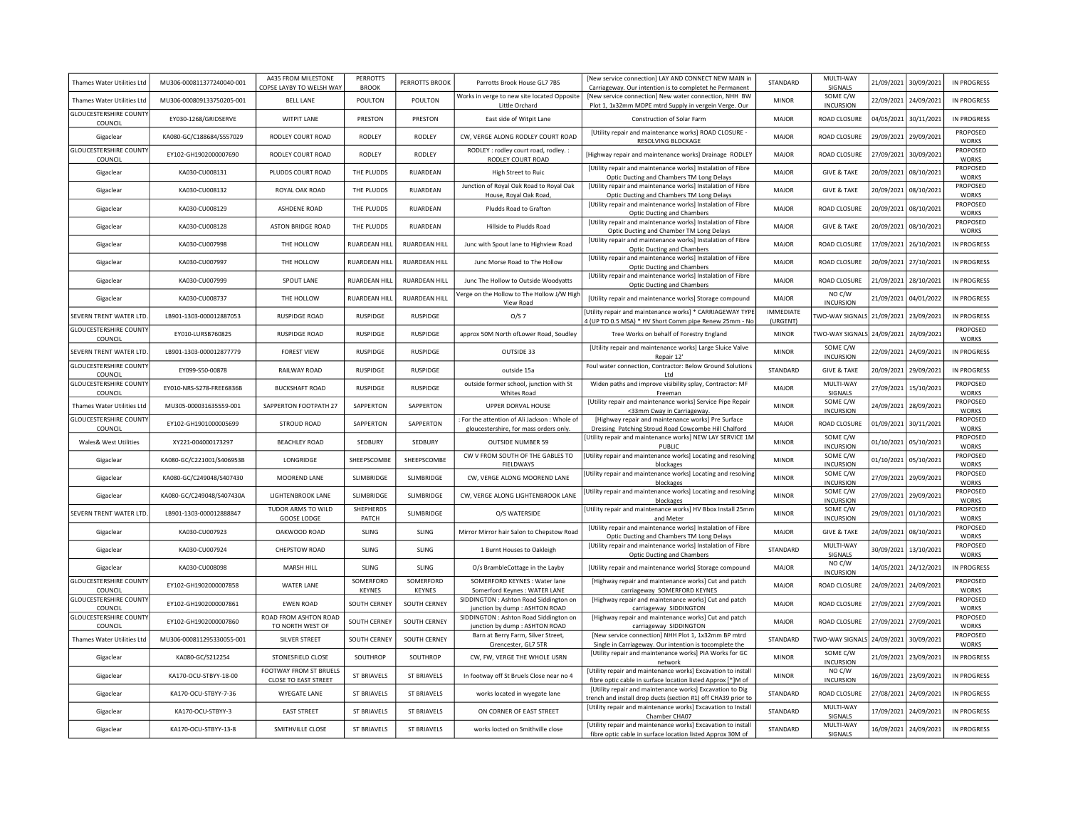| | | | | | | | | | | | |
|---|---|---|---|---|---|---|---|---|---|---|---|
| Thames Water Utilities Ltd | MU306-000811377240040-001 | A435 FROM MILESTONE COPSE LAYBY TO WELSH WAY | PERROTTS BROOK | PERROTTS BROOK | Parrotts Brook House GL7 7BS | [New service connection] LAY AND CONNECT NEW MAIN in Carriageway. Our intention is to completet he Permanent | STANDARD | MULTI-WAY SIGNALS | 21/09/2021 | 30/09/2021 | IN PROGRESS |
| Thames Water Utilities Ltd | MU306-000809133750205-001 | BELL LANE | POULTON | POULTON | Works in verge to new site located Opposite Little Orchard | [New service connection] New water connection, NHH BW Plot 1, 1x32mm MDPE mtrd Supply in vergein Verge. Our | MINOR | SOME C/W INCURSION | 22/09/2021 | 24/09/2021 | IN PROGRESS |
| GLOUCESTERSHIRE COUNTY COUNCIL | EY030-1268/GRIDSERVE | WITPIT LANE | PRESTON | PRESTON | East side of Witpit Lane | Construction of Solar Farm | MAJOR | ROAD CLOSURE | 04/05/2021 | 30/11/2021 | IN PROGRESS |
| Gigaclear | KA080-GC/C188684/S557029 | RODLEY COURT ROAD | RODLEY | RODLEY | CW, VERGE ALONG RODLEY COURT ROAD | [Utility repair and maintenance works] ROAD CLOSURE - RESOLVING BLOCKAGE | MAJOR | ROAD CLOSURE | 29/09/2021 | 29/09/2021 | PROPOSED WORKS |
| GLOUCESTERSHIRE COUNTY COUNCIL | EY102-GH1902000007690 | RODLEY COURT ROAD | RODLEY | RODLEY | RODLEY : rodley court road, rodley. : RODLEY COURT ROAD | [Highway repair and maintenance works] Drainage RODLEY | MAJOR | ROAD CLOSURE | 27/09/2021 | 30/09/2021 | PROPOSED WORKS |
| Gigaclear | KA030-CU008131 | PLUDDS COURT ROAD | THE PLUDDS | RUARDEAN | High Street to Ruic | [Utility repair and maintenance works] Instalation of Fibre Optic Ducting and Chambers TM Long Delays | MAJOR | GIVE & TAKE | 20/09/2021 | 08/10/2021 | PROPOSED WORKS |
| Gigaclear | KA030-CU008132 | ROYAL OAK ROAD | THE PLUDDS | RUARDEAN | Junction of Royal Oak Road to Royal Oak House, Royal Oak Road, | [Utility repair and maintenance works] Instalation of Fibre Optic Ducting and Chambers TM Long Delays | MAJOR | GIVE & TAKE | 20/09/2021 | 08/10/2021 | PROPOSED WORKS |
| Gigaclear | KA030-CU008129 | ASHDENE ROAD | THE PLUDDS | RUARDEAN | Pludds Road to Grafton | [Utility repair and maintenance works] Instalation of Fibre Optic Ducting and Chambers | MAJOR | ROAD CLOSURE | 20/09/2021 | 08/10/2021 | PROPOSED WORKS |
| Gigaclear | KA030-CU008128 | ASTON BRIDGE ROAD | THE PLUDDS | RUARDEAN | Hillside to Pludds Road | [Utility repair and maintenance works] Instalation of Fibre Optic Ducting and Chamber TM Long Delays | MAJOR | GIVE & TAKE | 20/09/2021 | 08/10/2021 | PROPOSED WORKS |
| Gigaclear | KA030-CU007998 | THE HOLLOW | RUARDEAN HILL | RUARDEAN HILL | Junc with Spout lane to Highview Road | [Utility repair and maintenance works] Instalation of Fibre Optic Ducting and Chambers | MAJOR | ROAD CLOSURE | 17/09/2021 | 26/10/2021 | IN PROGRESS |
| Gigaclear | KA030-CU007997 | THE HOLLOW | RUARDEAN HILL | RUARDEAN HILL | Junc Morse Road to The Hollow | [Utility repair and maintenance works] Instalation of Fibre Optic Ducting and Chambers | MAJOR | ROAD CLOSURE | 20/09/2021 | 27/10/2021 | IN PROGRESS |
| Gigaclear | KA030-CU007999 | SPOUT LANE | RUARDEAN HILL | RUARDEAN HILL | Junc The Hollow to Outside Woodyatts | [Utility repair and maintenance works] Instalation of Fibre Optic Ducting and Chambers | MAJOR | ROAD CLOSURE | 21/09/2021 | 28/10/2021 | IN PROGRESS |
| Gigaclear | KA030-CU008737 | THE HOLLOW | RUARDEAN HILL | RUARDEAN HILL | Verge on the Hollow to The Hollow J/W High View Road | [Utility repair and maintenance works] Storage compound | MAJOR | NO C/W INCURSION | 21/09/2021 | 04/01/2022 | IN PROGRESS |
| SEVERN TRENT WATER LTD. | LB901-1303-000012887053 | RUSPIDGE ROAD | RUSPIDGE | RUSPIDGE | O/S 7 | [Utility repair and maintenance works] * CARRIAGEWAY TYPE 4 (UP TO 0.5 MSA) * HV Short Comm pipe Renew 25mm - No | IMMEDIATE (URGENT) | TWO-WAY SIGNALS | 21/09/2021 | 23/09/2021 | IN PROGRESS |
| GLOUCESTERSHIRE COUNTY COUNCIL | EY010-LURSB760825 | RUSPIDGE ROAD | RUSPIDGE | RUSPIDGE | approx 50M North ofLower Road, Soudley | Tree Works on behalf of Forestry England | MINOR | TWO-WAY SIGNALS | 24/09/2021 | 24/09/2021 | PROPOSED WORKS |
| SEVERN TRENT WATER LTD. | LB901-1303-000012877779 | FOREST VIEW | RUSPIDGE | RUSPIDGE | OUTSIDE 33 | [Utility repair and maintenance works] Large Sluice Valve Repair 12' | MINOR | SOME C/W INCURSION | 22/09/2021 | 24/09/2021 | IN PROGRESS |
| GLOUCESTERSHIRE COUNTY COUNCIL | EY099-S50-00878 | RAILWAY ROAD | RUSPIDGE | RUSPIDGE | outside 15a | Foul water connection, Contractor: Below Ground Solutions Ltd | STANDARD | GIVE & TAKE | 20/09/2021 | 29/09/2021 | IN PROGRESS |
| GLOUCESTERSHIRE COUNTY COUNCIL | EY010-NRS-S278-FREE6836B | BUCKSHAFT ROAD | RUSPIDGE | RUSPIDGE | outside former school, junction with St Whites Road | Widen paths and improve visibility splay, Contractor: MF Freeman | MAJOR | MULTI-WAY SIGNALS | 27/09/2021 | 15/10/2021 | PROPOSED WORKS |
| Thames Water Utilities Ltd | MU305-000031635559-001 | SAPPERTON FOOTPATH 27 | SAPPERTON | SAPPERTON | UPPER DORVAL HOUSE | [Utility repair and maintenance works] Service Pipe Repair <33mm Cway in Carriageway. | MINOR | SOME C/W INCURSION | 24/09/2021 | 28/09/2021 | PROPOSED WORKS |
| GLOUCESTERSHIRE COUNTY COUNCIL | EY102-GH1901000005699 | STROUD ROAD | SAPPERTON | SAPPERTON | : For the attention of Ali Jackson : Whole of gloucestershire, for mass orders only. | [Highway repair and maintenance works] Pre Surface Dressing Patching Stroud Road Cowcombe Hill Chalford | MAJOR | ROAD CLOSURE | 01/09/2021 | 30/11/2021 | PROPOSED WORKS |
| Wales& West Utilities | XY221-004000173297 | BEACHLEY ROAD | SEDBURY | SEDBURY | OUTSIDE NUMBER 59 | [Utility repair and maintenance works] NEW LAY SERVICE 1M PUBLIC | MINOR | SOME C/W INCURSION | 01/10/2021 | 05/10/2021 | PROPOSED WORKS |
| Gigaclear | KA080-GC/C221001/S406953B | LONGRIDGE | SHEEPSCOMBE | SHEEPSCOMBE | CW V FROM SOUTH OF THE GABLES TO FIELDWAYS | [Utility repair and maintenance works] Locating and resolving blockages | MINOR | SOME C/W INCURSION | 01/10/2021 | 05/10/2021 | PROPOSED WORKS |
| Gigaclear | KA080-GC/C249048/S407430 | MOOREND LANE | SLIMBRIDGE | SLIMBRIDGE | CW, VERGE ALONG MOOREND LANE | [Utility repair and maintenance works] Locating and resolving blockages | MINOR | SOME C/W INCURSION | 27/09/2021 | 29/09/2021 | PROPOSED WORKS |
| Gigaclear | KA080-GC/C249048/S407430A | LIGHTENBROOK LANE | SLIMBRIDGE | SLIMBRIDGE | CW, VERGE ALONG LIGHTENBROOK LANE | [Utility repair and maintenance works] Locating and resolving blockages | MINOR | SOME C/W INCURSION | 27/09/2021 | 29/09/2021 | PROPOSED WORKS |
| SEVERN TRENT WATER LTD. | LB901-1303-000012888847 | TUDOR ARMS TO WILD GOOSE LODGE | SHEPHERDS PATCH | SLIMBRIDGE | O/S WATERSIDE | [Utility repair and maintenance works] HV Bbox Install 25mm and Meter | MINOR | SOME C/W INCURSION | 29/09/2021 | 01/10/2021 | PROPOSED WORKS |
| Gigaclear | KA030-CU007923 | OAKWOOD ROAD | SLING | SLING | Mirror Mirror hair Salon to Chepstow Road | [Utility repair and maintenance works] Instalation of Fibre Optic Ducting and Chambers TM Long Delays | MAJOR | GIVE & TAKE | 24/09/2021 | 08/10/2021 | PROPOSED WORKS |
| Gigaclear | KA030-CU007924 | CHEPSTOW ROAD | SLING | SLING | 1 Burnt Houses to Oakleigh | [Utility repair and maintenance works] Instalation of Fibre Optic Ducting and Chambers | STANDARD | MULTI-WAY SIGNALS | 30/09/2021 | 13/10/2021 | PROPOSED WORKS |
| Gigaclear | KA030-CU008098 | MARSH HILL | SLING | SLING | O/s BrambleCottage in the Layby | [Utility repair and maintenance works] Storage compound | MAJOR | NO C/W INCURSION | 14/05/2021 | 24/12/2021 | IN PROGRESS |
| GLOUCESTERSHIRE COUNTY COUNCIL | EY102-GH1902000007858 | WATER LANE | SOMERFORD KEYNES | SOMERFORD KEYNES | SOMERFORD KEYNES : Water lane Somerford Keynes : WATER LANE | [Highway repair and maintenance works] Cut and patch carriageway SOMERFORD KEYNES | MAJOR | ROAD CLOSURE | 24/09/2021 | 24/09/2021 | PROPOSED WORKS |
| GLOUCESTERSHIRE COUNTY COUNCIL | EY102-GH1902000007861 | EWEN ROAD | SOUTH CERNEY | SOUTH CERNEY | SIDDINGTON : Ashton Road Siddington on junction by dump : ASHTON ROAD | [Highway repair and maintenance works] Cut and patch carriageway SIDDINGTON | MAJOR | ROAD CLOSURE | 27/09/2021 | 27/09/2021 | PROPOSED WORKS |
| GLOUCESTERSHIRE COUNTY COUNCIL | EY102-GH1902000007860 | ROAD FROM ASHTON ROAD TO NORTH WEST OF | SOUTH CERNEY | SOUTH CERNEY | SIDDINGTON : Ashton Road Siddington on junction by dump : ASHTON ROAD | [Highway repair and maintenance works] Cut and patch carriageway SIDDINGTON | MAJOR | ROAD CLOSURE | 27/09/2021 | 27/09/2021 | PROPOSED WORKS |
| Thames Water Utilities Ltd | MU306-000811295330055-001 | SILVER STREET | SOUTH CERNEY | SOUTH CERNEY | Barn at Berry Farm, Silver Street, Cirencester, GL7 5TR | [New service connection] NHH Plot 1, 1x32mm BP mtrd Single in Carriageway. Our intention is tocomplete the | STANDARD | TWO-WAY SIGNALS | 24/09/2021 | 30/09/2021 | PROPOSED WORKS |
| Gigaclear | KA080-GC/S212254 | STONESFIELD CLOSE | SOUTHROP | SOUTHROP | CW, FW, VERGE THE WHOLE USRN | [Utility repair and maintenance works] PIA Works for GC network | MINOR | SOME C/W INCURSION | 21/09/2021 | 23/09/2021 | IN PROGRESS |
| Gigaclear | KA170-OCU-STBYY-18-00 | FOOTWAY FROM ST BRUELS CLOSE TO EAST STREET | ST BRIAVELS | ST BRIAVELS | In footway off St Bruels Close near no 4 | [Utility repair and maintenance works] Excavation to install fibre optic cable in surface location listed Approx [*]M of | MINOR | NO C/W INCURSION | 16/09/2021 | 23/09/2021 | IN PROGRESS |
| Gigaclear | KA170-OCU-STBYY-7-36 | WYEGATE LANE | ST BRIAVELS | ST BRIAVELS | works located in wyegate lane | [Utility repair and maintenance works] Excavation to Dig trench and install drop ducts (section #1) off CHA39 prior to | STANDARD | ROAD CLOSURE | 27/08/2021 | 24/09/2021 | IN PROGRESS |
| Gigaclear | KA170-OCU-STBYY-3 | EAST STREET | ST BRIAVELS | ST BRIAVELS | ON CORNER OF EAST STREET | [Utility repair and maintenance works] Excavation to Install Chamber CHA07 | STANDARD | MULTI-WAY SIGNALS | 17/09/2021 | 24/09/2021 | IN PROGRESS |
| Gigaclear | KA170-OCU-STBYY-13-8 | SMITHVILLE CLOSE | ST BRIAVELS | ST BRIAVELS | works locted on Smithville close | [Utility repair and maintenance works] Excavation to install fibre optic cable in surface location listed Approx 30M of | STANDARD | MULTI-WAY SIGNALS | 16/09/2021 | 24/09/2021 | IN PROGRESS |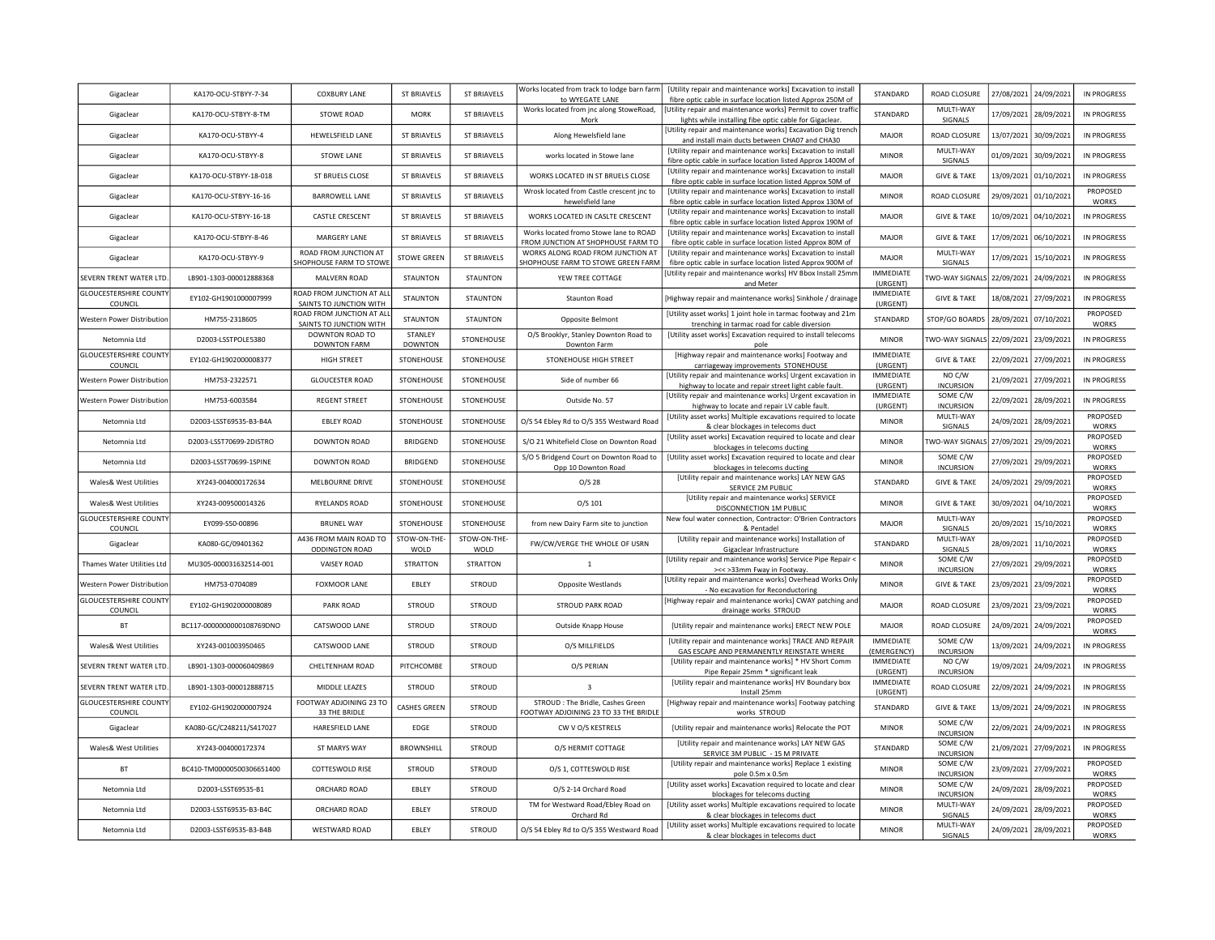| Gigaclear | KA170-OCU-STBYY-7-34 | COXBURY LANE | ST BRIAVELS | ST BRIAVELS | Works located from track to lodge barn farm to WYEGATE LANE | [Utility repair and maintenance works] Excavation to install fibre optic cable in surface location listed Approx 250M of | STANDARD | ROAD CLOSURE | 27/08/2021 | 24/09/2021 | IN PROGRESS |
|---|---|---|---|---|---|---|---|---|---|---|---|
| Gigaclear | KA170-OCU-STBYY-8-TM | STOWE ROAD | MORK | ST BRIAVELS | Works located from jnc along StoweRoad, Mork | [Utility repair and maintenance works] Permit to cover traffic lights while installing fibe optic cable for Gigaclear. | STANDARD | MULTI-WAY SIGNALS | 17/09/2021 | 28/09/2021 | IN PROGRESS |
| Gigaclear | KA170-OCU-STBYY-4 | HEWELSFIELD LANE | ST BRIAVELS | ST BRIAVELS | Along Hewelsfield lane | [Utility repair and maintenance works] Excavation Dig trench and install main ducts between CHA07 and CHA30 | MAJOR | ROAD CLOSURE | 13/07/2021 | 30/09/2021 | IN PROGRESS |
| Gigaclear | KA170-OCU-STBYY-8 | STOWE LANE | ST BRIAVELS | ST BRIAVELS | works located in Stowe lane | [Utility repair and maintenance works] Excavation to install fibre optic cable in surface location listed Approx 1400M of | MINOR | MULTI-WAY SIGNALS | 01/09/2021 | 30/09/2021 | IN PROGRESS |
| Gigaclear | KA170-OCU-STBYY-18-018 | ST BRUELS CLOSE | ST BRIAVELS | ST BRIAVELS | WORKS LOCATED IN ST BRUELS CLOSE | [Utility repair and maintenance works] Excavation to install fibre optic cable in surface location listed Approx 50M of | MAJOR | GIVE & TAKE | 13/09/2021 | 01/10/2021 | IN PROGRESS |
| Gigaclear | KA170-OCU-STBYY-16-16 | BARROWELL LANE | ST BRIAVELS | ST BRIAVELS | Wrosk located from Castle crescent jnc to hewelsfield lane | [Utility repair and maintenance works] Excavation to install fibre optic cable in surface location listed Approx 130M of | MINOR | ROAD CLOSURE | 29/09/2021 | 01/10/2021 | PROPOSED WORKS |
| Gigaclear | KA170-OCU-STBYY-16-18 | CASTLE CRESCENT | ST BRIAVELS | ST BRIAVELS | WORKS LOCATED IN CASLTE CRESCENT | [Utility repair and maintenance works] Excavation to install fibre optic cable in surface location listed Approx 190M of | MAJOR | GIVE & TAKE | 10/09/2021 | 04/10/2021 | IN PROGRESS |
| Gigaclear | KA170-OCU-STBYY-8-46 | MARGERY LANE | ST BRIAVELS | ST BRIAVELS | Works located fromo Stowe lane to ROAD FROM JUNCTION AT SHOPHOUSE FARM TO | [Utility repair and maintenance works] Excavation to install fibre optic cable in surface location listed Approx 80M of | MAJOR | GIVE & TAKE | 17/09/2021 | 06/10/2021 | IN PROGRESS |
| Gigaclear | KA170-OCU-STBYY-9 | ROAD FROM JUNCTION AT SHOPHOUSE FARM TO STOWE | STOWE GREEN | ST BRIAVELS | WORKS ALONG ROAD FROM JUNCTION AT SHOPHOUSE FARM TO STOWE GREEN FARM | [Utility repair and maintenance works] Excavation to install fibre optic cable in surface location listed Approx 900M of | MAJOR | MULTI-WAY SIGNALS | 17/09/2021 | 15/10/2021 | IN PROGRESS |
| SEVERN TRENT WATER LTD. | LB901-1303-000012888368 | MALVERN ROAD | STAUNTON | STAUNTON | YEW TREE COTTAGE | [Utility repair and maintenance works] HV Bbox Install 25mm and Meter | IMMEDIATE (URGENT) | TWO-WAY SIGNALS | 22/09/2021 | 24/09/2021 | IN PROGRESS |
| GLOUCESTERSHIRE COUNTY COUNCIL | EY102-GH1901000007999 | ROAD FROM JUNCTION AT ALL SAINTS TO JUNCTION WITH | STAUNTON | STAUNTON | Staunton Road | [Highway repair and maintenance works] Sinkhole / drainage | IMMEDIATE (URGENT) | GIVE & TAKE | 18/08/2021 | 27/09/2021 | IN PROGRESS |
| Western Power Distribution | HM755-2318605 | ROAD FROM JUNCTION AT ALL SAINTS TO JUNCTION WITH | STAUNTON | STAUNTON | Opposite Belmont | [Utility asset works] 1 joint hole in tarmac footway and 21m trenching in tarmac road for cable diversion | STANDARD | STOP/GO BOARDS | 28/09/2021 | 07/10/2021 | PROPOSED WORKS |
| Netomnia Ltd | D2003-LSSTPOLE5380 | DOWNTON ROAD TO DOWNTON FARM | STANLEY DOWNTON | STONEHOUSE | O/S Brooklyr, Stanley Downton Road to Downton Farm | [Utility asset works] Excavation required to install telecoms pole | MINOR | TWO-WAY SIGNALS | 22/09/2021 | 23/09/2021 | IN PROGRESS |
| GLOUCESTERSHIRE COUNTY COUNCIL | EY102-GH1902000008377 | HIGH STREET | STONEHOUSE | STONEHOUSE | STONEHOUSE HIGH STREET | [Highway repair and maintenance works] Footway and carriageway improvements STONEHOUSE | IMMEDIATE (URGENT) | GIVE & TAKE | 22/09/2021 | 27/09/2021 | IN PROGRESS |
| Western Power Distribution | HM753-2322571 | GLOUCESTER ROAD | STONEHOUSE | STONEHOUSE | Side of number 66 | [Utility repair and maintenance works] Urgent excavation in highway to locate and repair street light cable fault. | IMMEDIATE (URGENT) | NO C/W INCURSION | 21/09/2021 | 27/09/2021 | IN PROGRESS |
| Western Power Distribution | HM753-6003584 | REGENT STREET | STONEHOUSE | STONEHOUSE | Outside No. 57 | [Utility repair and maintenance works] Urgent excavation in highway to locate and repair LV cable fault. | IMMEDIATE (URGENT) | SOME C/W INCURSION | 22/09/2021 | 28/09/2021 | IN PROGRESS |
| Netomnia Ltd | D2003-LSST69535-B3-B4A | EBLEY ROAD | STONEHOUSE | STONEHOUSE | O/S 54 Ebley Rd to O/S 355 Westward Road | [Utility asset works] Multiple excavations required to locate & clear blockages in telecoms duct | MINOR | MULTI-WAY SIGNALS | 24/09/2021 | 28/09/2021 | PROPOSED WORKS |
| Netomnia Ltd | D2003-LSST70699-2DISTRO | DOWNTON ROAD | BRIDGEND | STONEHOUSE | S/O 21 Whitefield Close on Downton Road | [Utility asset works] Excavation required to locate and clear blockages in telecoms ducting | MINOR | TWO-WAY SIGNALS | 27/09/2021 | 29/09/2021 | PROPOSED WORKS |
| Netomnia Ltd | D2003-LSST70699-1SPINE | DOWNTON ROAD | BRIDGEND | STONEHOUSE | S/O 5 Bridgend Court on Downton Road to Opp 10 Downton Road | [Utility asset works] Excavation required to locate and clear blockages in telecoms ducting | MINOR | SOME C/W INCURSION | 27/09/2021 | 29/09/2021 | PROPOSED WORKS |
| Wales& West Utilities | XY243-004000172634 | MELBOURNE DRIVE | STONEHOUSE | STONEHOUSE | O/S 28 | [Utility repair and maintenance works] LAY NEW GAS SERVICE 2M PUBLIC | STANDARD | GIVE & TAKE | 24/09/2021 | 29/09/2021 | PROPOSED WORKS |
| Wales& West Utilities | XY243-009500014326 | RYELANDS ROAD | STONEHOUSE | STONEHOUSE | O/S 101 | [Utility repair and maintenance works] SERVICE DISCONNECTION 1M PUBLIC | MINOR | GIVE & TAKE | 30/09/2021 | 04/10/2021 | PROPOSED WORKS |
| GLOUCESTERSHIRE COUNTY COUNCIL | EY099-S50-00896 | BRUNEL WAY | STONEHOUSE | STONEHOUSE | from new Dairy Farm site to junction | New foul water connection, Contractor: O'Brien Contractors & Pentadel | MAJOR | MULTI-WAY SIGNALS | 20/09/2021 | 15/10/2021 | PROPOSED WORKS |
| Gigaclear | KA080-GC/09401362 | A436 FROM MAIN ROAD TO ODDINGTON ROAD | STOW-ON-THE-WOLD | STOW-ON-THE-WOLD | FW/CW/VERGE THE WHOLE OF USRN | [Utility repair and maintenance works] Installation of Gigaclear Infrastructure | STANDARD | MULTI-WAY SIGNALS | 28/09/2021 | 11/10/2021 | PROPOSED WORKS |
| Thames Water Utilities Ltd | MU305-000031632514-001 | VAISEY ROAD | STRATTON | STRATTON | 1 | [Utility repair and maintenance works] Service Pipe Repair < >< >33mm Fway in Footway. | MINOR | SOME C/W INCURSION | 27/09/2021 | 29/09/2021 | PROPOSED WORKS |
| Western Power Distribution | HM753-0704089 | FOXMOOR LANE | EBLEY | STROUD | Opposite Westlands | [Utility repair and maintenance works] Overhead Works Only - No excavation for Reconductoring | MINOR | GIVE & TAKE | 23/09/2021 | 23/09/2021 | PROPOSED WORKS |
| GLOUCESTERSHIRE COUNTY COUNCIL | EY102-GH1902000008089 | PARK ROAD | STROUD | STROUD | STROUD PARK ROAD | [Highway repair and maintenance works] CWAY patching and drainage works STROUD | MAJOR | ROAD CLOSURE | 23/09/2021 | 23/09/2021 | PROPOSED WORKS |
| BT | BC117-0000000000108769DNO | CATSWOOD LANE | STROUD | STROUD | Outside Knapp House | [Utility repair and maintenance works] ERECT NEW POLE | MAJOR | ROAD CLOSURE | 24/09/2021 | 24/09/2021 | PROPOSED WORKS |
| Wales& West Utilities | XY243-001003950465 | CATSWOOD LANE | STROUD | STROUD | O/S MILLFIELDS | [Utility repair and maintenance works] TRACE AND REPAIR GAS ESCAPE AND PERMANENTLY REINSTATE WHERE | IMMEDIATE (EMERGENCY) | SOME C/W INCURSION | 13/09/2021 | 24/09/2021 | IN PROGRESS |
| SEVERN TRENT WATER LTD. | LB901-1303-000060409869 | CHELTENHAM ROAD | PITCHCOMBE | STROUD | O/S PERIAN | [Utility repair and maintenance works] * HV Short Comm Pipe Repair 25mm * significant leak | IMMEDIATE (URGENT) | NO C/W INCURSION | 19/09/2021 | 24/09/2021 | IN PROGRESS |
| SEVERN TRENT WATER LTD. | LB901-1303-000012888715 | MIDDLE LEAZES | STROUD | STROUD | 3 | [Utility repair and maintenance works] HV Boundary box Install 25mm | IMMEDIATE (URGENT) | ROAD CLOSURE | 22/09/2021 | 24/09/2021 | IN PROGRESS |
| GLOUCESTERSHIRE COUNTY COUNCIL | EY102-GH1902000007924 | FOOTWAY ADJOINING 23 TO 33 THE BRIDLE | CASHES GREEN | STROUD | STROUD : The Bridle, Cashes Green FOOTWAY ADJOINING 23 TO 33 THE BRIDLE | [Highway repair and maintenance works] Footway patching works STROUD | STANDARD | GIVE & TAKE | 13/09/2021 | 24/09/2021 | IN PROGRESS |
| Gigaclear | KA080-GC/C248211/S417027 | HARESFIELD LANE | EDGE | STROUD | CW V O/S KESTRELS | [Utility repair and maintenance works] Relocate the POT | MINOR | SOME C/W INCURSION | 22/09/2021 | 24/09/2021 | IN PROGRESS |
| Wales& West Utilities | XY243-004000172374 | ST MARYS WAY | BROWNSHILL | STROUD | O/S HERMIT COTTAGE | [Utility repair and maintenance works] LAY NEW GAS SERVICE 3M PUBLIC - 15 M PRIVATE | STANDARD | SOME C/W INCURSION | 21/09/2021 | 27/09/2021 | IN PROGRESS |
| BT | BC410-TM00000500306651400 | COTTESWOLD RISE | STROUD | STROUD | O/S 1, COTTESWOLD RISE | [Utility repair and maintenance works] Replace 1 existing pole 0.5m x 0.5m | MINOR | SOME C/W INCURSION | 23/09/2021 | 27/09/2021 | PROPOSED WORKS |
| Netomnia Ltd | D2003-LSST69535-B1 | ORCHARD ROAD | EBLEY | STROUD | O/S 2-14 Orchard Road | [Utility asset works] Excavation required to locate and clear blockages for telecoms ducting | MINOR | SOME C/W INCURSION | 24/09/2021 | 28/09/2021 | PROPOSED WORKS |
| Netomnia Ltd | D2003-LSST69535-B3-B4C | ORCHARD ROAD | EBLEY | STROUD | TM for Westward Road/Ebley Road on Orchard Rd | [Utility asset works] Multiple excavations required to locate & clear blockages in telecoms duct | MINOR | MULTI-WAY SIGNALS | 24/09/2021 | 28/09/2021 | PROPOSED WORKS |
| Netomnia Ltd | D2003-LSST69535-B3-B4B | WESTWARD ROAD | EBLEY | STROUD | O/S 54 Ebley Rd to O/S 355 Westward Road | [Utility asset works] Multiple excavations required to locate & clear blockages in telecoms duct | MINOR | MULTI-WAY SIGNALS | 24/09/2021 | 28/09/2021 | PROPOSED WORKS |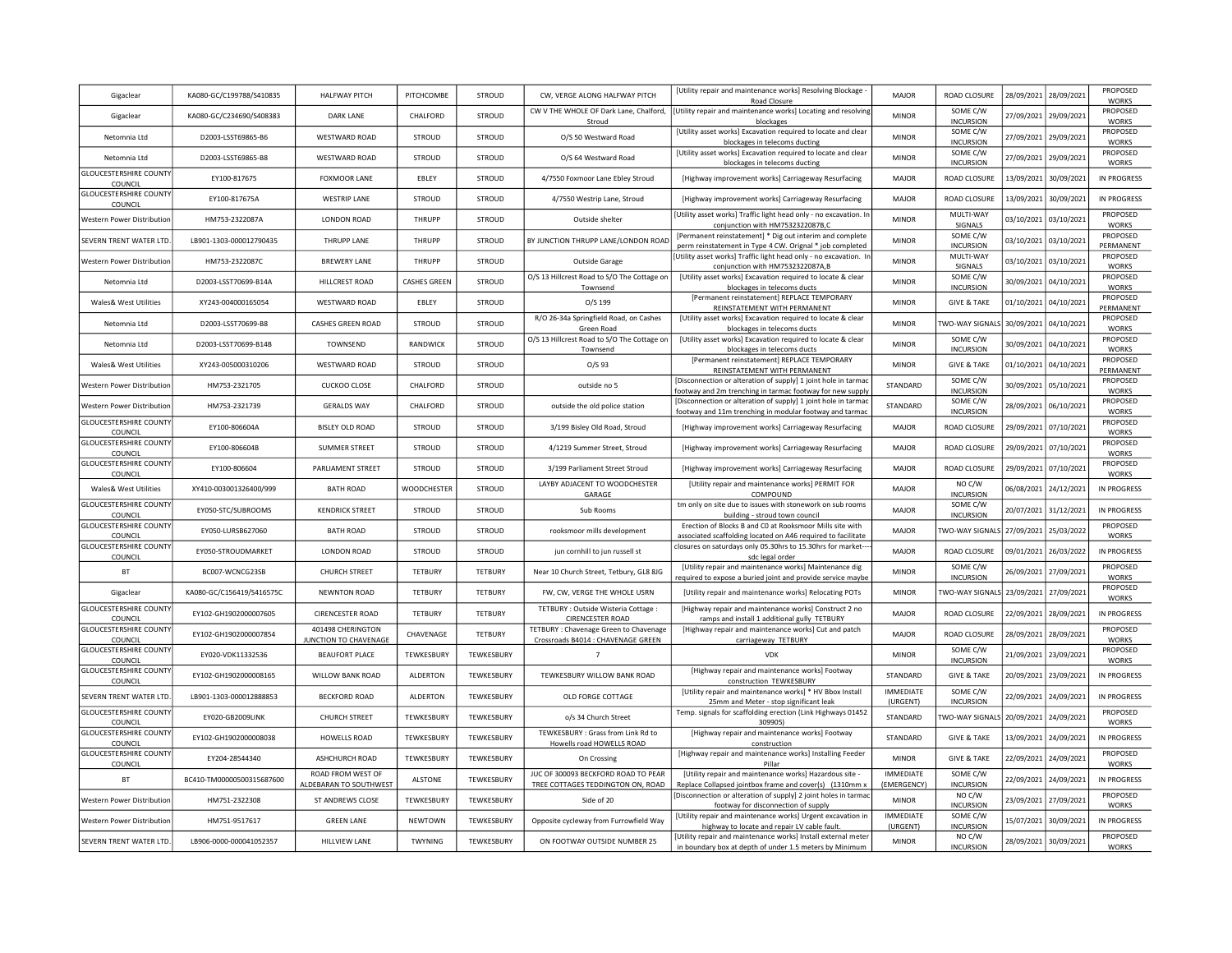| | | | | | | | | | | | |
|---|---|---|---|---|---|---|---|---|---|---|---|
| Gigaclear | KA080-GC/C199788/S410835 | HALFWAY PITCH | PITCHCOMBE | STROUD | CW, VERGE ALONG HALFWAY PITCH | [Utility repair and maintenance works] Resolving Blockage - Road Closure | MAJOR | ROAD CLOSURE | 28/09/2021 | 28/09/2021 | PROPOSED WORKS |
| Gigaclear | KA080-GC/C234690/S408383 | DARK LANE | CHALFORD | STROUD | CW V THE WHOLE OF Dark Lane, Chalford, Stroud | [Utility repair and maintenance works] Locating and resolving blockages | MINOR | SOME C/W INCURSION | 27/09/2021 | 29/09/2021 | PROPOSED WORKS |
| Netomnia Ltd | D2003-LSST69865-B6 | WESTWARD ROAD | STROUD | STROUD | O/S 50 Westward Road | [Utility asset works] Excavation required to locate and clear blockages in telecoms ducting | MINOR | SOME C/W INCURSION | 27/09/2021 | 29/09/2021 | PROPOSED WORKS |
| Netomnia Ltd | D2003-LSST69865-B8 | WESTWARD ROAD | STROUD | STROUD | O/S 64 Westward Road | [Utility asset works] Excavation required to locate and clear blockages in telecoms ducting | MINOR | SOME C/W INCURSION | 27/09/2021 | 29/09/2021 | PROPOSED WORKS |
| GLOUCESTERSHIRE COUNTY COUNCIL | EY100-817675 | FOXMOOR LANE | EBLEY | STROUD | 4/7550 Foxmoor Lane Ebley Stroud | [Highway improvement works] Carriageway Resurfacing | MAJOR | ROAD CLOSURE | 13/09/2021 | 30/09/2021 | IN PROGRESS |
| GLOUCESTERSHIRE COUNTY COUNCIL | EY100-817675A | WESTRIP LANE | STROUD | STROUD | 4/7550 Westrip Lane, Stroud | [Highway improvement works] Carriageway Resurfacing | MAJOR | ROAD CLOSURE | 13/09/2021 | 30/09/2021 | IN PROGRESS |
| Western Power Distribution | HM753-2322087A | LONDON ROAD | THRUPP | STROUD | Outside shelter | [Utility asset works] Traffic light head only - no excavation. In conjunction with HM7532322087B,C | MINOR | MULTI-WAY SIGNALS | 03/10/2021 | 03/10/2021 | PROPOSED WORKS |
| SEVERN TRENT WATER LTD. | LB901-1303-000012790435 | THRUPP LANE | THRUPP | STROUD | BY JUNCTION THRUPP LANE/LONDON ROAD | [Permanent reinstatement] * Dig out interim and complete perm reinstatement in Type 4 CW. Orignal * job completed | MINOR | SOME C/W INCURSION | 03/10/2021 | 03/10/2021 | PROPOSED PERMANENT |
| Western Power Distribution | HM753-2322087C | BREWERY LANE | THRUPP | STROUD | Outside Garage | [Utility asset works] Traffic light head only - no excavation. In conjunction with HM7532322087A,B | MINOR | MULTI-WAY SIGNALS | 03/10/2021 | 03/10/2021 | PROPOSED WORKS |
| Netomnia Ltd | D2003-LSST70699-B14A | HILLCREST ROAD | CASHES GREEN | STROUD | O/S 13 Hillcrest Road to S/O The Cottage on Townsend | [Utility asset works] Excavation required to locate & clear blockages in telecoms ducts | MINOR | SOME C/W INCURSION | 30/09/2021 | 04/10/2021 | PROPOSED WORKS |
| Wales& West Utilities | XY243-004000165054 | WESTWARD ROAD | EBLEY | STROUD | O/S 199 | [Permanent reinstatement] REPLACE TEMPORARY REINSTATEMENT WITH PERMANENT | MINOR | GIVE & TAKE | 01/10/2021 | 04/10/2021 | PROPOSED PERMANENT |
| Netomnia Ltd | D2003-LSST70699-B8 | CASHES GREEN ROAD | STROUD | STROUD | R/O 26-34a Springfield Road, on Cashes Green Road | [Utility asset works] Excavation required to locate & clear blockages in telecoms ducts | MINOR | TWO-WAY SIGNALS | 30/09/2021 | 04/10/2021 | PROPOSED WORKS |
| Netomnia Ltd | D2003-LSST70699-B14B | TOWNSEND | RANDWICK | STROUD | O/S 13 Hillcrest Road to S/O The Cottage on Townsend | [Utility asset works] Excavation required to locate & clear blockages in telecoms ducts | MINOR | SOME C/W INCURSION | 30/09/2021 | 04/10/2021 | PROPOSED WORKS |
| Wales& West Utilities | XY243-005000310206 | WESTWARD ROAD | STROUD | STROUD | O/S 93 | [Permanent reinstatement] REPLACE TEMPORARY REINSTATEMENT WITH PERMANENT | MINOR | GIVE & TAKE | 01/10/2021 | 04/10/2021 | PROPOSED PERMANENT |
| Western Power Distribution | HM753-2321705 | CUCKOO CLOSE | CHALFORD | STROUD | outside no 5 | [Disconnection or alteration of supply] 1 joint hole in tarmac footway and 2m trenching in tarmac footway for new supply | STANDARD | SOME C/W INCURSION | 30/09/2021 | 05/10/2021 | PROPOSED WORKS |
| Western Power Distribution | HM753-2321739 | GERALDS WAY | CHALFORD | STROUD | outside the old police station | [Disconnection or alteration of supply] 1 joint hole in tarmac footway and 11m trenching in modular footway and tarmac | STANDARD | SOME C/W INCURSION | 28/09/2021 | 06/10/2021 | PROPOSED WORKS |
| GLOUCESTERSHIRE COUNTY COUNCIL | EY100-806604A | BISLEY OLD ROAD | STROUD | STROUD | 3/199 Bisley Old Road, Stroud | [Highway improvement works] Carriageway Resurfacing | MAJOR | ROAD CLOSURE | 29/09/2021 | 07/10/2021 | PROPOSED WORKS |
| GLOUCESTERSHIRE COUNTY COUNCIL | EY100-806604B | SUMMER STREET | STROUD | STROUD | 4/1219 Summer Street, Stroud | [Highway improvement works] Carriageway Resurfacing | MAJOR | ROAD CLOSURE | 29/09/2021 | 07/10/2021 | PROPOSED WORKS |
| GLOUCESTERSHIRE COUNTY COUNCIL | EY100-806604 | PARLIAMENT STREET | STROUD | STROUD | 3/199 Parliament Street Stroud | [Highway improvement works] Carriageway Resurfacing | MAJOR | ROAD CLOSURE | 29/09/2021 | 07/10/2021 | PROPOSED WORKS |
| Wales& West Utilities | XY410-003001326400/999 | BATH ROAD | WOODCHESTER | STROUD | LAYBY ADJACENT TO WOODCHESTER GARAGE | [Utility repair and maintenance works] PERMIT FOR COMPOUND | MAJOR | NO C/W INCURSION | 06/08/2021 | 24/12/2021 | IN PROGRESS |
| GLOUCESTERSHIRE COUNTY COUNCIL | EY050-STC/SUBROOMS | KENDRICK STREET | STROUD | STROUD | Sub Rooms | tm only on site due to issues with stonework on sub rooms building - stroud town council | MAJOR | SOME C/W INCURSION | 20/07/2021 | 31/12/2021 | IN PROGRESS |
| GLOUCESTERSHIRE COUNTY COUNCIL | EY050-LURSB627060 | BATH ROAD | STROUD | STROUD | rooksmoor mills development | Erection of Blocks B and C0 at Rooksmoor Mills site with associated scaffolding located on A46 required to facilitate | MAJOR | TWO-WAY SIGNALS | 27/09/2021 | 25/03/2022 | PROPOSED WORKS |
| GLOUCESTERSHIRE COUNTY COUNCIL | EY050-STROUDMARKET | LONDON ROAD | STROUD | STROUD | jun cornhill to jun russell st | closures on saturdays only 05.30hrs to 15.30hrs for market---- sdc legal order | MAJOR | ROAD CLOSURE | 09/01/2021 | 26/03/2022 | IN PROGRESS |
| BT | BC007-WCNCG23SB | CHURCH STREET | TETBURY | TETBURY | Near 10 Church Street, Tetbury, GL8 8JG | [Utility repair and maintenance works] Maintenance dig required to expose a buried joint and provide service maybe | MINOR | SOME C/W INCURSION | 26/09/2021 | 27/09/2021 | PROPOSED WORKS |
| Gigaclear | KA080-GC/C156419/S416575C | NEWNTON ROAD | TETBURY | TETBURY | FW, CW, VERGE THE WHOLE USRN | [Utility repair and maintenance works] Relocating POTs | MINOR | TWO-WAY SIGNALS | 23/09/2021 | 27/09/2021 | PROPOSED WORKS |
| GLOUCESTERSHIRE COUNTY COUNCIL | EY102-GH1902000007605 | CIRENCESTER ROAD | TETBURY | TETBURY | TETBURY : Outside Wisteria Cottage : CIRENCESTER ROAD | [Highway repair and maintenance works] Construct 2 no ramps and install 1 additional gully TETBURY | MAJOR | ROAD CLOSURE | 22/09/2021 | 28/09/2021 | IN PROGRESS |
| GLOUCESTERSHIRE COUNTY COUNCIL | EY102-GH1902000007854 | 401498 CHERINGTON JUNCTION TO CHAVENAGE | CHAVENAGE | TETBURY | TETBURY : Chavenage Green to Chavenage Crossroads B4014 : CHAVENAGE GREEN | [Highway repair and maintenance works] Cut and patch carriageway TETBURY | MAJOR | ROAD CLOSURE | 28/09/2021 | 28/09/2021 | PROPOSED WORKS |
| GLOUCESTERSHIRE COUNTY COUNCIL | EY020-VDK11332536 | BEAUFORT PLACE | TEWKESBURY | TEWKESBURY | 7 | VDK | MINOR | SOME C/W INCURSION | 21/09/2021 | 23/09/2021 | PROPOSED WORKS |
| GLOUCESTERSHIRE COUNTY COUNCIL | EY102-GH1902000008165 | WILLOW BANK ROAD | ALDERTON | TEWKESBURY | TEWKESBURY WILLOW BANK ROAD | [Highway repair and maintenance works] Footway construction TEWKESBURY | STANDARD | GIVE & TAKE | 20/09/2021 | 23/09/2021 | IN PROGRESS |
| SEVERN TRENT WATER LTD. | LB901-1303-000012888853 | BECKFORD ROAD | ALDERTON | TEWKESBURY | OLD FORGE COTTAGE | [Utility repair and maintenance works] * HV Bbox Install 25mm and Meter - stop significant leak | IMMEDIATE (URGENT) | SOME C/W INCURSION | 22/09/2021 | 24/09/2021 | IN PROGRESS |
| GLOUCESTERSHIRE COUNTY COUNCIL | EY020-GB2009LINK | CHURCH STREET | TEWKESBURY | TEWKESBURY | o/s 34 Church Street | Temp. signals for scaffolding erection (Link Highways 01452 309905) | STANDARD | TWO-WAY SIGNALS | 20/09/2021 | 24/09/2021 | PROPOSED WORKS |
| GLOUCESTERSHIRE COUNTY COUNCIL | EY102-GH1902000008038 | HOWELLS ROAD | TEWKESBURY | TEWKESBURY | TEWKESBURY : Grass from Link Rd to Howells road HOWELLS ROAD | [Highway repair and maintenance works] Footway construction | STANDARD | GIVE & TAKE | 13/09/2021 | 24/09/2021 | IN PROGRESS |
| GLOUCESTERSHIRE COUNTY COUNCIL | EY204-28544340 | ASHCHURCH ROAD | TEWKESBURY | TEWKESBURY | On Crossing | [Highway repair and maintenance works] Installing Feeder Pillar | MINOR | GIVE & TAKE | 22/09/2021 | 24/09/2021 | PROPOSED WORKS |
| BT | BC410-TM00000500315687600 | ROAD FROM WEST OF ALDEBARAN TO SOUTHWEST | ALSTONE | TEWKESBURY | JUC OF 300093 BECKFORD ROAD TO PEAR TREE COTTAGES TEDDINGTON ON, ROAD | [Utility repair and maintenance works] Hazardous site - Replace Collapsed jointbox frame and cover(s) (1310mm x | IMMEDIATE (EMERGENCY) | SOME C/W INCURSION | 22/09/2021 | 24/09/2021 | IN PROGRESS |
| Western Power Distribution | HM751-2322308 | ST ANDREWS CLOSE | TEWKESBURY | TEWKESBURY | Side of 20 | [Disconnection or alteration of supply] 2 joint holes in tarmac footway for disconnection of supply | MINOR | NO C/W INCURSION | 23/09/2021 | 27/09/2021 | PROPOSED WORKS |
| Western Power Distribution | HM751-9517617 | GREEN LANE | NEWTOWN | TEWKESBURY | Opposite cycleway from Furrowfield Way | [Utility repair and maintenance works] Urgent excavation in highway to locate and repair LV cable fault. | IMMEDIATE (URGENT) | SOME C/W INCURSION | 15/07/2021 | 30/09/2021 | IN PROGRESS |
| SEVERN TRENT WATER LTD. | LB906-0000-000041052357 | HILLVIEW LANE | TWYNING | TEWKESBURY | ON FOOTWAY OUTSIDE NUMBER 25 | [Utility repair and maintenance works] Install external meter in boundary box at depth of under 1.5 meters by Minimum | MINOR | NO C/W INCURSION | 28/09/2021 | 30/09/2021 | PROPOSED WORKS |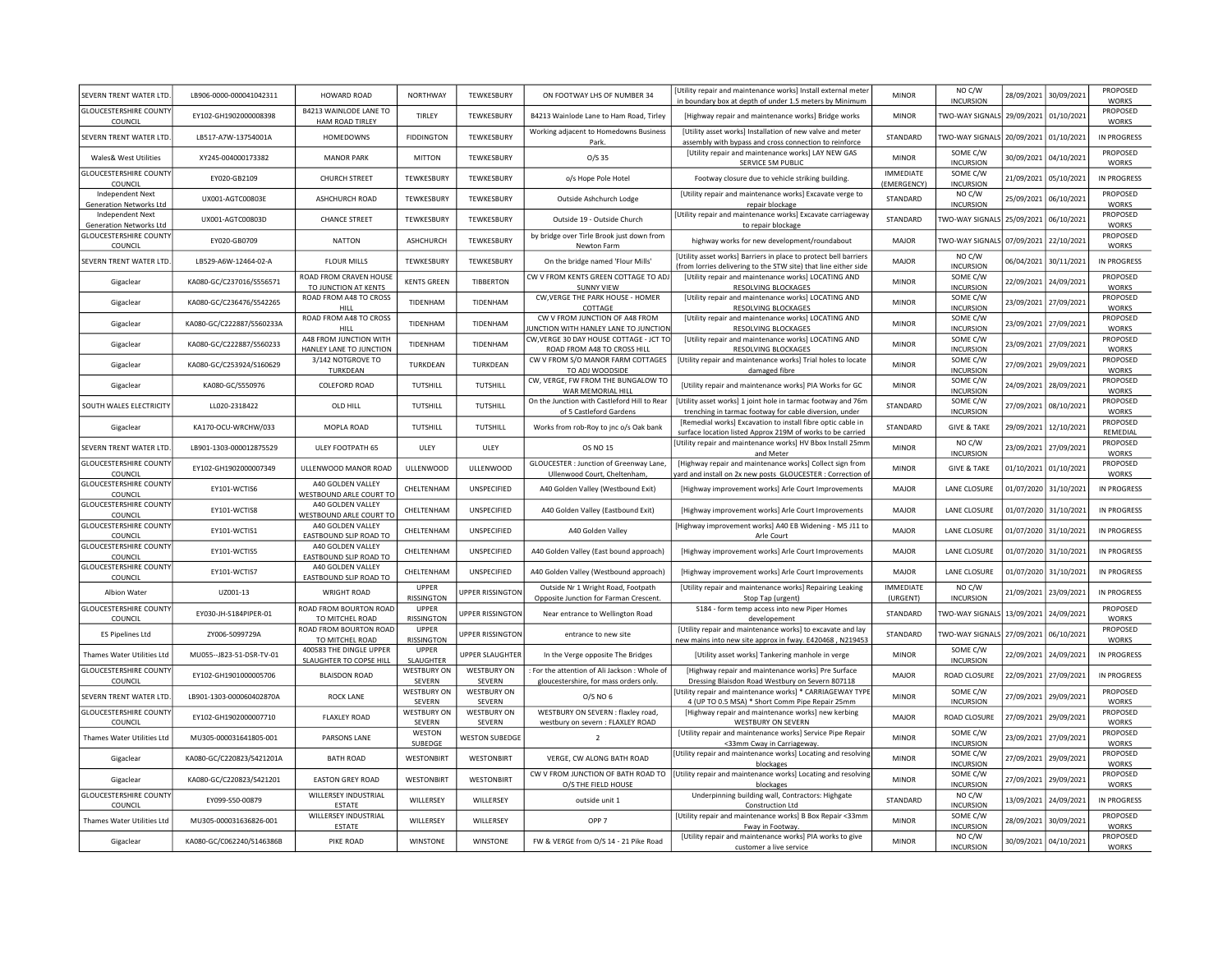| SEVERN TRENT WATER LTD. | LB906-0000-000041042311 | HOWARD ROAD | NORTHWAY | TEWKESBURY | ON FOOTWAY LHS OF NUMBER 34 | [Utility repair and maintenance works] Install external meter in boundary box at depth of under 1.5 meters by Minimum | MINOR | NO C/W INCURSION | 28/09/2021 | 30/09/2021 | PROPOSED WORKS |
|---|---|---|---|---|---|---|---|---|---|---|---|
| GLOUCESTERSHIRE COUNTY COUNCIL | EY102-GH1902000008398 | B4213 WAINLODE LANE TO HAM ROAD TIRLEY | TIRLEY | TEWKESBURY | B4213 Wainlode Lane to Ham Road, Tirley | [Highway repair and maintenance works] Bridge works | MINOR | TWO-WAY SIGNALS | 29/09/2021 | 01/10/2021 | PROPOSED WORKS |
| SEVERN TRENT WATER LTD. | LB517-A7W-13754001A | HOMEDOWNS | FIDDINGTON | TEWKESBURY | Working adjacent to Homedowns Business Park. | [Utility asset works] Installation of new valve and meter assembly with bypass and cross connection to reinforce | STANDARD | TWO-WAY SIGNALS | 20/09/2021 | 01/10/2021 | IN PROGRESS |
| Wales& West Utilities | XY245-004000173382 | MANOR PARK | MITTON | TEWKESBURY | O/S 35 | [Utility repair and maintenance works] LAY NEW GAS SERVICE 5M PUBLIC | MINOR | SOME C/W INCURSION | 30/09/2021 | 04/10/2021 | PROPOSED WORKS |
| GLOUCESTERSHIRE COUNTY COUNCIL | EY020-GB2109 | CHURCH STREET | TEWKESBURY | TEWKESBURY | o/s Hope Pole Hotel | Footway closure due to vehicle striking building. | IMMEDIATE (EMERGENCY) | SOME C/W INCURSION | 21/09/2021 | 05/10/2021 | IN PROGRESS |
| Independent Next Generation Networks Ltd | UX001-AGTC00803E | ASHCHURCH ROAD | TEWKESBURY | TEWKESBURY | Outside Ashchurch Lodge | [Utility repair and maintenance works] Excavate verge to repair blockage | STANDARD | NO C/W INCURSION | 25/09/2021 | 06/10/2021 | PROPOSED WORKS |
| Independent Next Generation Networks Ltd | UX001-AGTC00803D | CHANCE STREET | TEWKESBURY | TEWKESBURY | Outside 19 - Outside Church | [Utility repair and maintenance works] Excavate carriageway to repair blockage | STANDARD | TWO-WAY SIGNALS | 25/09/2021 | 06/10/2021 | PROPOSED WORKS |
| GLOUCESTERSHIRE COUNTY COUNCIL | EY020-GB0709 | NATTON | ASHCHURCH | TEWKESBURY | by bridge over Tirle Brook just down from Newton Farm | highway works for new development/roundabout | MAJOR | TWO-WAY SIGNALS | 07/09/2021 | 22/10/2021 | PROPOSED WORKS |
| SEVERN TRENT WATER LTD. | LB529-A6W-12464-02-A | FLOUR MILLS | TEWKESBURY | TEWKESBURY | On the bridge named 'Flour Mills' | [Utility asset works] Barriers in place to protect bell barriers (from lorries delivering to the STW site) that line either side | MAJOR | NO C/W INCURSION | 06/04/2021 | 30/11/2021 | IN PROGRESS |
| Gigaclear | KA080-GC/C237016/S556571 | ROAD FROM CRAVEN HOUSE TO JUNCTION AT KENTS | KENTS GREEN | TIBBERTON | CW V FROM KENTS GREEN COTTAGE TO ADJ SUNNY VIEW | [Utility repair and maintenance works] LOCATING AND RESOLVING BLOCKAGES | MINOR | SOME C/W INCURSION | 22/09/2021 | 24/09/2021 | PROPOSED WORKS |
| Gigaclear | KA080-GC/C236476/S542265 | ROAD FROM A48 TO CROSS HILL | TIDENHAM | TIDENHAM | CW,VERGE THE PARK HOUSE - HOMER COTTAGE | [Utility repair and maintenance works] LOCATING AND RESOLVING BLOCKAGES | MINOR | SOME C/W INCURSION | 23/09/2021 | 27/09/2021 | PROPOSED WORKS |
| Gigaclear | KA080-GC/C222887/S560233A | ROAD FROM A48 TO CROSS HILL | TIDENHAM | TIDENHAM | CW V FROM JUNCTION OF A48 FROM JUNCTION WITH HANLEY LANE TO JUNCTION | [Utility repair and maintenance works] LOCATING AND RESOLVING BLOCKAGES | MINOR | SOME C/W INCURSION | 23/09/2021 | 27/09/2021 | PROPOSED WORKS |
| Gigaclear | KA080-GC/C222887/S560233 | A48 FROM JUNCTION WITH HANLEY LANE TO JUNCTION | TIDENHAM | TIDENHAM | CW,VERGE 30 DAY HOUSE COTTAGE - JCT TO ROAD FROM A48 TO CROSS HILL | [Utility repair and maintenance works] LOCATING AND RESOLVING BLOCKAGES | MINOR | SOME C/W INCURSION | 23/09/2021 | 27/09/2021 | PROPOSED WORKS |
| Gigaclear | KA080-GC/C253924/S160629 | 3/142 NOTGROVE TO TURKDEAN | TURKDEAN | TURKDEAN | CW V FROM S/O MANOR FARM COTTAGES TO ADJ WOODSIDE | [Utility repair and maintenance works] Trial holes to locate damaged fibre | MINOR | SOME C/W INCURSION | 27/09/2021 | 29/09/2021 | PROPOSED WORKS |
| Gigaclear | KA080-GC/S550976 | COLEFORD ROAD | TUTSHILL | TUTSHILL | CW, VERGE, FW FROM THE BUNGALOW TO WAR MEMORIAL HILL | [Utility repair and maintenance works] PIA Works for GC | MINOR | SOME C/W INCURSION | 24/09/2021 | 28/09/2021 | PROPOSED WORKS |
| SOUTH WALES ELECTRICITY | LL020-2318422 | OLD HILL | TUTSHILL | TUTSHILL | On the Junction with Castleford Hill to Rear of 5 Castleford Gardens | [Utility asset works] 1 joint hole in tarmac footway and 76m trenching in tarmac footway for cable diversion, under | STANDARD | SOME C/W INCURSION | 27/09/2021 | 08/10/2021 | PROPOSED WORKS |
| Gigaclear | KA170-OCU-WRCHW/033 | MOPLA ROAD | TUTSHILL | TUTSHILL | Works from rob-Roy to jnc o/s Oak bank | [Remedial works] Excavation to install fibre optic cable in surface location listed Approx 219M of works to be carried | STANDARD | GIVE & TAKE | 29/09/2021 | 12/10/2021 | PROPOSED REMEDIAL |
| SEVERN TRENT WATER LTD. | LB901-1303-000012875529 | ULEY FOOTPATH 65 | ULEY | ULEY | OS NO 15 | [Utility repair and maintenance works] HV Bbox Install 25mm and Meter | MINOR | NO C/W INCURSION | 23/09/2021 | 27/09/2021 | PROPOSED WORKS |
| GLOUCESTERSHIRE COUNTY COUNCIL | EY102-GH1902000007349 | ULLENWOOD MANOR ROAD | ULLENWOOD | ULLENWOOD | GLOUCESTER : Junction of Greenway Lane, Ullenwood Court, Cheltenham, | [Highway repair and maintenance works] Collect sign from yard and install on 2x new posts GLOUCESTER : Correction of | MINOR | GIVE & TAKE | 01/10/2021 | 01/10/2021 | PROPOSED WORKS |
| GLOUCESTERSHIRE COUNTY COUNCIL | EY101-WCTIS6 | A40 GOLDEN VALLEY WESTBOUND ARLE COURT TO | CHELTENHAM | UNSPECIFIED | A40 Golden Valley (Westbound Exit) | [Highway improvement works] Arle Court Improvements | MAJOR | LANE CLOSURE | 01/07/2020 | 31/10/2021 | IN PROGRESS |
| GLOUCESTERSHIRE COUNTY COUNCIL | EY101-WCTIS8 | A40 GOLDEN VALLEY WESTBOUND ARLE COURT TO | CHELTENHAM | UNSPECIFIED | A40 Golden Valley (Eastbound Exit) | [Highway improvement works] Arle Court Improvements | MAJOR | LANE CLOSURE | 01/07/2020 | 31/10/2021 | IN PROGRESS |
| GLOUCESTERSHIRE COUNTY COUNCIL | EY101-WCTIS1 | A40 GOLDEN VALLEY EASTBOUND SLIP ROAD TO | CHELTENHAM | UNSPECIFIED | A40 Golden Valley | [Highway improvement works] A40 EB Widening - M5 J11 to Arle Court | MAJOR | LANE CLOSURE | 01/07/2020 | 31/10/2021 | IN PROGRESS |
| GLOUCESTERSHIRE COUNTY COUNCIL | EY101-WCTIS5 | A40 GOLDEN VALLEY EASTBOUND SLIP ROAD TO | CHELTENHAM | UNSPECIFIED | A40 Golden Valley (East bound approach) | [Highway improvement works] Arle Court Improvements | MAJOR | LANE CLOSURE | 01/07/2020 | 31/10/2021 | IN PROGRESS |
| GLOUCESTERSHIRE COUNTY COUNCIL | EY101-WCTIS7 | A40 GOLDEN VALLEY EASTBOUND SLIP ROAD TO | CHELTENHAM | UNSPECIFIED | A40 Golden Valley (Westbound approach) | [Highway improvement works] Arle Court Improvements | MAJOR | LANE CLOSURE | 01/07/2020 | 31/10/2021 | IN PROGRESS |
| Albion Water | UZ001-13 | WRIGHT ROAD | UPPER RISSINGTON | UPPER RISSINGTON | Outside Nr 1 Wright Road, Footpath Opposite Junction for Farman Crescent. | [Utility repair and maintenance works] Repairing Leaking Stop Tap (urgent) | IMMEDIATE (URGENT) | NO C/W INCURSION | 21/09/2021 | 23/09/2021 | IN PROGRESS |
| GLOUCESTERSHIRE COUNTY COUNCIL | EY030-JH-S184PIPER-01 | ROAD FROM BOURTON ROAD TO MITCHEL ROAD | UPPER RISSINGTON | UPPER RISSINGTON | Near entrance to Wellington Road | S184 - form temp access into new Piper Homes developement | STANDARD | TWO-WAY SIGNALS | 13/09/2021 | 24/09/2021 | PROPOSED WORKS |
| ES Pipelines Ltd | ZY006-5099729A | ROAD FROM BOURTON ROAD TO MITCHEL ROAD | UPPER RISSINGTON | UPPER RISSINGTON | entrance to new site | [Utility repair and maintenance works] to excavate and lay new mains into new site approx in fway. E420468 , N219453 | STANDARD | TWO-WAY SIGNALS | 27/09/2021 | 06/10/2021 | PROPOSED WORKS |
| Thames Water Utilities Ltd | MU055--J823-51-DSR-TV-01 | 400583 THE DINGLE UPPER SLAUGHTER TO COPSE HILL | UPPER SLAUGHTER | UPPER SLAUGHTER | In the Verge opposite The Bridges | [Utility asset works] Tankering manhole in verge | MINOR | SOME C/W INCURSION | 22/09/2021 | 24/09/2021 | IN PROGRESS |
| GLOUCESTERSHIRE COUNTY COUNCIL | EY102-GH1901000005706 | BLAISDON ROAD | WESTBURY ON SEVERN | WESTBURY ON SEVERN | : For the attention of Ali Jackson : Whole of gloucestershire, for mass orders only. | [Highway repair and maintenance works] Pre Surface Dressing Blaisdon Road Westbury on Severn 807118 | MAJOR | ROAD CLOSURE | 22/09/2021 | 27/09/2021 | IN PROGRESS |
| SEVERN TRENT WATER LTD. | LB901-1303-000060402870A | ROCK LANE | WESTBURY ON SEVERN | WESTBURY ON SEVERN | O/S NO 6 | [Utility repair and maintenance works] * CARRIAGEWAY TYPE 4 (UP TO 0.5 MSA) * Short Comm Pipe Repair 25mm | MINOR | SOME C/W INCURSION | 27/09/2021 | 29/09/2021 | PROPOSED WORKS |
| GLOUCESTERSHIRE COUNTY COUNCIL | EY102-GH1902000007710 | FLAXLEY ROAD | WESTBURY ON SEVERN | WESTBURY ON SEVERN | WESTBURY ON SEVERN : flaxley road, westbury on severn : FLAXLEY ROAD | [Highway repair and maintenance works] new kerbing WESTBURY ON SEVERN | MAJOR | ROAD CLOSURE | 27/09/2021 | 29/09/2021 | PROPOSED WORKS |
| Thames Water Utilities Ltd | MU305-000031641805-001 | PARSONS LANE | WESTON SUBEDGE | WESTON SUBEDGE | 2 | [Utility repair and maintenance works] Service Pipe Repair <33mm Cway in Carriageway. | MINOR | SOME C/W INCURSION | 23/09/2021 | 27/09/2021 | PROPOSED WORKS |
| Gigaclear | KA080-GC/C220823/S421201A | BATH ROAD | WESTONBIRT | WESTONBIRT | VERGE, CW ALONG BATH ROAD | [Utility repair and maintenance works] Locating and resolving blockages | MINOR | SOME C/W INCURSION | 27/09/2021 | 29/09/2021 | PROPOSED WORKS |
| Gigaclear | KA080-GC/C220823/S421201 | EASTON GREY ROAD | WESTONBIRT | WESTONBIRT | CW V FROM JUNCTION OF BATH ROAD TO O/S THE FIELD HOUSE | [Utility repair and maintenance works] Locating and resolving blockages | MINOR | SOME C/W INCURSION | 27/09/2021 | 29/09/2021 | PROPOSED WORKS |
| GLOUCESTERSHIRE COUNTY COUNCIL | EY099-S50-00879 | WILLERSEY INDUSTRIAL ESTATE | WILLERSEY | WILLERSEY | outside unit 1 | Underpinning building wall, Contractors: Highgate Construction Ltd | STANDARD | NO C/W INCURSION | 13/09/2021 | 24/09/2021 | IN PROGRESS |
| Thames Water Utilities Ltd | MU305-000031636826-001 | WILLERSEY INDUSTRIAL ESTATE | WILLERSEY | WILLERSEY | OPP 7 | [Utility repair and maintenance works] B Box Repair <33mm Fway in Footway. | MINOR | SOME C/W INCURSION | 28/09/2021 | 30/09/2021 | PROPOSED WORKS |
| Gigaclear | KA080-GC/C062240/S146386B | PIKE ROAD | WINSTONE | WINSTONE | FW & VERGE from O/S 14 - 21 Pike Road | [Utility repair and maintenance works] PIA works to give customer a live service | MINOR | NO C/W INCURSION | 30/09/2021 | 04/10/2021 | PROPOSED WORKS |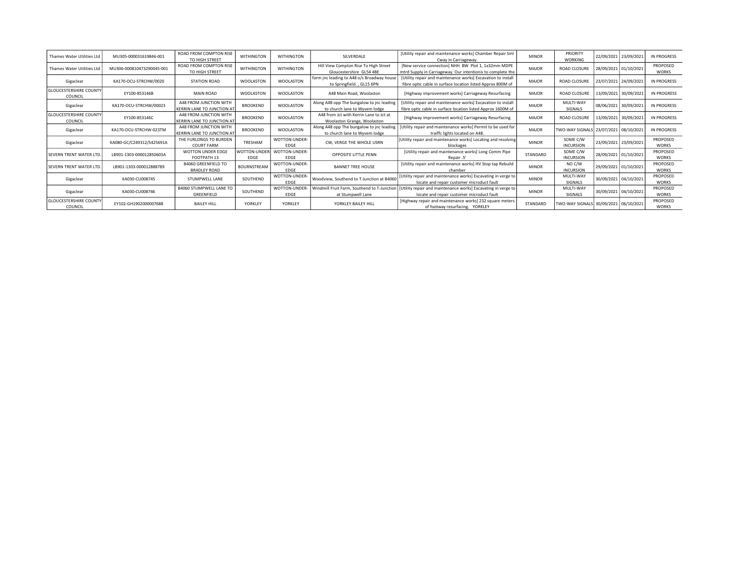| | | | | | | | | | | | |
|---|---|---|---|---|---|---|---|---|---|---|---|
| Thames Water Utilities Ltd | MU305-000031619846-001 | ROAD FROM COMPTON RISE TO HIGH STREET | WITHINGTON | WITHINGTON | SILVERDALE | [Utility repair and maintenance works] Chamber Repair Sml Cway in Carriageway. | MINOR | PRIORITY WORKING | 22/09/2021 | 23/09/2021 | IN PROGRESS |
| Thames Water Utilities Ltd | MU306-000810473290045-001 | ROAD FROM COMPTON RISE TO HIGH STREET | WITHINGTON | WITHINGTON | Hill View Compton Rise To High Street Gloucestershire GL54 4BE | [New service connection] NHH BW Plot 1, 1x32mm MDPE mtrd Supply in Carriageway. Our intentionis to complete the | MAJOR | ROAD CLOSURE | 28/09/2021 | 01/10/2021 | PROPOSED WORKS |
| Gigaclear | KA170-OCU-STRCHW/0020 | STATION ROAD | WOOLASTON | WOOLASTON | form jnc leading to A48 o/s Broadway house to Springfield. , GL15 6PN | [Utility repair and maintenance works] Excavation to install fibre optic cable in surface location listed Approx 800M of | MAJOR | ROAD CLOSURE | 23/07/2021 | 24/09/2021 | IN PROGRESS |
| GLOUCESTERSHIRE COUNTY COUNCIL | EY100-853146B | MAIN ROAD | WOOLASTON | WOOLASTON | A48 Main Road, Woolaston | [Highway improvement works] Carriageway Resurfacing | MAJOR | ROAD CLOSURE | 13/09/2021 | 30/09/2021 | IN PROGRESS |
| Gigaclear | KA170-OCU-STRCHW/00023 | A48 FROM JUNCTION WITH KERRIN LANE TO JUNCTION AT | BROOKEND | WOOLASTON | Along A48 opp The bungalow to jnc leading to church lane to Wyvern lodge | [Utility repair and maintenance works] Excavation to install fibre optic cable in surface location listed Approx 1600M of | MAJOR | MULTI-WAY SIGNALS | 08/06/2021 | 30/09/2021 | IN PROGRESS |
| GLOUCESTERSHIRE COUNTY COUNCIL | EY100-853146C | A48 FROM JUNCTION WITH KERRIN LANE TO JUNCTION AT | BROOKEND | WOOLASTON | A48 from Jct with Kerrin Lane to Jct at Woolaston Grange, Woolaston | [Highway improvement works] Carriageway Resurfacing | MAJOR | ROAD CLOSURE | 13/09/2021 | 30/09/2021 | IN PROGRESS |
| Gigaclear | KA170-OCU-STRCHW-023TM | A48 FROM JUNCTION WITH KERRIN LANE TO JUNCTION AT | BROOKEND | WOOLASTON | Along A48 opp The bungalow to jnc leading to church lane to Wyvern lodge | [Utility repair and maintenance works] Permit to be used for traiffc lights located on A48. | MAJOR | TWO-WAY SIGNALS | 23/07/2021 | 08/10/2021 | IN PROGRESS |
| Gigaclear | KA080-GC/C249312/S425691A | THE FURLONGS TO BURDEN COURT FARM | TRESHAM | WOTTON-UNDER-EDGE | CW, VERGE THE WHOLE USRN | [Utility repair and maintenance works] Locating and resolving blockages | MINOR | SOME C/W INCURSION | 23/09/2021 | 23/09/2021 | PROPOSED WORKS |
| SEVERN TRENT WATER LTD. | LB901-1303-000012850603A | WOTTON UNDER EDGE FOOTPATH 13 | WOTTON-UNDER-EDGE | WOTTON-UNDER-EDGE | OPPOSITE LITTLE PENN | [Utility repair and maintenance works] Long Comm Pipe Repair .5' | STANDARD | SOME C/W INCURSION | 28/09/2021 | 01/10/2021 | PROPOSED WORKS |
| SEVERN TRENT WATER LTD. | LB901-1303-000012888789 | B4060 GREENFIELD TO BRADLEY ROAD | BOURNSTREAM | WOTTON-UNDER-EDGE | BANNET TREE HOUSE | [Utility repair and maintenance works] HV Stop tap Rebuild chamber | MINOR | NO C/W INCURSION | 29/09/2021 | 01/10/2021 | PROPOSED WORKS |
| Gigaclear | KA030-CU008745 | STUMPWELL LANE | SOUTHEND | WOTTON-UNDER-EDGE | Woodview, Southend to T-Junction at B4060 | [Utility repair and maintenance works] Excavating in verge to locate and repair customer microduct fault | MINOR | MULTI-WAY SIGNALS | 30/09/2021 | 04/10/2021 | PROPOSED WORKS |
| Gigaclear | KA030-CU008746 | B4060 STUMPWELL LANE TO GREENFIELD | SOUTHEND | WOTTON-UNDER-EDGE | Windmill Fruit Farm, Southend to T-Junction at Stumpwell Lane | [Utility repair and maintenance works] Excavating in verge to locate and repair customer microduct fault | MINOR | MULTI-WAY SIGNALS | 30/09/2021 | 04/10/2021 | PROPOSED WORKS |
| GLOUCESTERSHIRE COUNTY COUNCIL | EY102-GH1902000007688 | BAILEY HILL | YORKLEY | YORKLEY | YORKLEY BAILEY HILL | [Highway repair and maintenance works] 232 square meters of footway resurfacing. YORKLEY | STANDARD | TWO-WAY SIGNALS | 30/09/2021 | 06/10/2021 | PROPOSED WORKS |